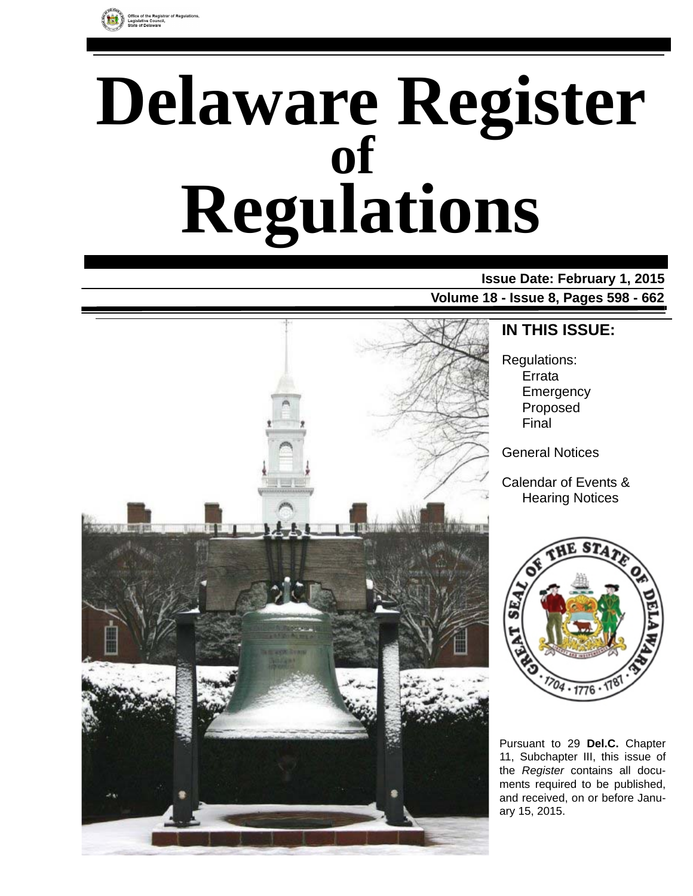Office of the Registrar of Regulations, Legislative Council, State of Delaware

# Delaware Register of Regulations

**Issue Date: February 1, 2015**

**Volume 18 - Issue 8, Pages 598 - 662**

## IN THIS ISSUE:

Regulations:
- Errata
- Emergency
- Proposed
- Final

General Notices

Calendar of Events & Hearing Notices

Pursuant to 29 **Del.C.** Chapter 11, Subchapter III, this issue of the *Register* contains all documents required to be published, and received, on or before January 15, 2015.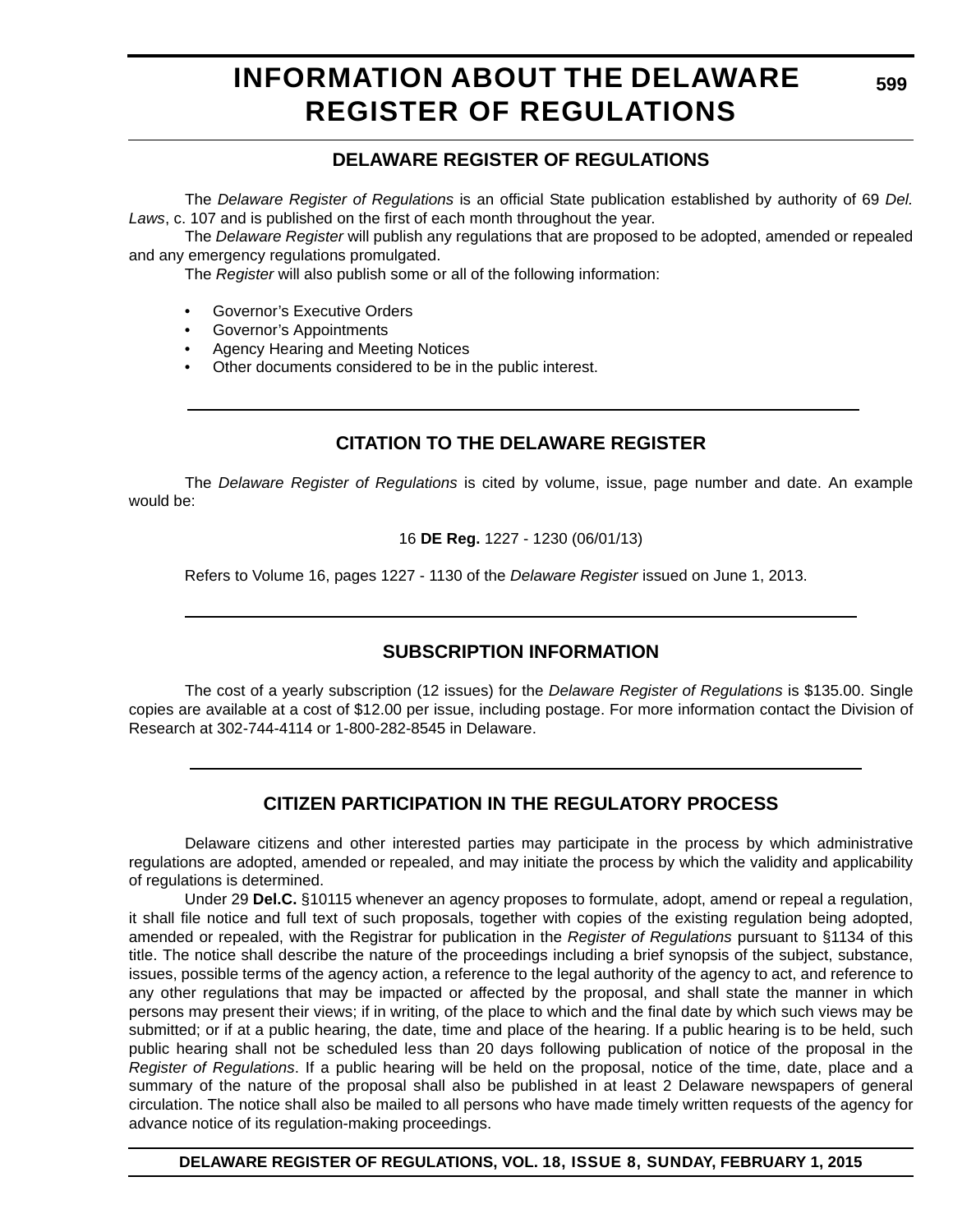# INFORMATION ABOUT THE DELAWARE REGISTER OF REGULATIONS

## DELAWARE REGISTER OF REGULATIONS

The *Delaware Register of Regulations* is an official State publication established by authority of 69 *Del. Laws*, c. 107 and is published on the first of each month throughout the year.

The *Delaware Register* will publish any regulations that are proposed to be adopted, amended or repealed and any emergency regulations promulgated.

The *Register* will also publish some or all of the following information:

- Governor's Executive Orders
- Governor's Appointments
- Agency Hearing and Meeting Notices
- Other documents considered to be in the public interest.

## CITATION TO THE DELAWARE REGISTER

The *Delaware Register of Regulations* is cited by volume, issue, page number and date. An example would be:

16 **DE Reg.** 1227 - 1230 (06/01/13)

Refers to Volume 16, pages 1227 - 1130 of the *Delaware Register* issued on June 1, 2013.

## SUBSCRIPTION INFORMATION

The cost of a yearly subscription (12 issues) for the *Delaware Register of Regulations* is $135.00. Single copies are available at a cost of $12.00 per issue, including postage. For more information contact the Division of Research at 302-744-4114 or 1-800-282-8545 in Delaware.

## CITIZEN PARTICIPATION IN THE REGULATORY PROCESS

Delaware citizens and other interested parties may participate in the process by which administrative regulations are adopted, amended or repealed, and may initiate the process by which the validity and applicability of regulations is determined.

Under 29 **Del.C.** §10115 whenever an agency proposes to formulate, adopt, amend or repeal a regulation, it shall file notice and full text of such proposals, together with copies of the existing regulation being adopted, amended or repealed, with the Registrar for publication in the *Register of Regulations* pursuant to §1134 of this title. The notice shall describe the nature of the proceedings including a brief synopsis of the subject, substance, issues, possible terms of the agency action, a reference to the legal authority of the agency to act, and reference to any other regulations that may be impacted or affected by the proposal, and shall state the manner in which persons may present their views; if in writing, of the place to which and the final date by which such views may be submitted; or if at a public hearing, the date, time and place of the hearing. If a public hearing is to be held, such public hearing shall not be scheduled less than 20 days following publication of notice of the proposal in the *Register of Regulations*. If a public hearing will be held on the proposal, notice of the time, date, place and a summary of the nature of the proposal shall also be published in at least 2 Delaware newspapers of general circulation. The notice shall also be mailed to all persons who have made timely written requests of the agency for advance notice of its regulation-making proceedings.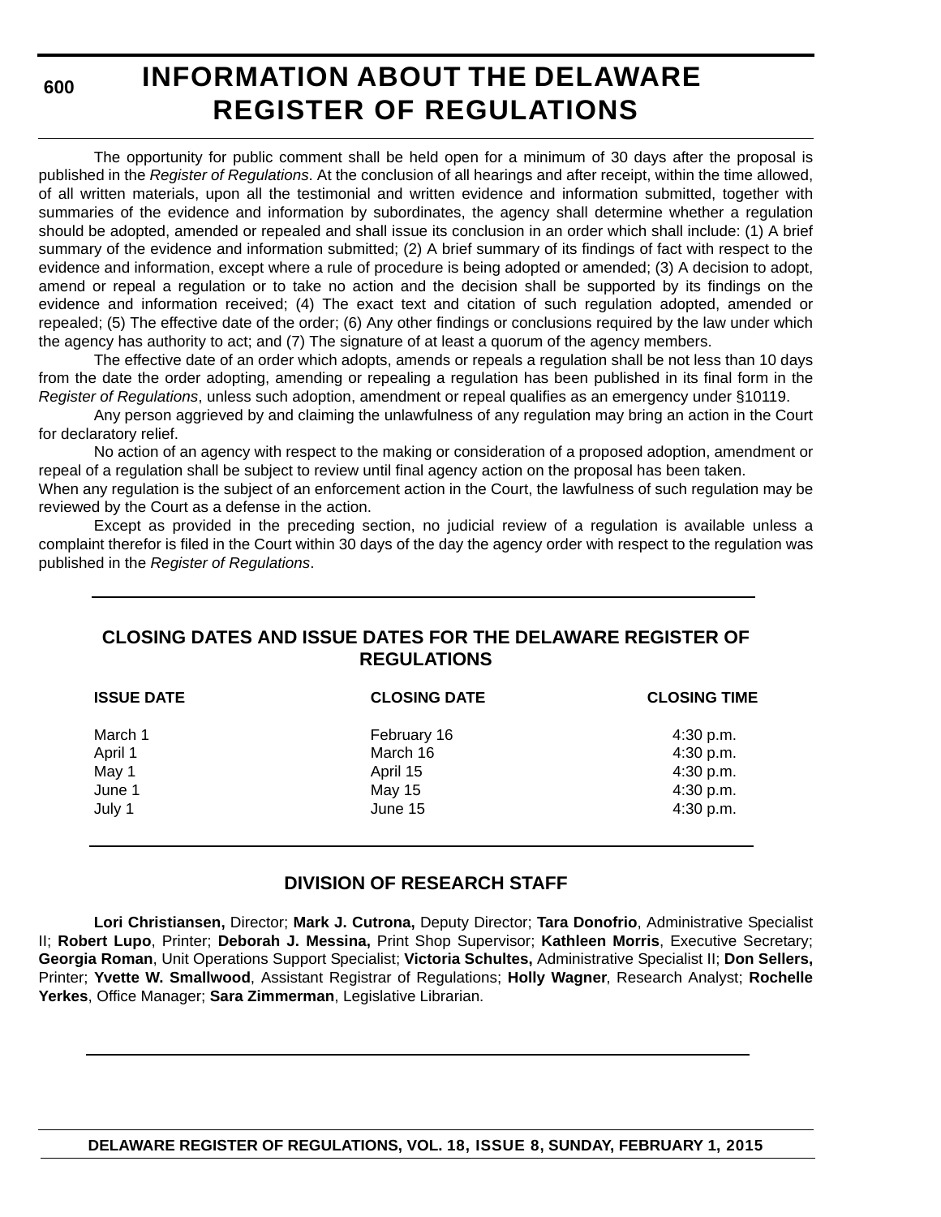# INFORMATION ABOUT THE DELAWARE REGISTER OF REGULATIONS

The opportunity for public comment shall be held open for a minimum of 30 days after the proposal is published in the *Register of Regulations*. At the conclusion of all hearings and after receipt, within the time allowed, of all written materials, upon all the testimonial and written evidence and information submitted, together with summaries of the evidence and information by subordinates, the agency shall determine whether a regulation should be adopted, amended or repealed and shall issue its conclusion in an order which shall include: (1) A brief summary of the evidence and information submitted; (2) A brief summary of its findings of fact with respect to the evidence and information, except where a rule of procedure is being adopted or amended; (3) A decision to adopt, amend or repeal a regulation or to take no action and the decision shall be supported by its findings on the evidence and information received; (4) The exact text and citation of such regulation adopted, amended or repealed; (5) The effective date of the order; (6) Any other findings or conclusions required by the law under which the agency has authority to act; and (7) The signature of at least a quorum of the agency members.

The effective date of an order which adopts, amends or repeals a regulation shall be not less than 10 days from the date the order adopting, amending or repealing a regulation has been published in its final form in the *Register of Regulations*, unless such adoption, amendment or repeal qualifies as an emergency under §10119.

Any person aggrieved by and claiming the unlawfulness of any regulation may bring an action in the Court for declaratory relief.

No action of an agency with respect to the making or consideration of a proposed adoption, amendment or repeal of a regulation shall be subject to review until final agency action on the proposal has been taken.

When any regulation is the subject of an enforcement action in the Court, the lawfulness of such regulation may be reviewed by the Court as a defense in the action.

Except as provided in the preceding section, no judicial review of a regulation is available unless a complaint therefor is filed in the Court within 30 days of the day the agency order with respect to the regulation was published in the *Register of Regulations*.

## CLOSING DATES AND ISSUE DATES FOR THE DELAWARE REGISTER OF REGULATIONS

| ISSUE DATE | CLOSING DATE | CLOSING TIME |
|---|---|---|
| March 1 | February 16 | 4:30 p.m. |
| April 1 | March 16 | 4:30 p.m. |
| May 1 | April 15 | 4:30 p.m. |
| June 1 | May 15 | 4:30 p.m. |
| July 1 | June 15 | 4:30 p.m. |

## DIVISION OF RESEARCH STAFF

**Lori Christiansen,** Director; **Mark J. Cutrona,** Deputy Director; **Tara Donofrio**, Administrative Specialist II; **Robert Lupo**, Printer; **Deborah J. Messina,** Print Shop Supervisor; **Kathleen Morris**, Executive Secretary; **Georgia Roman**, Unit Operations Support Specialist; **Victoria Schultes,** Administrative Specialist II; **Don Sellers,** Printer; **Yvette W. Smallwood**, Assistant Registrar of Regulations; **Holly Wagner**, Research Analyst; **Rochelle Yerkes**, Office Manager; **Sara Zimmerman**, Legislative Librarian.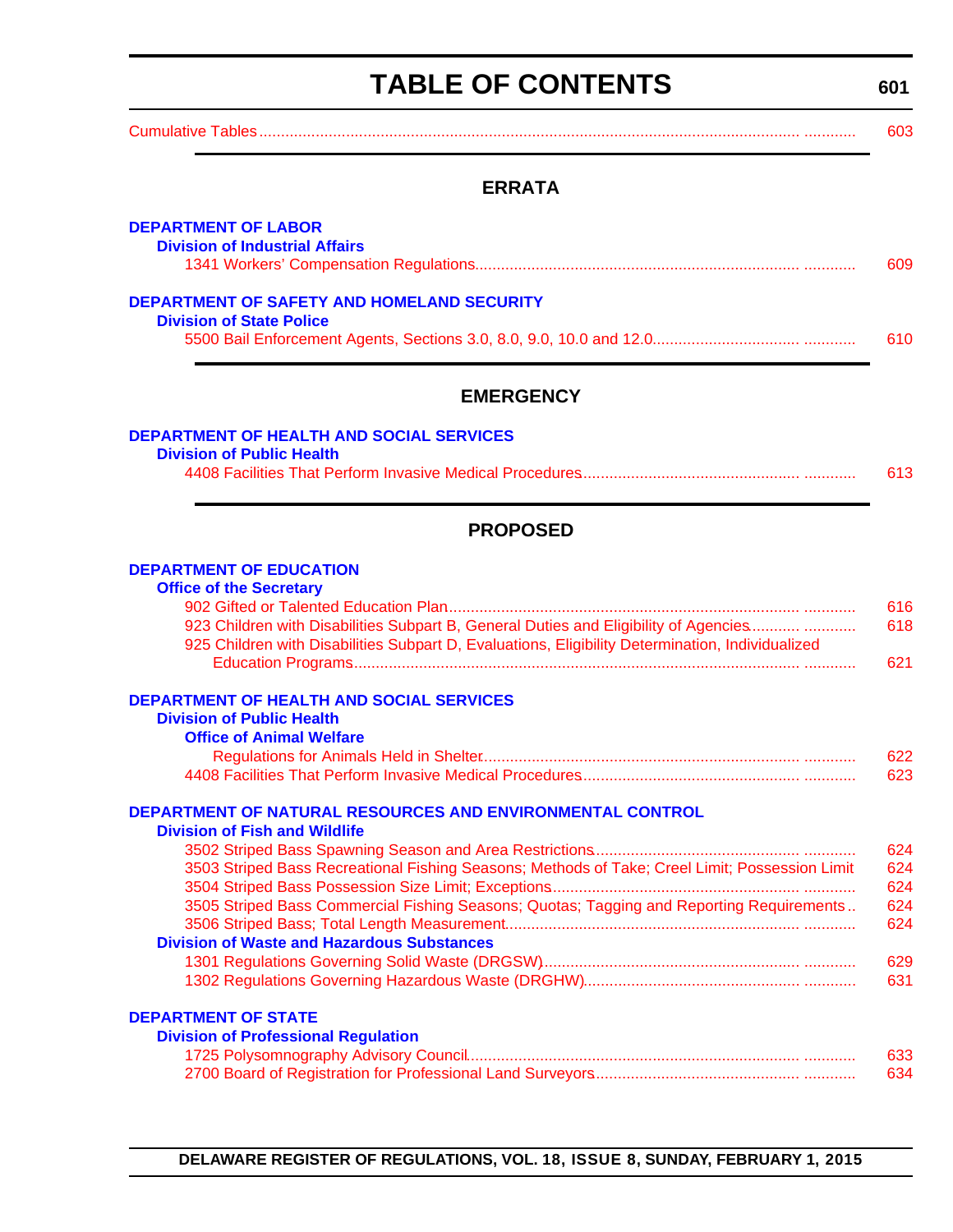# TABLE OF CONTENTS

Cumulative Tables ............ 603

## ERRATA

**DEPARTMENT OF LABOR**

**Division of Industrial Affairs**

1341 Workers' Compensation Regulations ............ 609

**DEPARTMENT OF SAFETY AND HOMELAND SECURITY**

**Division of State Police**

5500 Bail Enforcement Agents, Sections 3.0, 8.0, 9.0, 10.0 and 12.0 ............ 610

## EMERGENCY

**DEPARTMENT OF HEALTH AND SOCIAL SERVICES**

**Division of Public Health**

4408 Facilities That Perform Invasive Medical Procedures ............ 613

## PROPOSED

**DEPARTMENT OF EDUCATION**

**Office of the Secretary**

902 Gifted or Talented Education Plan ............ 616

923 Children with Disabilities Subpart B, General Duties and Eligibility of Agencies ............ 618

925 Children with Disabilities Subpart D, Evaluations, Eligibility Determination, Individualized Education Programs ............ 621

**DEPARTMENT OF HEALTH AND SOCIAL SERVICES**

**Division of Public Health**

**Office of Animal Welfare**

Regulations for Animals Held in Shelter ............ 622

4408 Facilities That Perform Invasive Medical Procedures ............ 623

**DEPARTMENT OF NATURAL RESOURCES AND ENVIRONMENTAL CONTROL**

**Division of Fish and Wildlife**

3502 Striped Bass Spawning Season and Area Restrictions ............ 624

3503 Striped Bass Recreational Fishing Seasons; Methods of Take; Creel Limit; Possession Limit 624

3504 Striped Bass Possession Size Limit; Exceptions ............ 624

3505 Striped Bass Commercial Fishing Seasons; Quotas; Tagging and Reporting Requirements .. 624

3506 Striped Bass; Total Length Measurement ............ 624

**Division of Waste and Hazardous Substances**

1301 Regulations Governing Solid Waste (DRGSW) ............ 629

1302 Regulations Governing Hazardous Waste (DRGHW) ............ 631

**DEPARTMENT OF STATE**

**Division of Professional Regulation**

1725 Polysomnography Advisory Council ............ 633

2700 Board of Registration for Professional Land Surveyors ............ 634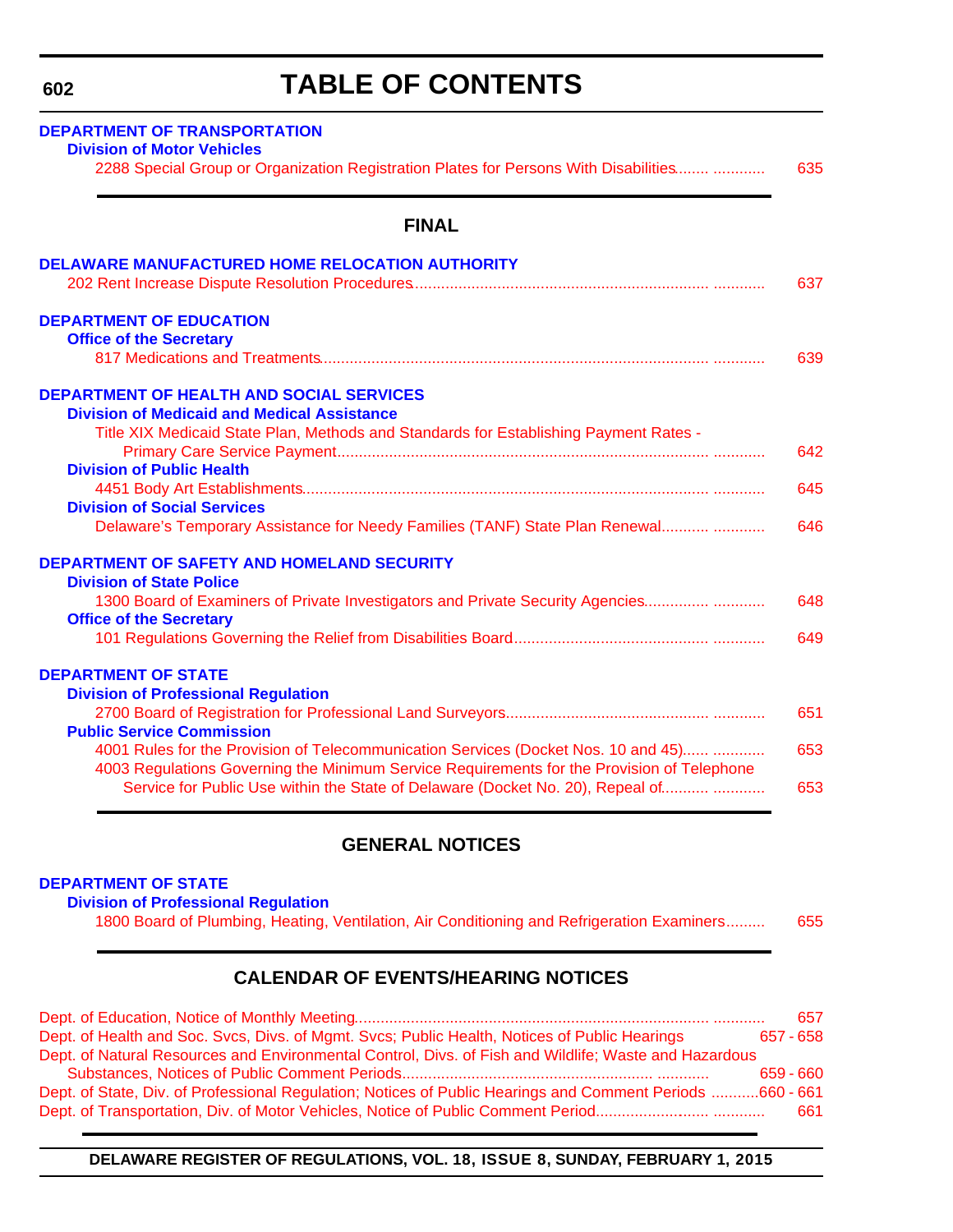# TABLE OF CONTENTS

**DEPARTMENT OF TRANSPORTATION**

**Division of Motor Vehicles**

2288 Special Group or Organization Registration Plates for Persons With Disabilities ........ 635

## FINAL

**DELAWARE MANUFACTURED HOME RELOCATION AUTHORITY**

202 Rent Increase Dispute Resolution Procedures ........ 637

**DEPARTMENT OF EDUCATION**

**Office of the Secretary**

817 Medications and Treatments ........ 639

**DEPARTMENT OF HEALTH AND SOCIAL SERVICES**

**Division of Medicaid and Medical Assistance**

Title XIX Medicaid State Plan, Methods and Standards for Establishing Payment Rates - Primary Care Service Payment ........ 642

**Division of Public Health**

4451 Body Art Establishments ........ 645

**Division of Social Services**

Delaware's Temporary Assistance for Needy Families (TANF) State Plan Renewal ........ 646

**DEPARTMENT OF SAFETY AND HOMELAND SECURITY**

**Division of State Police**

1300 Board of Examiners of Private Investigators and Private Security Agencies ........ 648

**Office of the Secretary**

101 Regulations Governing the Relief from Disabilities Board ........ 649

**DEPARTMENT OF STATE**

**Division of Professional Regulation**

2700 Board of Registration for Professional Land Surveyors ........ 651

**Public Service Commission**

4001 Rules for the Provision of Telecommunication Services (Docket Nos. 10 and 45) ........ 653

4003 Regulations Governing the Minimum Service Requirements for the Provision of Telephone Service for Public Use within the State of Delaware (Docket No. 20), Repeal of ........ 653

## GENERAL NOTICES

**DEPARTMENT OF STATE**

**Division of Professional Regulation**

1800 Board of Plumbing, Heating, Ventilation, Air Conditioning and Refrigeration Examiners ........ 655

## CALENDAR OF EVENTS/HEARING NOTICES

Dept. of Education, Notice of Monthly Meeting ........ 657

Dept. of Health and Soc. Svcs, Divs. of Mgmt. Svcs; Public Health, Notices of Public Hearings ........ 657 - 658

Dept. of Natural Resources and Environmental Control, Divs. of Fish and Wildlife; Waste and Hazardous Substances, Notices of Public Comment Periods ........ 659 - 660

Dept. of State, Div. of Professional Regulation; Notices of Public Hearings and Comment Periods ........ 660 - 661

Dept. of Transportation, Div. of Motor Vehicles, Notice of Public Comment Period ........ 661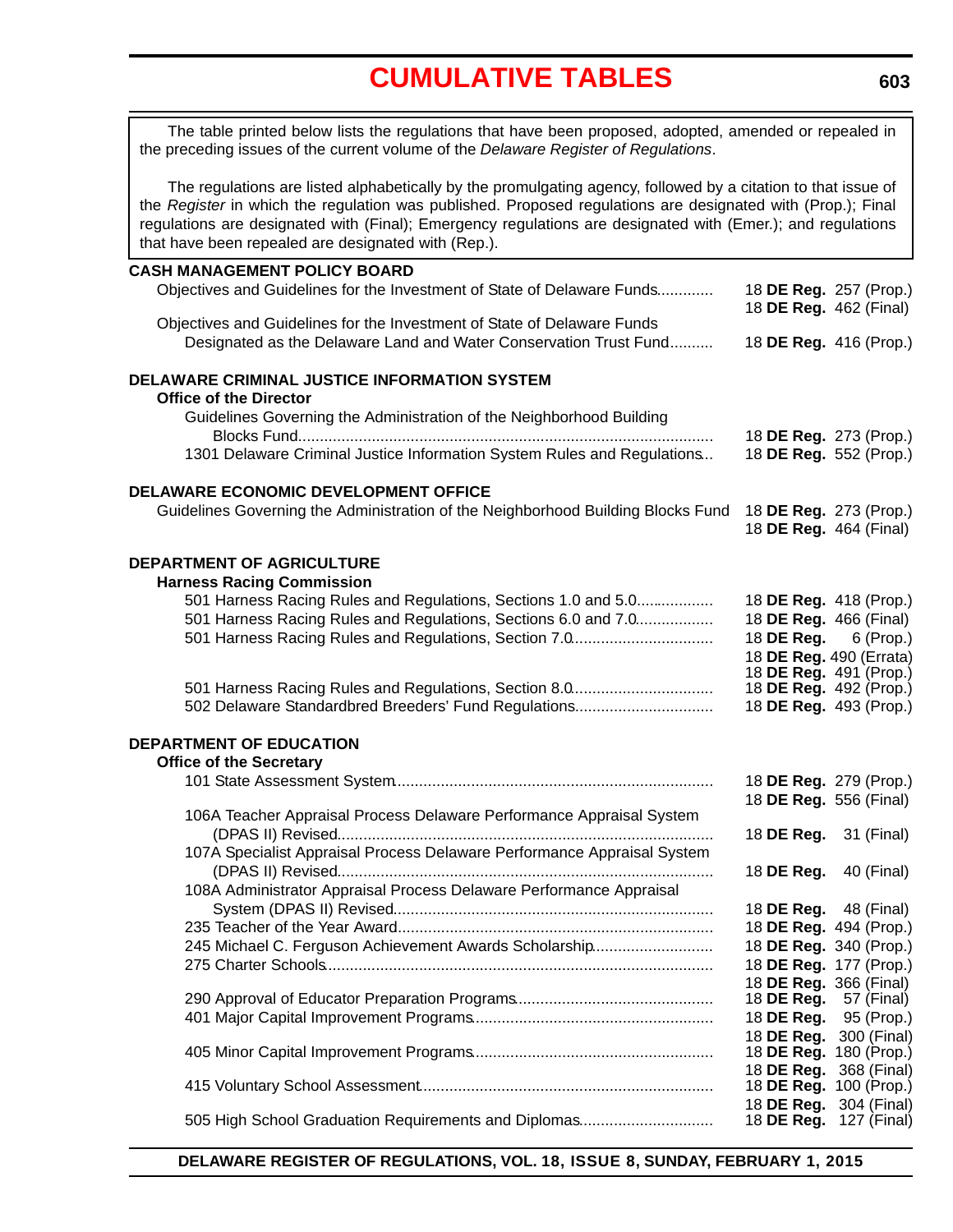# CUMULATIVE TABLES

The table printed below lists the regulations that have been proposed, adopted, amended or repealed in the preceding issues of the current volume of the *Delaware Register of Regulations*.

The regulations are listed alphabetically by the promulgating agency, followed by a citation to that issue of the *Register* in which the regulation was published. Proposed regulations are designated with (Prop.); Final regulations are designated with (Final); Emergency regulations are designated with (Emer.); and regulations that have been repealed are designated with (Rep.).

**CASH MANAGEMENT POLICY BOARD**

Objectives and Guidelines for the Investment of State of Delaware Funds ............ 18 **DE Reg.** 257 (Prop.)
18 **DE Reg.** 462 (Final)

Objectives and Guidelines for the Investment of State of Delaware Funds Designated as the Delaware Land and Water Conservation Trust Fund .......... 18 **DE Reg.** 416 (Prop.)

**DELAWARE CRIMINAL JUSTICE INFORMATION SYSTEM**

**Office of the Director**

Guidelines Governing the Administration of the Neighborhood Building Blocks Fund ............ 18 **DE Reg.** 273 (Prop.)

1301 Delaware Criminal Justice Information System Rules and Regulations... 18 **DE Reg.** 552 (Prop.)

**DELAWARE ECONOMIC DEVELOPMENT OFFICE**

Guidelines Governing the Administration of the Neighborhood Building Blocks Fund 18 **DE Reg.** 273 (Prop.)
18 **DE Reg.** 464 (Final)

**DEPARTMENT OF AGRICULTURE**

**Harness Racing Commission**

501 Harness Racing Rules and Regulations, Sections 1.0 and 5.0 ............ 18 **DE Reg.** 418 (Prop.)

501 Harness Racing Rules and Regulations, Sections 6.0 and 7.0 ............ 18 **DE Reg.** 466 (Final)

501 Harness Racing Rules and Regulations, Section 7.0 ............ 18 **DE Reg.** 6 (Prop.)
18 **DE Reg.** 490 (Errata)
18 **DE Reg.** 491 (Prop.)

501 Harness Racing Rules and Regulations, Section 8.0 ............ 18 **DE Reg.** 492 (Prop.)

502 Delaware Standardbred Breeders' Fund Regulations ............ 18 **DE Reg.** 493 (Prop.)

**DEPARTMENT OF EDUCATION**

**Office of the Secretary**

101 State Assessment System ............ 18 **DE Reg.** 279 (Prop.)
18 **DE Reg.** 556 (Final)

106A Teacher Appraisal Process Delaware Performance Appraisal System (DPAS II) Revised ............ 18 **DE Reg.** 31 (Final)

107A Specialist Appraisal Process Delaware Performance Appraisal System (DPAS II) Revised ............ 18 **DE Reg.** 40 (Final)

108A Administrator Appraisal Process Delaware Performance Appraisal System (DPAS II) Revised ............ 18 **DE Reg.** 48 (Final)

235 Teacher of the Year Award ............ 18 **DE Reg.** 494 (Prop.)

245 Michael C. Ferguson Achievement Awards Scholarship ............ 18 **DE Reg.** 340 (Prop.)

275 Charter Schools ............ 18 **DE Reg.** 177 (Prop.)
18 **DE Reg.** 366 (Final)

290 Approval of Educator Preparation Programs ............ 18 **DE Reg.** 57 (Final)

401 Major Capital Improvement Programs ............ 18 **DE Reg.** 95 (Prop.)
18 **DE Reg.** 300 (Final)

405 Minor Capital Improvement Programs ............ 18 **DE Reg.** 180 (Prop.)
18 **DE Reg.** 368 (Final)

415 Voluntary School Assessment ............ 18 **DE Reg.** 100 (Prop.)
18 **DE Reg.** 304 (Final)

505 High School Graduation Requirements and Diplomas ............ 18 **DE Reg.** 127 (Final)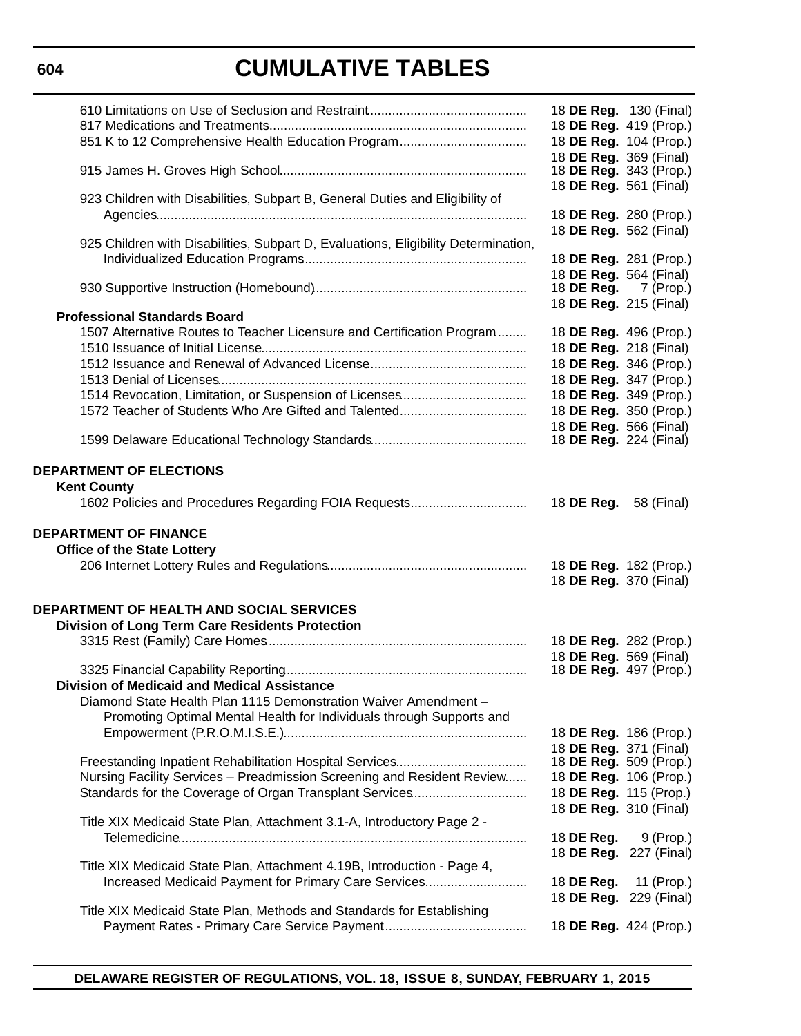# CUMULATIVE TABLES

610 Limitations on Use of Seclusion and Restraint .......... 18 **DE Reg.** 130 (Final)
817 Medications and Treatments .......... 18 **DE Reg.** 419 (Prop.)
851 K to 12 Comprehensive Health Education Program .......... 18 **DE Reg.** 104 (Prop.)
18 **DE Reg.** 369 (Final)
915 James H. Groves High School .......... 18 **DE Reg.** 343 (Prop.)
18 **DE Reg.** 561 (Final)
923 Children with Disabilities, Subpart B, General Duties and Eligibility of Agencies .......... 18 **DE Reg.** 280 (Prop.)
18 **DE Reg.** 562 (Final)
925 Children with Disabilities, Subpart D, Evaluations, Eligibility Determination, Individualized Education Programs .......... 18 **DE Reg.** 281 (Prop.)
18 **DE Reg.** 564 (Final)
930 Supportive Instruction (Homebound) .......... 18 **DE Reg.** 7 (Prop.)
18 **DE Reg.** 215 (Final)

**Professional Standards Board**

1507 Alternative Routes to Teacher Licensure and Certification Program .......... 18 **DE Reg.** 496 (Prop.)
1510 Issuance of Initial License .......... 18 **DE Reg.** 218 (Final)
1512 Issuance and Renewal of Advanced License .......... 18 **DE Reg.** 346 (Prop.)
1513 Denial of Licenses .......... 18 **DE Reg.** 347 (Prop.)
1514 Revocation, Limitation, or Suspension of Licenses .......... 18 **DE Reg.** 349 (Prop.)
1572 Teacher of Students Who Are Gifted and Talented .......... 18 **DE Reg.** 350 (Prop.)
18 **DE Reg.** 566 (Final)
1599 Delaware Educational Technology Standards .......... 18 **DE Reg.** 224 (Final)

**DEPARTMENT OF ELECTIONS**

**Kent County**

1602 Policies and Procedures Regarding FOIA Requests .......... 18 **DE Reg.** 58 (Final)

**DEPARTMENT OF FINANCE**

**Office of the State Lottery**

206 Internet Lottery Rules and Regulations .......... 18 **DE Reg.** 182 (Prop.)
18 **DE Reg.** 370 (Final)

**DEPARTMENT OF HEALTH AND SOCIAL SERVICES**

**Division of Long Term Care Residents Protection**

3315 Rest (Family) Care Homes .......... 18 **DE Reg.** 282 (Prop.)
18 **DE Reg.** 569 (Final)
3325 Financial Capability Reporting .......... 18 **DE Reg.** 497 (Prop.)

**Division of Medicaid and Medical Assistance**

Diamond State Health Plan 1115 Demonstration Waiver Amendment – Promoting Optimal Mental Health for Individuals through Supports and Empowerment (P.R.O.M.I.S.E.) .......... 18 **DE Reg.** 186 (Prop.)
18 **DE Reg.** 371 (Final)
Freestanding Inpatient Rehabilitation Hospital Services .......... 18 **DE Reg.** 509 (Prop.)
Nursing Facility Services – Preadmission Screening and Resident Review .......... 18 **DE Reg.** 106 (Prop.)
Standards for the Coverage of Organ Transplant Services .......... 18 **DE Reg.** 115 (Prop.)
18 **DE Reg.** 310 (Final)
Title XIX Medicaid State Plan, Attachment 3.1-A, Introductory Page 2 - Telemedicine .......... 18 **DE Reg.** 9 (Prop.)
18 **DE Reg.** 227 (Final)
Title XIX Medicaid State Plan, Attachment 4.19B, Introduction - Page 4, Increased Medicaid Payment for Primary Care Services .......... 18 **DE Reg.** 11 (Prop.)
18 **DE Reg.** 229 (Final)
Title XIX Medicaid State Plan, Methods and Standards for Establishing Payment Rates - Primary Care Service Payment .......... 18 **DE Reg.** 424 (Prop.)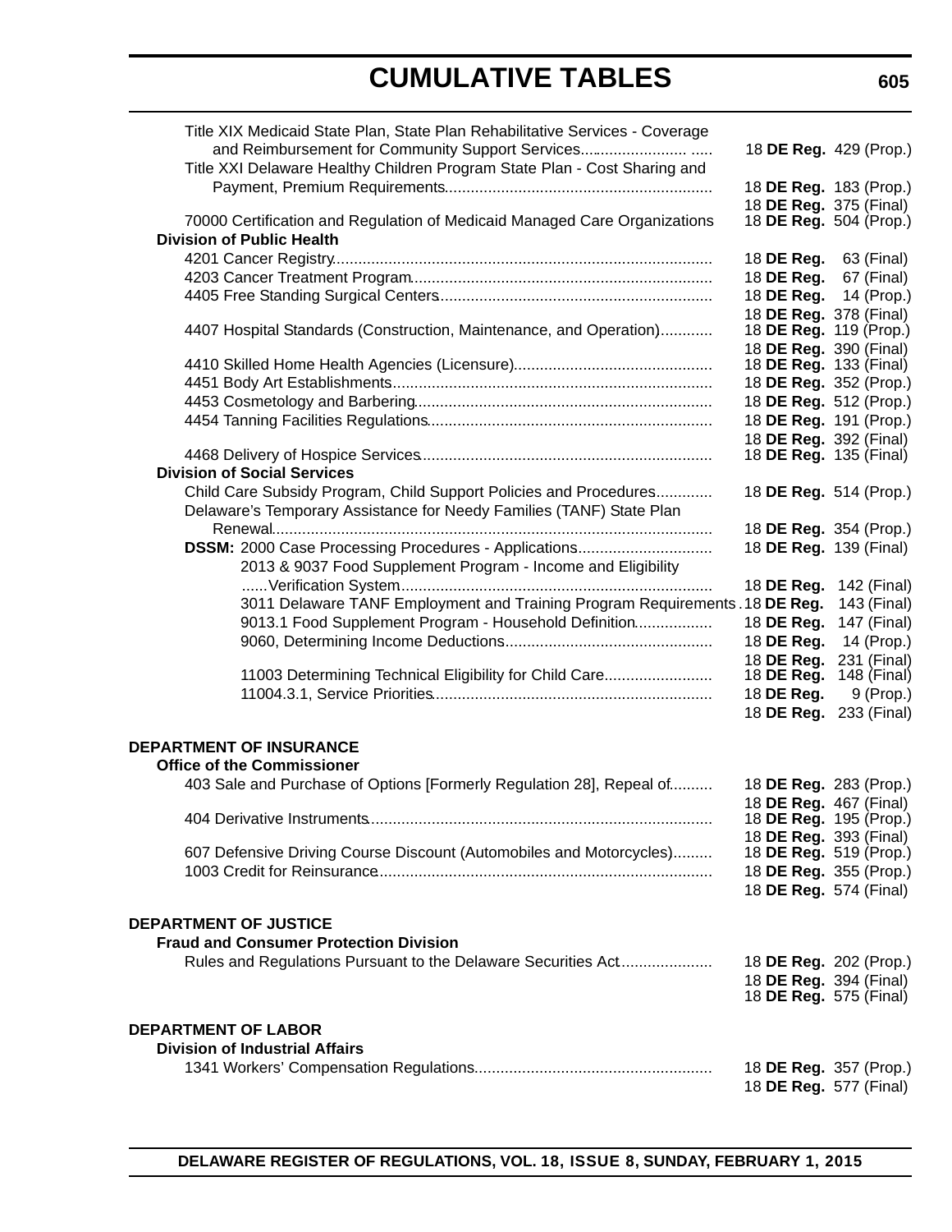# CUMULATIVE TABLES

Title XIX Medicaid State Plan, State Plan Rehabilitative Services - Coverage and Reimbursement for Community Support Services............................ 18 **DE Reg.** 429 (Prop.)

Title XXI Delaware Healthy Children Program State Plan - Cost Sharing and Payment, Premium Requirements............................................................ 18 **DE Reg.** 183 (Prop.)
18 **DE Reg.** 375 (Final)

70000 Certification and Regulation of Medicaid Managed Care Organizations 18 **DE Reg.** 504 (Prop.)

**Division of Public Health**

4201 Cancer Registry.................................................................................... 18 **DE Reg.** 63 (Final)

4203 Cancer Treatment Program.................................................................. 18 **DE Reg.** 67 (Final)

4405 Free Standing Surgical Centers............................................................ 18 **DE Reg.** 14 (Prop.)
18 **DE Reg.** 378 (Final)

4407 Hospital Standards (Construction, Maintenance, and Operation)............ 18 **DE Reg.** 119 (Prop.)
18 **DE Reg.** 390 (Final)

4410 Skilled Home Health Agencies (Licensure)........................................... 18 **DE Reg.** 133 (Final)

4451 Body Art Establishments...................................................................... 18 **DE Reg.** 352 (Prop.)

4453 Cosmetology and Barbering.................................................................. 18 **DE Reg.** 512 (Prop.)

4454 Tanning Facilities Regulations.............................................................. 18 **DE Reg.** 191 (Prop.)
18 **DE Reg.** 392 (Final)

4468 Delivery of Hospice Services................................................................ 18 **DE Reg.** 135 (Final)

**Division of Social Services**

Child Care Subsidy Program, Child Support Policies and Procedures............ 18 **DE Reg.** 514 (Prop.)

Delaware's Temporary Assistance for Needy Families (TANF) State Plan Renewal................................................................................................... 18 **DE Reg.** 354 (Prop.)

**DSSM:** 2000 Case Processing Procedures - Applications.............................. 18 **DE Reg.** 139 (Final)

2013 & 9037 Food Supplement Program - Income and Eligibility ......Verification System...................................................................... 18 **DE Reg.** 142 (Final)

3011 Delaware TANF Employment and Training Program Requirements . 18 **DE Reg.** 143 (Final)

9013.1 Food Supplement Program - Household Definition................. 18 **DE Reg.** 147 (Final)

9060, Determining Income Deductions................................................ 18 **DE Reg.** 14 (Prop.)
18 **DE Reg.** 231 (Final)

11003 Determining Technical Eligibility for Child Care......................... 18 **DE Reg.** 148 (Final)

11004.3.1, Service Priorities................................................................ 18 **DE Reg.** 9 (Prop.)
18 **DE Reg.** 233 (Final)

## DEPARTMENT OF INSURANCE

**Office of the Commissioner**

403 Sale and Purchase of Options [Formerly Regulation 28], Repeal of.......... 18 **DE Reg.** 283 (Prop.)
18 **DE Reg.** 467 (Final)

404 Derivative Instruments.............................................................................. 18 **DE Reg.** 195 (Prop.)
18 **DE Reg.** 393 (Final)

607 Defensive Driving Course Discount (Automobiles and Motorcycles)......... 18 **DE Reg.** 519 (Prop.)

1003 Credit for Reinsurance............................................................................ 18 **DE Reg.** 355 (Prop.)
18 **DE Reg.** 574 (Final)

## DEPARTMENT OF JUSTICE

**Fraud and Consumer Protection Division**

Rules and Regulations Pursuant to the Delaware Securities Act..................... 18 **DE Reg.** 202 (Prop.)
18 **DE Reg.** 394 (Final)
18 **DE Reg.** 575 (Final)

## DEPARTMENT OF LABOR

**Division of Industrial Affairs**

1341 Workers' Compensation Regulations....................................................... 18 **DE Reg.** 357 (Prop.)
18 **DE Reg.** 577 (Final)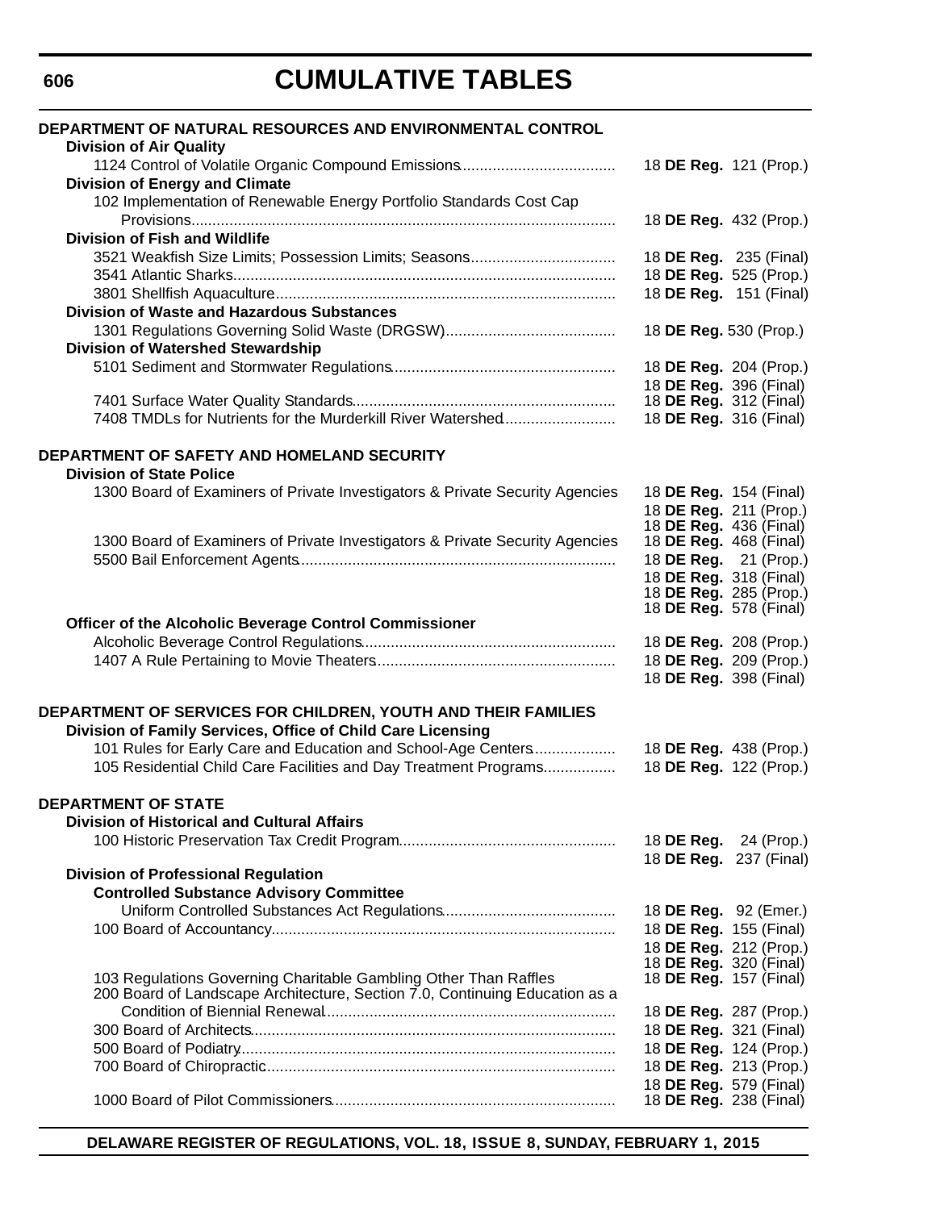# CUMULATIVE TABLES

**DEPARTMENT OF NATURAL RESOURCES AND ENVIRONMENTAL CONTROL**

**Division of Air Quality**

| | |
|---|---|
| 1124 Control of Volatile Organic Compound Emissions | 18 **DE Reg.** 121 (Prop.) |

**Division of Energy and Climate**

| | |
|---|---|
| 102 Implementation of Renewable Energy Portfolio Standards Cost Cap Provisions | 18 **DE Reg.** 432 (Prop.) |

**Division of Fish and Wildlife**

| | |
|---|---|
| 3521 Weakfish Size Limits; Possession Limits; Seasons | 18 **DE Reg.** 235 (Final) |
| 3541 Atlantic Sharks | 18 **DE Reg.** 525 (Prop.) |
| 3801 Shellfish Aquaculture | 18 **DE Reg.** 151 (Final) |

**Division of Waste and Hazardous Substances**

| | |
|---|---|
| 1301 Regulations Governing Solid Waste (DRGSW) | 18 **DE Reg.** 530 (Prop.) |

**Division of Watershed Stewardship**

| | |
|---|---|
| 5101 Sediment and Stormwater Regulations | 18 **DE Reg.** 204 (Prop.) |
| | 18 **DE Reg.** 396 (Final) |
| 7401 Surface Water Quality Standards | 18 **DE Reg.** 312 (Final) |
| 7408 TMDLs for Nutrients for the Murderkill River Watershed | 18 **DE Reg.** 316 (Final) |

**DEPARTMENT OF SAFETY AND HOMELAND SECURITY**

**Division of State Police**

| | |
|---|---|
| 1300 Board of Examiners of Private Investigators & Private Security Agencies | 18 **DE Reg.** 154 (Final) |
| | 18 **DE Reg.** 211 (Prop.) |
| | 18 **DE Reg.** 436 (Final) |
| 1300 Board of Examiners of Private Investigators & Private Security Agencies | 18 **DE Reg.** 468 (Final) |
| 5500 Bail Enforcement Agents | 18 **DE Reg.** 21 (Prop.) |
| | 18 **DE Reg.** 318 (Final) |
| | 18 **DE Reg.** 285 (Prop.) |
| | 18 **DE Reg.** 578 (Final) |

**Officer of the Alcoholic Beverage Control Commissioner**

| | |
|---|---|
| Alcoholic Beverage Control Regulations | 18 **DE Reg.** 208 (Prop.) |
| 1407 A Rule Pertaining to Movie Theaters | 18 **DE Reg.** 209 (Prop.) |
| | 18 **DE Reg.** 398 (Final) |

**DEPARTMENT OF SERVICES FOR CHILDREN, YOUTH AND THEIR FAMILIES**

**Division of Family Services, Office of Child Care Licensing**

| | |
|---|---|
| 101 Rules for Early Care and Education and School-Age Centers | 18 **DE Reg.** 438 (Prop.) |
| 105 Residential Child Care Facilities and Day Treatment Programs | 18 **DE Reg.** 122 (Prop.) |

**DEPARTMENT OF STATE**

**Division of Historical and Cultural Affairs**

| | |
|---|---|
| 100 Historic Preservation Tax Credit Program | 18 **DE Reg.** 24 (Prop.) |
| | 18 **DE Reg.** 237 (Final) |

**Division of Professional Regulation**

**Controlled Substance Advisory Committee**

| | |
|---|---|
| Uniform Controlled Substances Act Regulations | 18 **DE Reg.** 92 (Emer.) |
| 100 Board of Accountancy | 18 **DE Reg.** 155 (Final) |
| | 18 **DE Reg.** 212 (Prop.) |
| | 18 **DE Reg.** 320 (Final) |
| 103 Regulations Governing Charitable Gambling Other Than Raffles | 18 **DE Reg.** 157 (Final) |
| 200 Board of Landscape Architecture, Section 7.0, Continuing Education as a Condition of Biennial Renewal | 18 **DE Reg.** 287 (Prop.) |
| 300 Board of Architects | 18 **DE Reg.** 321 (Final) |
| 500 Board of Podiatry | 18 **DE Reg.** 124 (Prop.) |
| 700 Board of Chiropractic | 18 **DE Reg.** 213 (Prop.) |
| | 18 **DE Reg.** 579 (Final) |
| 1000 Board of Pilot Commissioners | 18 **DE Reg.** 238 (Final) |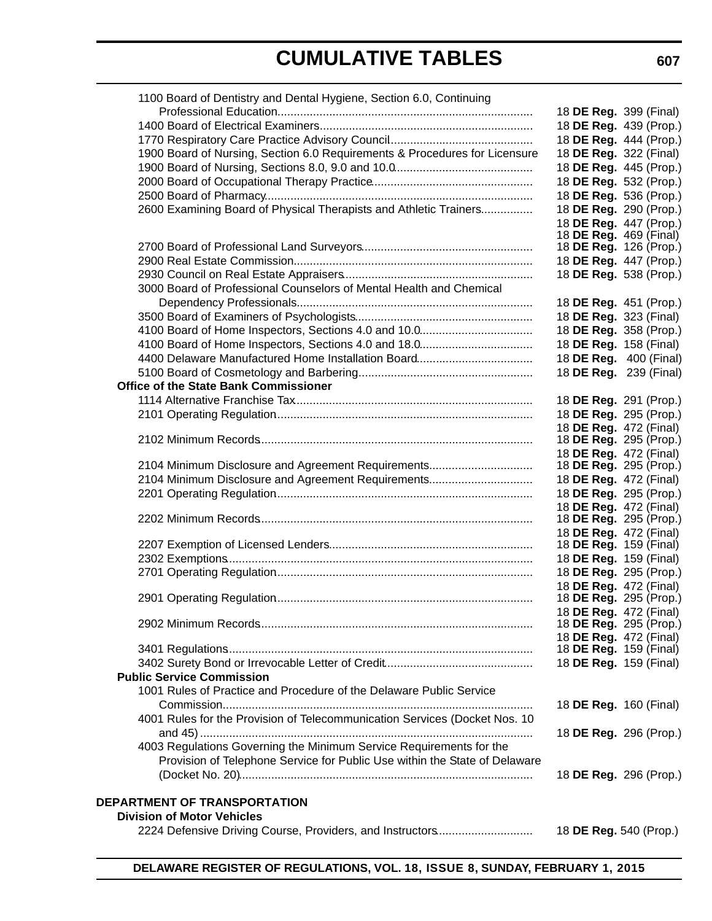# CUMULATIVE TABLES

| | |
|---|---|
| 1100 Board of Dentistry and Dental Hygiene, Section 6.0, Continuing Professional Education | 18 **DE Reg.** 399 (Final) |
| 1400 Board of Electrical Examiners | 18 **DE Reg.** 439 (Prop.) |
| 1770 Respiratory Care Practice Advisory Council | 18 **DE Reg.** 444 (Prop.) |
| 1900 Board of Nursing, Section 6.0 Requirements & Procedures for Licensure | 18 **DE Reg.** 322 (Final) |
| 1900 Board of Nursing, Sections 8.0, 9.0 and 10.0 | 18 **DE Reg.** 445 (Prop.) |
| 2000 Board of Occupational Therapy Practice | 18 **DE Reg.** 532 (Prop.) |
| 2500 Board of Pharmacy | 18 **DE Reg.** 536 (Prop.) |
| 2600 Examining Board of Physical Therapists and Athletic Trainers | 18 **DE Reg.** 290 (Prop.)<br>18 **DE Reg.** 447 (Prop.)<br>18 **DE Reg.** 469 (Final) |
| 2700 Board of Professional Land Surveyors | 18 **DE Reg.** 126 (Prop.) |
| 2900 Real Estate Commission | 18 **DE Reg.** 447 (Prop.) |
| 2930 Council on Real Estate Appraisers | 18 **DE Reg.** 538 (Prop.) |
| 3000 Board of Professional Counselors of Mental Health and Chemical Dependency Professionals | 18 **DE Reg.** 451 (Prop.) |
| 3500 Board of Examiners of Psychologists | 18 **DE Reg.** 323 (Final) |
| 4100 Board of Home Inspectors, Sections 4.0 and 10.0 | 18 **DE Reg.** 358 (Prop.) |
| 4100 Board of Home Inspectors, Sections 4.0 and 18.0 | 18 **DE Reg.** 158 (Final) |
| 4400 Delaware Manufactured Home Installation Board | 18 **DE Reg.** 400 (Final) |
| 5100 Board of Cosmetology and Barbering | 18 **DE Reg.** 239 (Final) |
| **Office of the State Bank Commissioner** | |
| 1114 Alternative Franchise Tax | 18 **DE Reg.** 291 (Prop.) |
| 2101 Operating Regulation | 18 **DE Reg.** 295 (Prop.)<br>18 **DE Reg.** 472 (Final) |
| 2102 Minimum Records | 18 **DE Reg.** 295 (Prop.)<br>18 **DE Reg.** 472 (Final) |
| 2104 Minimum Disclosure and Agreement Requirements | 18 **DE Reg.** 295 (Prop.) |
| 2104 Minimum Disclosure and Agreement Requirements | 18 **DE Reg.** 472 (Final) |
| 2201 Operating Regulation | 18 **DE Reg.** 295 (Prop.)<br>18 **DE Reg.** 472 (Final) |
| 2202 Minimum Records | 18 **DE Reg.** 295 (Prop.)<br>18 **DE Reg.** 472 (Final) |
| 2207 Exemption of Licensed Lenders | 18 **DE Reg.** 159 (Final) |
| 2302 Exemptions | 18 **DE Reg.** 159 (Final) |
| 2701 Operating Regulation | 18 **DE Reg.** 295 (Prop.)<br>18 **DE Reg.** 472 (Final) |
| 2901 Operating Regulation | 18 **DE Reg.** 295 (Prop.)<br>18 **DE Reg.** 472 (Final) |
| 2902 Minimum Records | 18 **DE Reg.** 295 (Prop.)<br>18 **DE Reg.** 472 (Final) |
| 3401 Regulations | 18 **DE Reg.** 159 (Final) |
| 3402 Surety Bond or Irrevocable Letter of Credit | 18 **DE Reg.** 159 (Final) |
| **Public Service Commission** | |
| 1001 Rules of Practice and Procedure of the Delaware Public Service Commission | 18 **DE Reg.** 160 (Final) |
| 4001 Rules for the Provision of Telecommunication Services (Docket Nos. 10 and 45) | 18 **DE Reg.** 296 (Prop.) |
| 4003 Regulations Governing the Minimum Service Requirements for the Provision of Telephone Service for Public Use within the State of Delaware (Docket No. 20) | 18 **DE Reg.** 296 (Prop.) |

## DEPARTMENT OF TRANSPORTATION

**Division of Motor Vehicles**

| | |
|---|---|
| 2224 Defensive Driving Course, Providers, and Instructors | 18 **DE Reg.** 540 (Prop.) |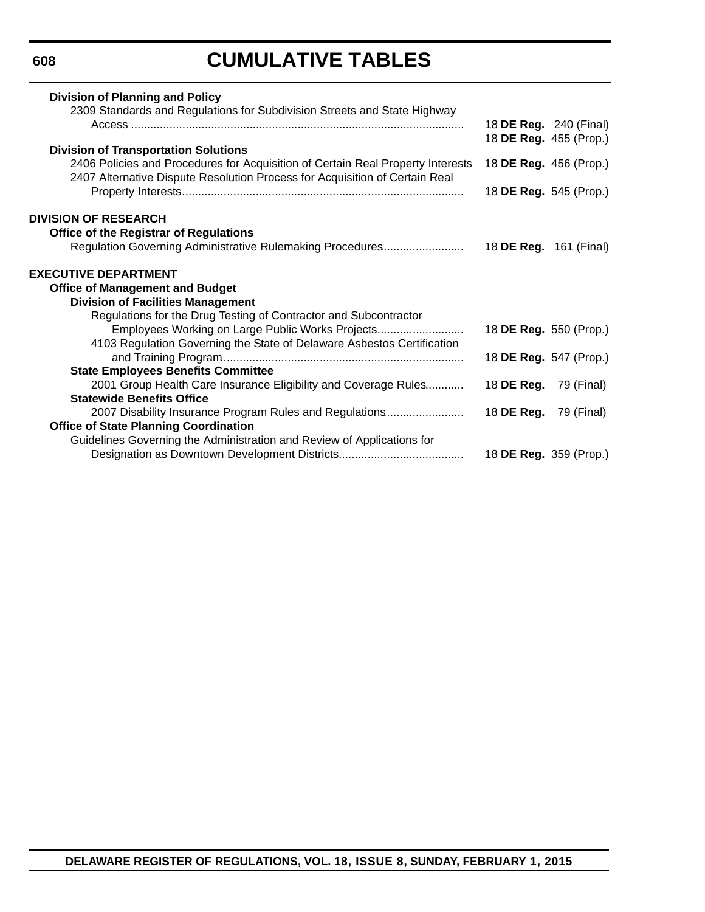**Division of Planning and Policy**

2309 Standards and Regulations for Subdivision Streets and State Highway Access ........................................................................................................ 18 **DE Reg.** 240 (Final)
18 **DE Reg.** 455 (Prop.)

**Division of Transportation Solutions**

2406 Policies and Procedures for Acquisition of Certain Real Property Interests 18 **DE Reg.** 456 (Prop.)

2407 Alternative Dispute Resolution Process for Acquisition of Certain Real Property Interests....................................................................................... 18 **DE Reg.** 545 (Prop.)

**DIVISION OF RESEARCH**

**Office of the Registrar of Regulations**

Regulation Governing Administrative Rulemaking Procedures......................... 18 **DE Reg.** 161 (Final)

**EXECUTIVE DEPARTMENT**

**Office of Management and Budget**

**Division of Facilities Management**

Regulations for the Drug Testing of Contractor and Subcontractor Employees Working on Large Public Works Projects........................... 18 **DE Reg.** 550 (Prop.)

4103 Regulation Governing the State of Delaware Asbestos Certification and Training Program........................................................................... 18 **DE Reg.** 547 (Prop.)

**State Employees Benefits Committee**

2001 Group Health Care Insurance Eligibility and Coverage Rules............ 18 **DE Reg.** 79 (Final)

**Statewide Benefits Office**

2007 Disability Insurance Program Rules and Regulations........................ 18 **DE Reg.** 79 (Final)

**Office of State Planning Coordination**

Guidelines Governing the Administration and Review of Applications for Designation as Downtown Development Districts....................................... 18 **DE Reg.** 359 (Prop.)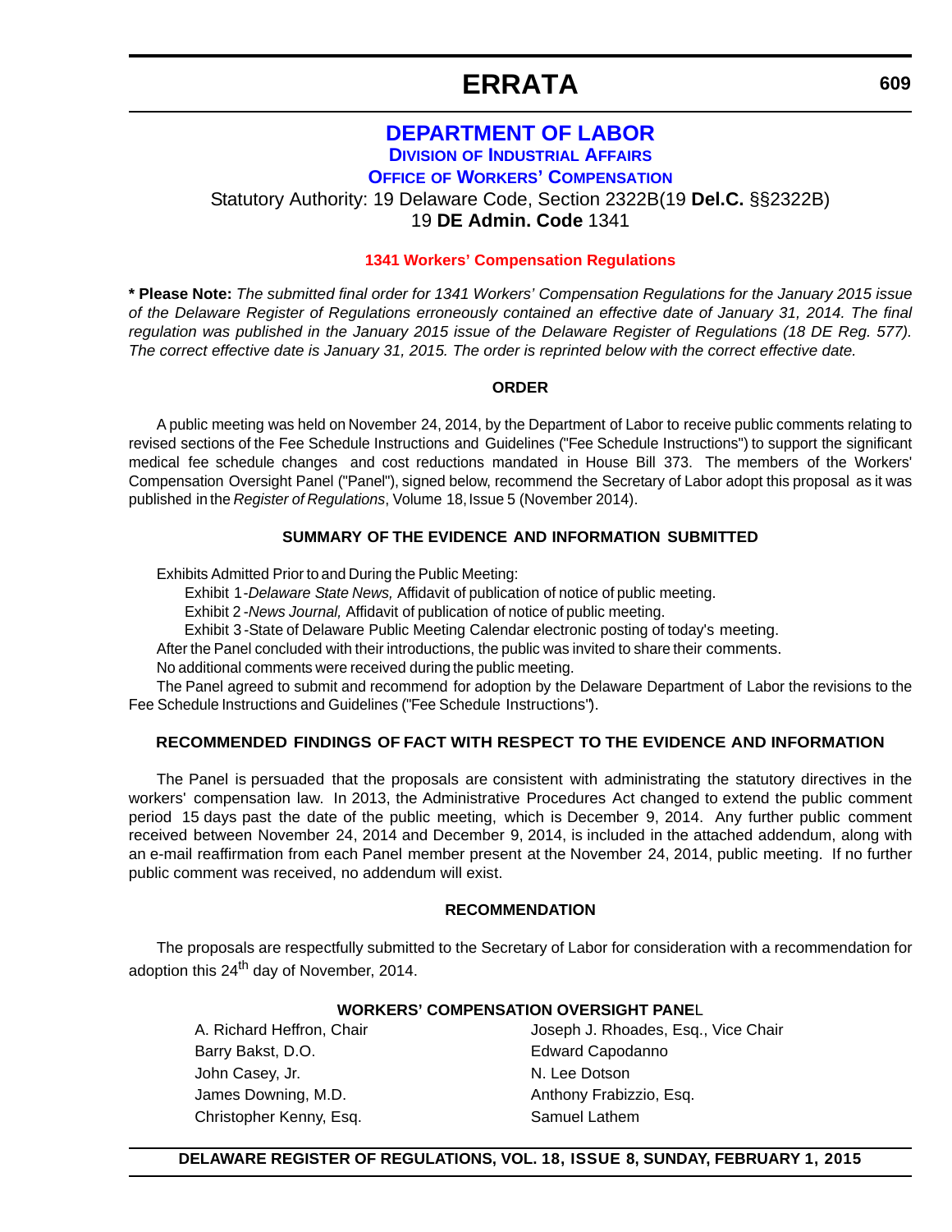# DEPARTMENT OF LABOR

## DIVISION OF INDUSTRIAL AFFAIRS

## OFFICE OF WORKERS' COMPENSATION

Statutory Authority: 19 Delaware Code, Section 2322B(19 **Del.C.** §§2322B)
19 **DE Admin. Code** 1341

### 1341 Workers' Compensation Regulations

**\* Please Note:** *The submitted final order for 1341 Workers' Compensation Regulations for the January 2015 issue of the Delaware Register of Regulations erroneously contained an effective date of January 31, 2014. The final regulation was published in the January 2015 issue of the Delaware Register of Regulations (18 DE Reg. 577). The correct effective date is January 31, 2015. The order is reprinted below with the correct effective date.*

#### ORDER

A public meeting was held on November 24, 2014, by the Department of Labor to receive public comments relating to revised sections of the Fee Schedule Instructions and Guidelines ("Fee Schedule Instructions") to support the significant medical fee schedule changes and cost reductions mandated in House Bill 373. The members of the Workers' Compensation Oversight Panel ("Panel"), signed below, recommend the Secretary of Labor adopt this proposal as it was published in the *Register of Regulations*, Volume 18, Issue 5 (November 2014).

#### SUMMARY OF THE EVIDENCE AND INFORMATION SUBMITTED

Exhibits Admitted Prior to and During the Public Meeting:

Exhibit 1 -*Delaware State News,* Affidavit of publication of notice of public meeting.

Exhibit 2 -*News Journal,* Affidavit of publication of notice of public meeting.

Exhibit 3 -State of Delaware Public Meeting Calendar electronic posting of today's meeting.

After the Panel concluded with their introductions, the public was invited to share their comments.

No additional comments were received during the public meeting.

The Panel agreed to submit and recommend for adoption by the Delaware Department of Labor the revisions to the Fee Schedule Instructions and Guidelines ("Fee Schedule Instructions").

#### RECOMMENDED FINDINGS OF FACT WITH RESPECT TO THE EVIDENCE AND INFORMATION

The Panel is persuaded that the proposals are consistent with administrating the statutory directives in the workers' compensation law. In 2013, the Administrative Procedures Act changed to extend the public comment period 15 days past the date of the public meeting, which is December 9, 2014. Any further public comment received between November 24, 2014 and December 9, 2014, is included in the attached addendum, along with an e-mail reaffirmation from each Panel member present at the November 24, 2014, public meeting. If no further public comment was received, no addendum will exist.

#### RECOMMENDATION

The proposals are respectfully submitted to the Secretary of Labor for consideration with a recommendation for adoption this 24th day of November, 2014.

#### WORKERS' COMPENSATION OVERSIGHT PANEL

| | |
|---|---|
| A. Richard Heffron, Chair | Joseph J. Rhoades, Esq., Vice Chair |
| Barry Bakst, D.O. | Edward Capodanno |
| John Casey, Jr. | N. Lee Dotson |
| James Downing, M.D. | Anthony Frabizzio, Esq. |
| Christopher Kenny, Esq. | Samuel Lathem |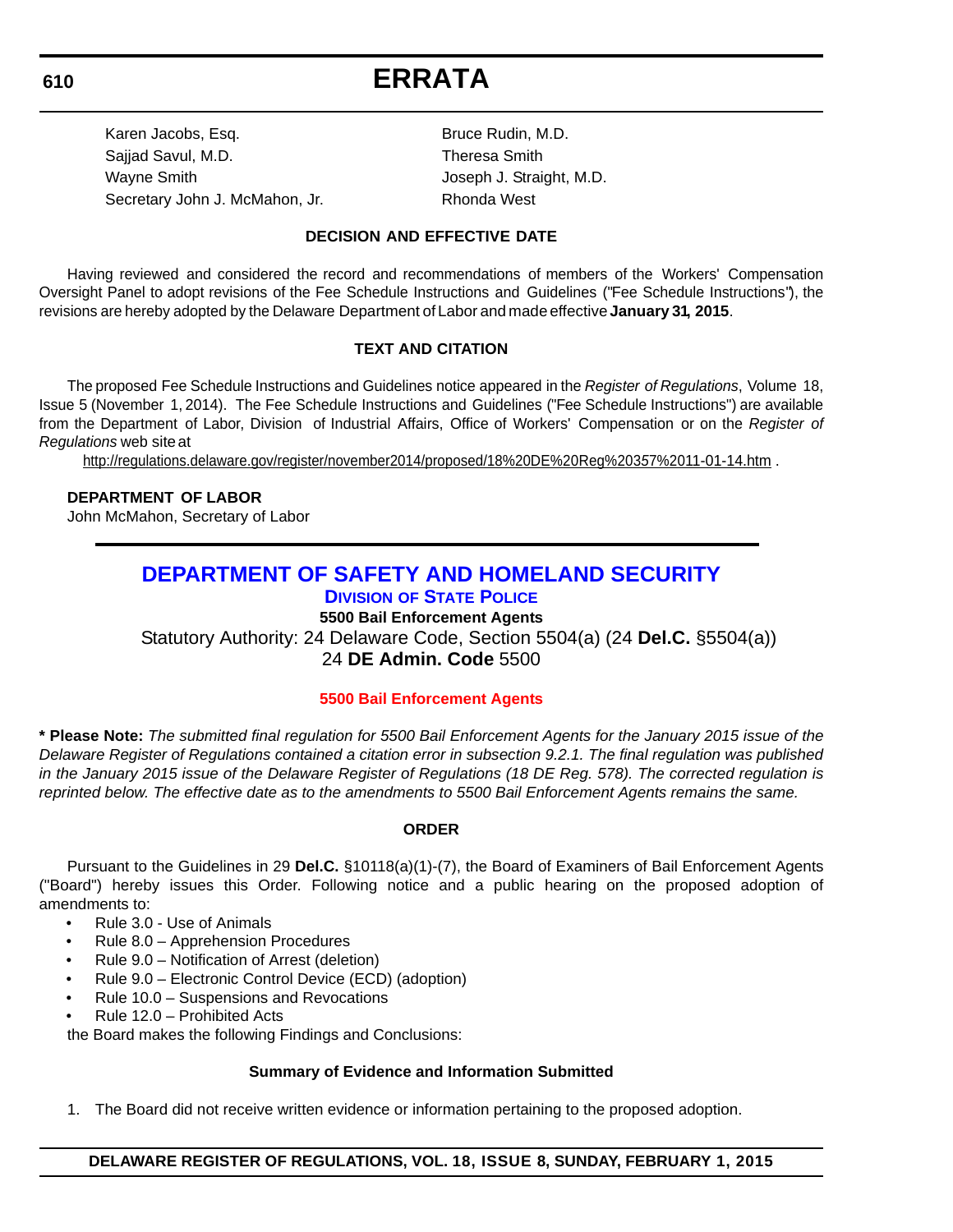Karen Jacobs, Esq.
Sajjad Savul, M.D.
Wayne Smith
Secretary John J. McMahon, Jr.
Bruce Rudin, M.D.
Theresa Smith
Joseph J. Straight, M.D.
Rhonda West

**DECISION AND EFFECTIVE DATE**

Having reviewed and considered the record and recommendations of members of the Workers' Compensation Oversight Panel to adopt revisions of the Fee Schedule Instructions and Guidelines ("Fee Schedule Instructions"), the revisions are hereby adopted by the Delaware Department of Labor and made effective **January 31, 2015**.

**TEXT AND CITATION**

The proposed Fee Schedule Instructions and Guidelines notice appeared in the *Register of Regulations*, Volume 18, Issue 5 (November 1, 2014). The Fee Schedule Instructions and Guidelines ("Fee Schedule Instructions") are available from the Department of Labor, Division of Industrial Affairs, Office of Workers' Compensation or on the *Register of Regulations* web site at

http://regulations.delaware.gov/register/november2014/proposed/18%20DE%20Reg%20357%2011-01-14.htm .

**DEPARTMENT OF LABOR**
John McMahon, Secretary of Labor

## DEPARTMENT OF SAFETY AND HOMELAND SECURITY

### Division of State Police

**5500 Bail Enforcement Agents**

Statutory Authority: 24 Delaware Code, Section 5504(a) (24 **Del.C.** §5504(a))
24 **DE Admin. Code** 5500

**5500 Bail Enforcement Agents**

**\* Please Note:** *The submitted final regulation for 5500 Bail Enforcement Agents for the January 2015 issue of the Delaware Register of Regulations contained a citation error in subsection 9.2.1. The final regulation was published in the January 2015 issue of the Delaware Register of Regulations (18 DE Reg. 578). The corrected regulation is reprinted below. The effective date as to the amendments to 5500 Bail Enforcement Agents remains the same.*

**ORDER**

Pursuant to the Guidelines in 29 **Del.C.** §10118(a)(1)-(7), the Board of Examiners of Bail Enforcement Agents ("Board") hereby issues this Order. Following notice and a public hearing on the proposed adoption of amendments to:

- Rule 3.0 - Use of Animals
- Rule 8.0 – Apprehension Procedures
- Rule 9.0 – Notification of Arrest (deletion)
- Rule 9.0 – Electronic Control Device (ECD) (adoption)
- Rule 10.0 – Suspensions and Revocations
- Rule 12.0 – Prohibited Acts

the Board makes the following Findings and Conclusions:

**Summary of Evidence and Information Submitted**

1. The Board did not receive written evidence or information pertaining to the proposed adoption.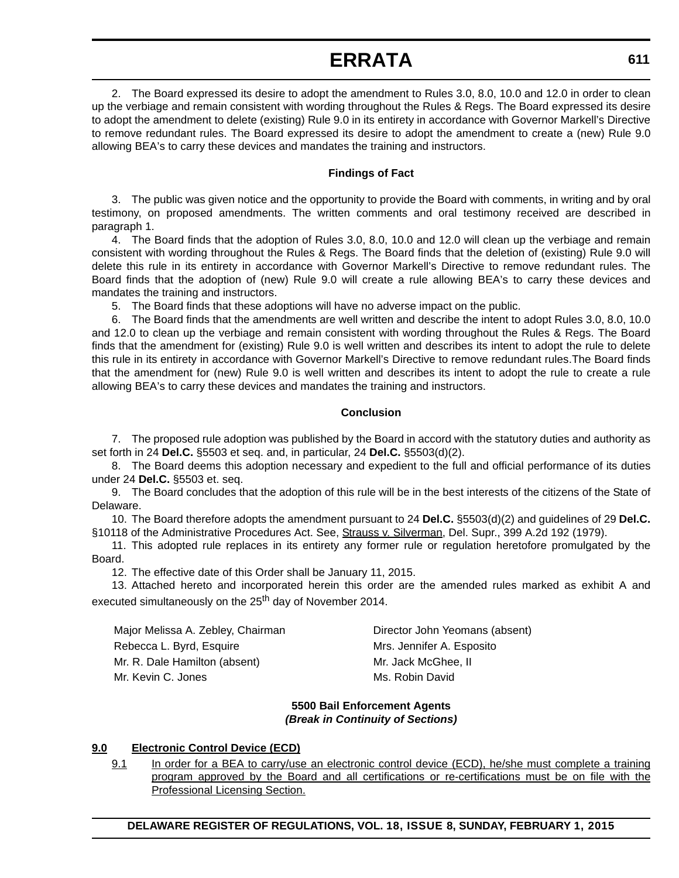2. The Board expressed its desire to adopt the amendment to Rules 3.0, 8.0, 10.0 and 12.0 in order to clean up the verbiage and remain consistent with wording throughout the Rules & Regs. The Board expressed its desire to adopt the amendment to delete (existing) Rule 9.0 in its entirety in accordance with Governor Markell's Directive to remove redundant rules. The Board expressed its desire to adopt the amendment to create a (new) Rule 9.0 allowing BEA's to carry these devices and mandates the training and instructors.

**Findings of Fact**

3. The public was given notice and the opportunity to provide the Board with comments, in writing and by oral testimony, on proposed amendments. The written comments and oral testimony received are described in paragraph 1.

4. The Board finds that the adoption of Rules 3.0, 8.0, 10.0 and 12.0 will clean up the verbiage and remain consistent with wording throughout the Rules & Regs. The Board finds that the deletion of (existing) Rule 9.0 will delete this rule in its entirety in accordance with Governor Markell's Directive to remove redundant rules. The Board finds that the adoption of (new) Rule 9.0 will create a rule allowing BEA's to carry these devices and mandates the training and instructors.

5. The Board finds that these adoptions will have no adverse impact on the public.

6. The Board finds that the amendments are well written and describe the intent to adopt Rules 3.0, 8.0, 10.0 and 12.0 to clean up the verbiage and remain consistent with wording throughout the Rules & Regs. The Board finds that the amendment for (existing) Rule 9.0 is well written and describes its intent to adopt the rule to delete this rule in its entirety in accordance with Governor Markell's Directive to remove redundant rules.The Board finds that the amendment for (new) Rule 9.0 is well written and describes its intent to adopt the rule to create a rule allowing BEA's to carry these devices and mandates the training and instructors.

**Conclusion**

7. The proposed rule adoption was published by the Board in accord with the statutory duties and authority as set forth in 24 **Del.C.** §5503 et seq. and, in particular, 24 **Del.C.** §5503(d)(2).

8. The Board deems this adoption necessary and expedient to the full and official performance of its duties under 24 **Del.C.** §5503 et. seq.

9. The Board concludes that the adoption of this rule will be in the best interests of the citizens of the State of Delaware.

10. The Board therefore adopts the amendment pursuant to 24 **Del.C.** §5503(d)(2) and guidelines of 29 **Del.C.** §10118 of the Administrative Procedures Act. See, Strauss v. Silverman, Del. Supr., 399 A.2d 192 (1979).

11. This adopted rule replaces in its entirety any former rule or regulation heretofore promulgated by the Board.

12. The effective date of this Order shall be January 11, 2015.

13. Attached hereto and incorporated herein this order are the amended rules marked as exhibit A and executed simultaneously on the 25th day of November 2014.

| | |
|---|---|
| Major Melissa A. Zebley, Chairman | Director John Yeomans (absent) |
| Rebecca L. Byrd, Esquire | Mrs. Jennifer A. Esposito |
| Mr. R. Dale Hamilton (absent) | Mr. Jack McGhee, II |
| Mr. Kevin C. Jones | Ms. Robin David |

**5500 Bail Enforcement Agents**
***(Break in Continuity of Sections)***

**<u>9.0 Electronic Control Device (ECD)</u>**

<u>9.1 In order for a BEA to carry/use an electronic control device (ECD), he/she must complete a training program approved by the Board and all certifications or re-certifications must be on file with the Professional Licensing Section.</u>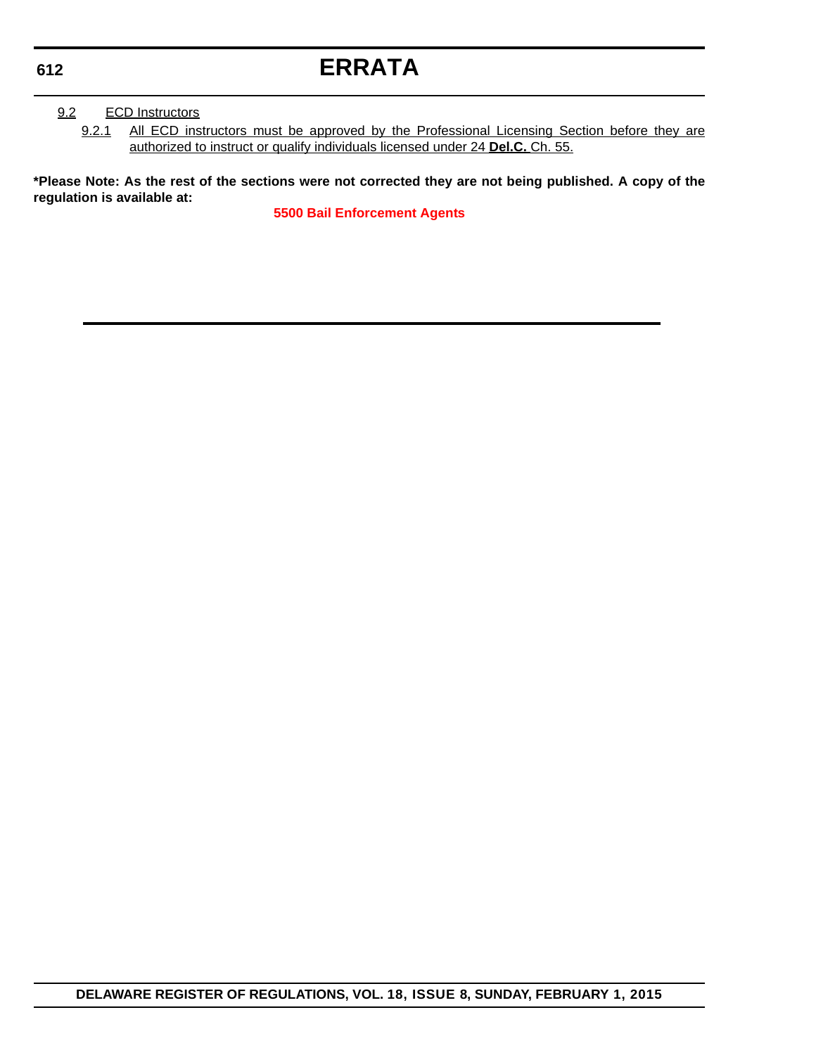9.2 ECD Instructors

9.2.1 All ECD instructors must be approved by the Professional Licensing Section before they are authorized to instruct or qualify individuals licensed under 24 **Del.C.** Ch. 55.

***Please Note: As the rest of the sections were not corrected they are not being published. A copy of the regulation is available at:**

**5500 Bail Enforcement Agents**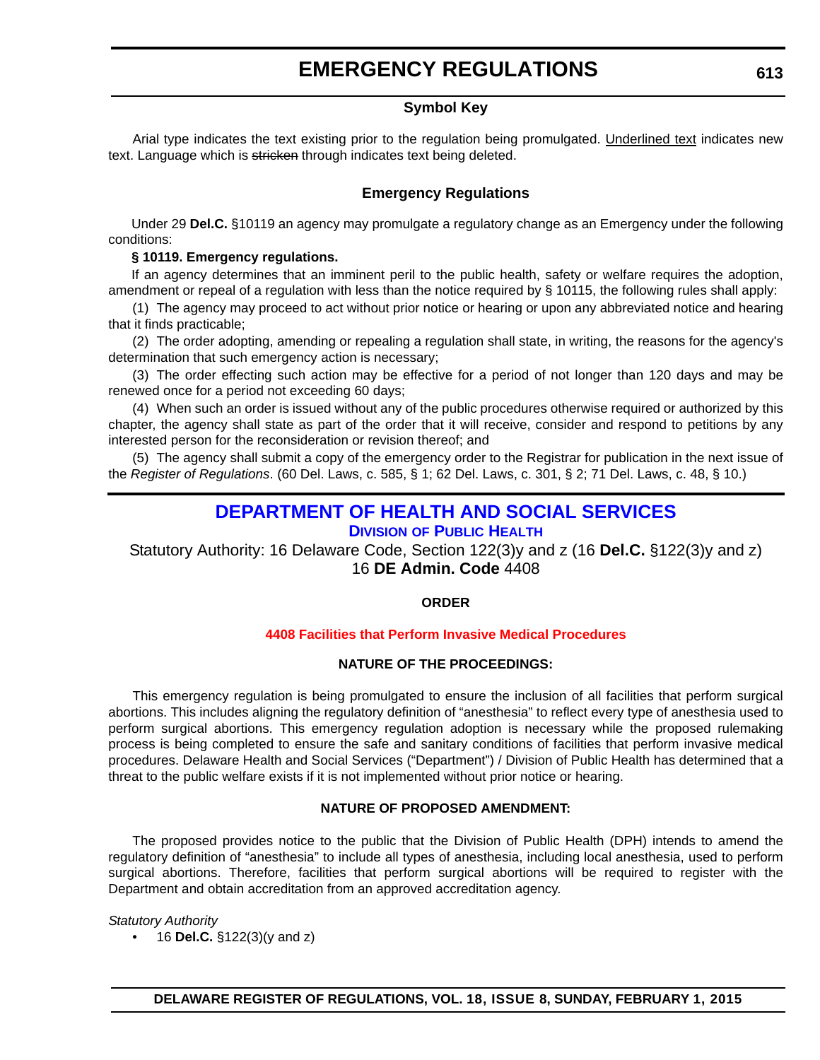# EMERGENCY REGULATIONS

### Symbol Key

Arial type indicates the text existing prior to the regulation being promulgated. Underlined text indicates new text. Language which is ~~stricken~~ through indicates text being deleted.

### Emergency Regulations

Under 29 **Del.C.** §10119 an agency may promulgate a regulatory change as an Emergency under the following conditions:

**§ 10119. Emergency regulations.**

If an agency determines that an imminent peril to the public health, safety or welfare requires the adoption, amendment or repeal of a regulation with less than the notice required by § 10115, the following rules shall apply:

(1) The agency may proceed to act without prior notice or hearing or upon any abbreviated notice and hearing that it finds practicable;

(2) The order adopting, amending or repealing a regulation shall state, in writing, the reasons for the agency's determination that such emergency action is necessary;

(3) The order effecting such action may be effective for a period of not longer than 120 days and may be renewed once for a period not exceeding 60 days;

(4) When such an order is issued without any of the public procedures otherwise required or authorized by this chapter, the agency shall state as part of the order that it will receive, consider and respond to petitions by any interested person for the reconsideration or revision thereof; and

(5) The agency shall submit a copy of the emergency order to the Registrar for publication in the next issue of the *Register of Regulations*. (60 Del. Laws, c. 585, § 1; 62 Del. Laws, c. 301, § 2; 71 Del. Laws, c. 48, § 10.)

## DEPARTMENT OF HEALTH AND SOCIAL SERVICES

### Division of Public Health

Statutory Authority: 16 Delaware Code, Section 122(3)y and z (16 **Del.C.** §122(3)y and z)
16 **DE Admin. Code** 4408

**ORDER**

**4408 Facilities that Perform Invasive Medical Procedures**

**NATURE OF THE PROCEEDINGS:**

This emergency regulation is being promulgated to ensure the inclusion of all facilities that perform surgical abortions. This includes aligning the regulatory definition of "anesthesia" to reflect every type of anesthesia used to perform surgical abortions. This emergency regulation adoption is necessary while the proposed rulemaking process is being completed to ensure the safe and sanitary conditions of facilities that perform invasive medical procedures. Delaware Health and Social Services ("Department") / Division of Public Health has determined that a threat to the public welfare exists if it is not implemented without prior notice or hearing.

**NATURE OF PROPOSED AMENDMENT:**

The proposed provides notice to the public that the Division of Public Health (DPH) intends to amend the regulatory definition of "anesthesia" to include all types of anesthesia, including local anesthesia, used to perform surgical abortions. Therefore, facilities that perform surgical abortions will be required to register with the Department and obtain accreditation from an approved accreditation agency.

*Statutory Authority*

- 16 **Del.C.** §122(3)(y and z)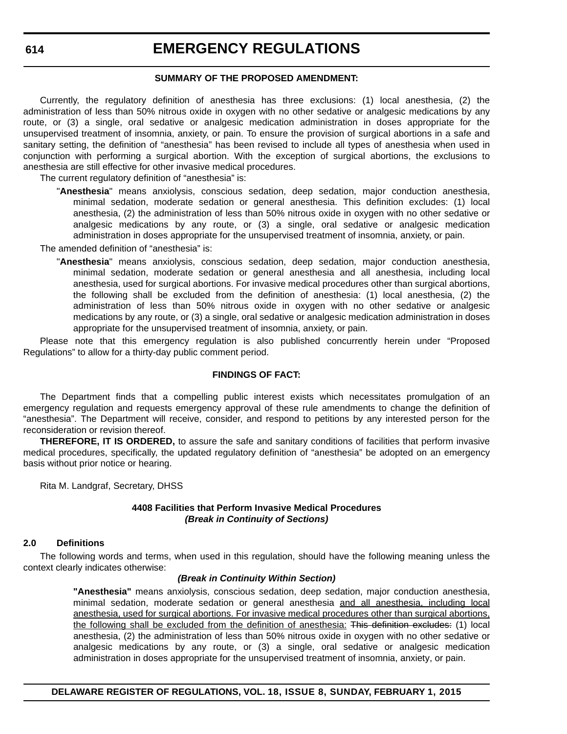#### SUMMARY OF THE PROPOSED AMENDMENT:

Currently, the regulatory definition of anesthesia has three exclusions: (1) local anesthesia, (2) the administration of less than 50% nitrous oxide in oxygen with no other sedative or analgesic medications by any route, or (3) a single, oral sedative or analgesic medication administration in doses appropriate for the unsupervised treatment of insomnia, anxiety, or pain. To ensure the provision of surgical abortions in a safe and sanitary setting, the definition of "anesthesia" has been revised to include all types of anesthesia when used in conjunction with performing a surgical abortion. With the exception of surgical abortions, the exclusions to anesthesia are still effective for other invasive medical procedures.

The current regulatory definition of "anesthesia" is:

> "**Anesthesia**" means anxiolysis, conscious sedation, deep sedation, major conduction anesthesia, minimal sedation, moderate sedation or general anesthesia. This definition excludes: (1) local anesthesia, (2) the administration of less than 50% nitrous oxide in oxygen with no other sedative or analgesic medications by any route, or (3) a single, oral sedative or analgesic medication administration in doses appropriate for the unsupervised treatment of insomnia, anxiety, or pain.

The amended definition of "anesthesia" is:

> "**Anesthesia**" means anxiolysis, conscious sedation, deep sedation, major conduction anesthesia, minimal sedation, moderate sedation or general anesthesia and all anesthesia, including local anesthesia, used for surgical abortions. For invasive medical procedures other than surgical abortions, the following shall be excluded from the definition of anesthesia: (1) local anesthesia, (2) the administration of less than 50% nitrous oxide in oxygen with no other sedative or analgesic medications by any route, or (3) a single, oral sedative or analgesic medication administration in doses appropriate for the unsupervised treatment of insomnia, anxiety, or pain.

Please note that this emergency regulation is also published concurrently herein under "Proposed Regulations" to allow for a thirty-day public comment period.

#### FINDINGS OF FACT:

The Department finds that a compelling public interest exists which necessitates promulgation of an emergency regulation and requests emergency approval of these rule amendments to change the definition of "anesthesia". The Department will receive, consider, and respond to petitions by any interested person for the reconsideration or revision thereof.

**THEREFORE, IT IS ORDERED,** to assure the safe and sanitary conditions of facilities that perform invasive medical procedures, specifically, the updated regulatory definition of "anesthesia" be adopted on an emergency basis without prior notice or hearing.

Rita M. Landgraf, Secretary, DHSS

#### 4408 Facilities that Perform Invasive Medical Procedures
***(Break in Continuity of Sections)***

**2.0 Definitions**

The following words and terms, when used in this regulation, should have the following meaning unless the context clearly indicates otherwise:

***(Break in Continuity Within Section)***

> **"Anesthesia"** means anxiolysis, conscious sedation, deep sedation, major conduction anesthesia, minimal sedation, moderate sedation or general anesthesia <u>and all anesthesia, including local anesthesia, used for surgical abortions. For invasive medical procedures other than surgical abortions, the following shall be excluded from the definition of anesthesia:</u> ~~This definition excludes:~~ (1) local anesthesia, (2) the administration of less than 50% nitrous oxide in oxygen with no other sedative or analgesic medications by any route, or (3) a single, oral sedative or analgesic medication administration in doses appropriate for the unsupervised treatment of insomnia, anxiety, or pain.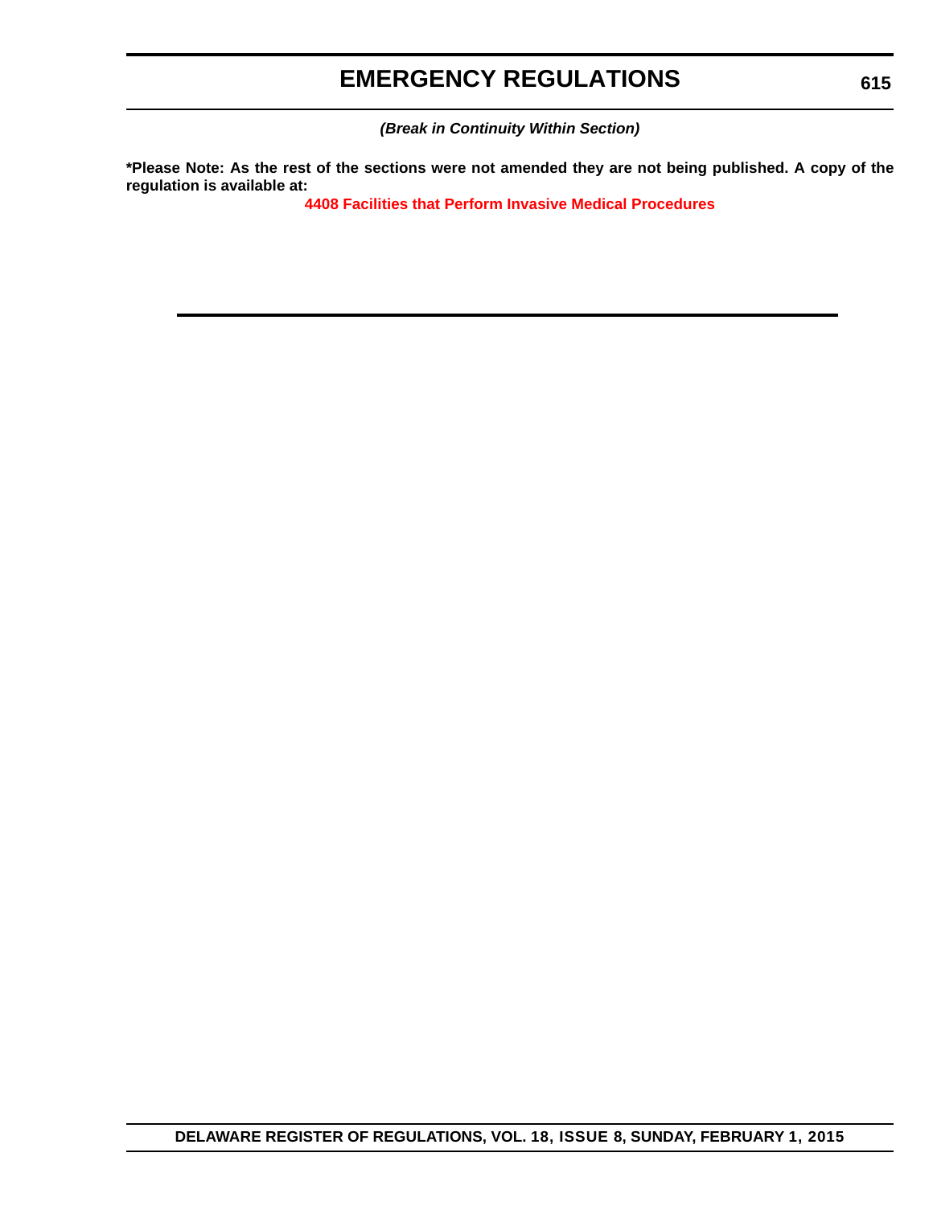*(Break in Continuity Within Section)*

**\*Please Note: As the rest of the sections were not amended they are not being published. A copy of the regulation is available at:**

**4408 Facilities that Perform Invasive Medical Procedures**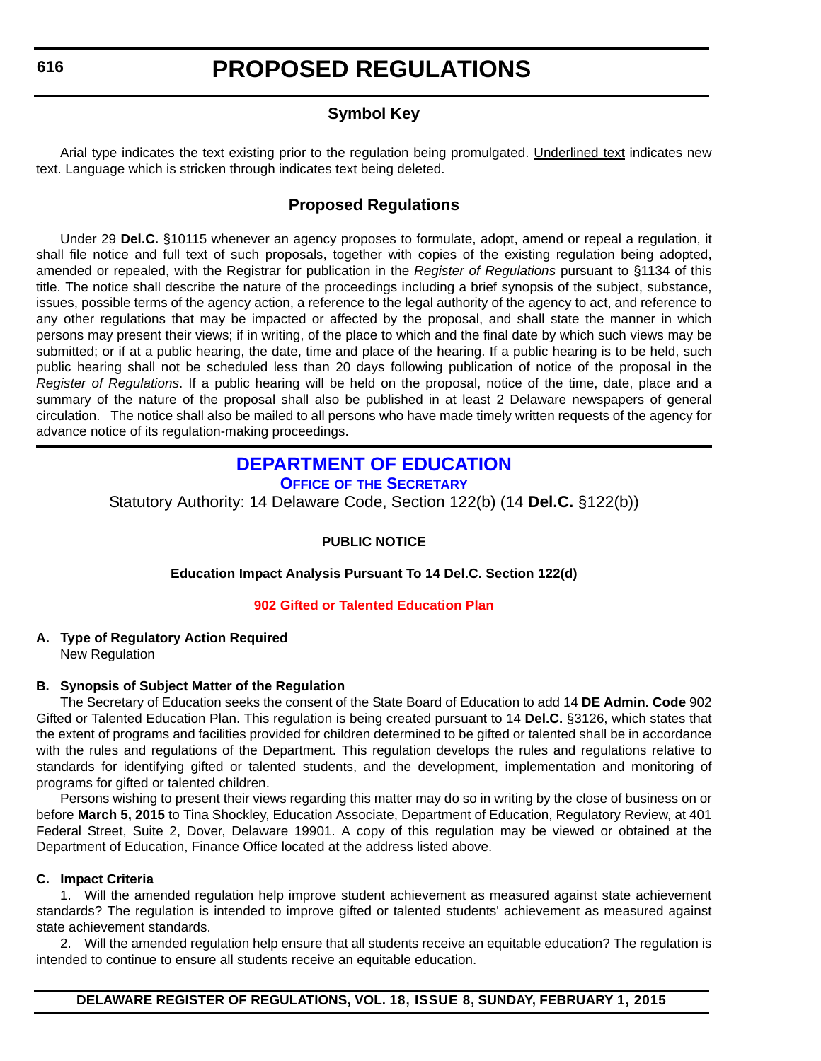# PROPOSED REGULATIONS

## Symbol Key

Arial type indicates the text existing prior to the regulation being promulgated. Underlined text indicates new text. Language which is ~~stricken~~ through indicates text being deleted.

## Proposed Regulations

Under 29 **Del.C.** §10115 whenever an agency proposes to formulate, adopt, amend or repeal a regulation, it shall file notice and full text of such proposals, together with copies of the existing regulation being adopted, amended or repealed, with the Registrar for publication in the *Register of Regulations* pursuant to §1134 of this title. The notice shall describe the nature of the proceedings including a brief synopsis of the subject, substance, issues, possible terms of the agency action, a reference to the legal authority of the agency to act, and reference to any other regulations that may be impacted or affected by the proposal, and shall state the manner in which persons may present their views; if in writing, of the place to which and the final date by which such views may be submitted; or if at a public hearing, the date, time and place of the hearing. If a public hearing is to be held, such public hearing shall not be scheduled less than 20 days following publication of notice of the proposal in the *Register of Regulations*. If a public hearing will be held on the proposal, notice of the time, date, place and a summary of the nature of the proposal shall also be published in at least 2 Delaware newspapers of general circulation. The notice shall also be mailed to all persons who have made timely written requests of the agency for advance notice of its regulation-making proceedings.

## DEPARTMENT OF EDUCATION

### OFFICE OF THE SECRETARY

Statutory Authority: 14 Delaware Code, Section 122(b) (14 **Del.C.** §122(b))

**PUBLIC NOTICE**

**Education Impact Analysis Pursuant To 14 Del.C. Section 122(d)**

**902 Gifted or Talented Education Plan**

**A. Type of Regulatory Action Required**

New Regulation

**B. Synopsis of Subject Matter of the Regulation**

The Secretary of Education seeks the consent of the State Board of Education to add 14 **DE Admin. Code** 902 Gifted or Talented Education Plan. This regulation is being created pursuant to 14 **Del.C.** §3126, which states that the extent of programs and facilities provided for children determined to be gifted or talented shall be in accordance with the rules and regulations of the Department. This regulation develops the rules and regulations relative to standards for identifying gifted or talented students, and the development, implementation and monitoring of programs for gifted or talented children.

Persons wishing to present their views regarding this matter may do so in writing by the close of business on or before **March 5, 2015** to Tina Shockley, Education Associate, Department of Education, Regulatory Review, at 401 Federal Street, Suite 2, Dover, Delaware 19901. A copy of this regulation may be viewed or obtained at the Department of Education, Finance Office located at the address listed above.

**C. Impact Criteria**

1. Will the amended regulation help improve student achievement as measured against state achievement standards? The regulation is intended to improve gifted or talented students' achievement as measured against state achievement standards.

2. Will the amended regulation help ensure that all students receive an equitable education? The regulation is intended to continue to ensure all students receive an equitable education.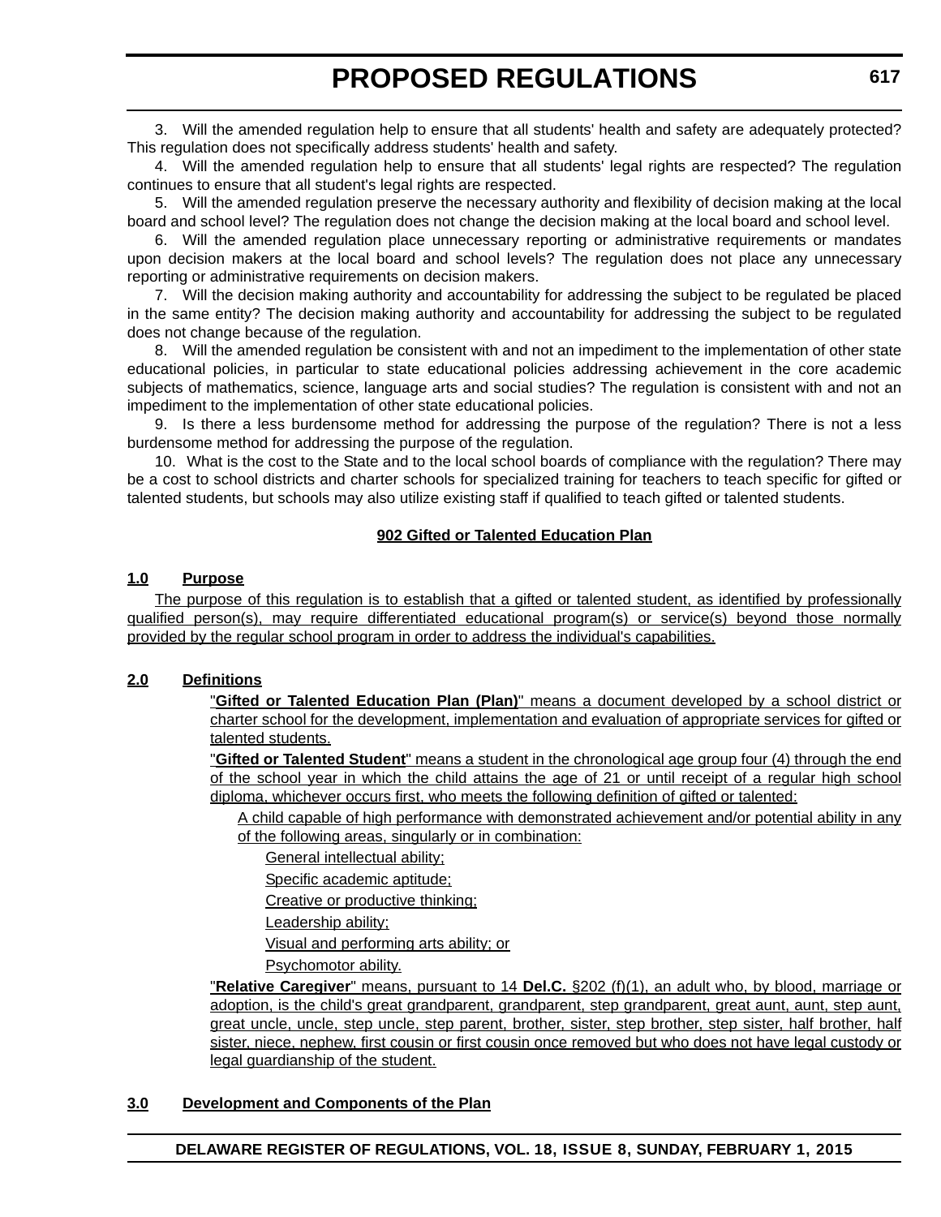3. Will the amended regulation help to ensure that all students' health and safety are adequately protected? This regulation does not specifically address students' health and safety.

4. Will the amended regulation help to ensure that all students' legal rights are respected? The regulation continues to ensure that all student's legal rights are respected.

5. Will the amended regulation preserve the necessary authority and flexibility of decision making at the local board and school level? The regulation does not change the decision making at the local board and school level.

6. Will the amended regulation place unnecessary reporting or administrative requirements or mandates upon decision makers at the local board and school levels? The regulation does not place any unnecessary reporting or administrative requirements on decision makers.

7. Will the decision making authority and accountability for addressing the subject to be regulated be placed in the same entity? The decision making authority and accountability for addressing the subject to be regulated does not change because of the regulation.

8. Will the amended regulation be consistent with and not an impediment to the implementation of other state educational policies, in particular to state educational policies addressing achievement in the core academic subjects of mathematics, science, language arts and social studies? The regulation is consistent with and not an impediment to the implementation of other state educational policies.

9. Is there a less burdensome method for addressing the purpose of the regulation? There is not a less burdensome method for addressing the purpose of the regulation.

10. What is the cost to the State and to the local school boards of compliance with the regulation? There may be a cost to school districts and charter schools for specialized training for teachers to teach specific for gifted or talented students, but schools may also utilize existing staff if qualified to teach gifted or talented students.

## 902 Gifted or Talented Education Plan

### 1.0 Purpose

The purpose of this regulation is to establish that a gifted or talented student, as identified by professionally qualified person(s), may require differentiated educational program(s) or service(s) beyond those normally provided by the regular school program in order to address the individual's capabilities.

### 2.0 Definitions

"**Gifted or Talented Education Plan (Plan)**" means a document developed by a school district or charter school for the development, implementation and evaluation of appropriate services for gifted or talented students.

"**Gifted or Talented Student**" means a student in the chronological age group four (4) through the end of the school year in which the child attains the age of 21 or until receipt of a regular high school diploma, whichever occurs first, who meets the following definition of gifted or talented:

A child capable of high performance with demonstrated achievement and/or potential ability in any of the following areas, singularly or in combination:

General intellectual ability;

Specific academic aptitude;

Creative or productive thinking;

Leadership ability;

Visual and performing arts ability; or

Psychomotor ability.

"**Relative Caregiver**" means, pursuant to 14 **Del.C.** §202 (f)(1), an adult who, by blood, marriage or adoption, is the child's great grandparent, grandparent, step grandparent, great aunt, aunt, step aunt, great uncle, uncle, step uncle, step parent, brother, sister, step brother, step sister, half brother, half sister, niece, nephew, first cousin or first cousin once removed but who does not have legal custody or legal guardianship of the student.

### 3.0 Development and Components of the Plan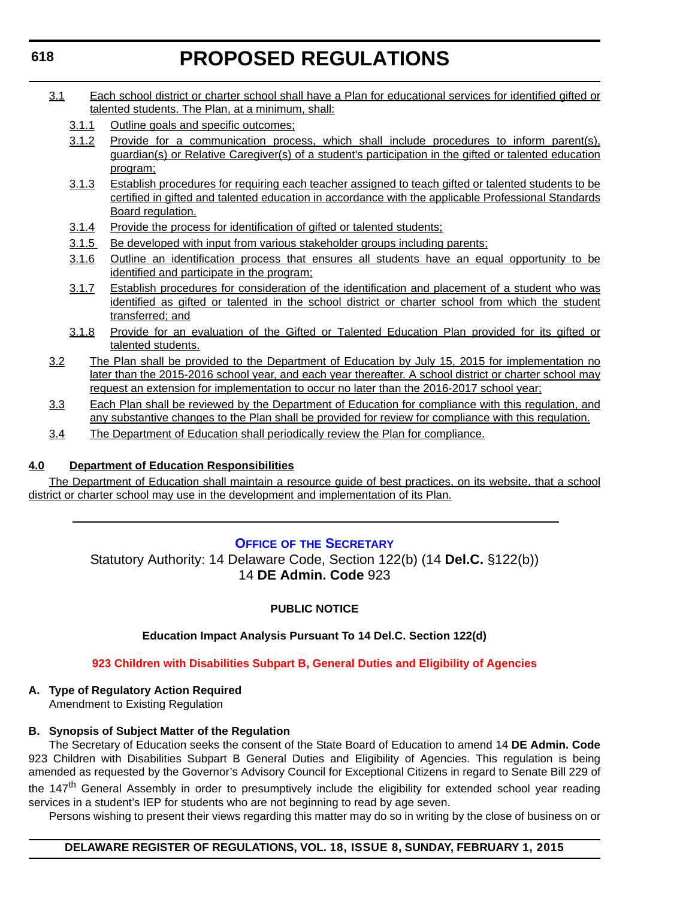3.1 Each school district or charter school shall have a Plan for educational services for identified gifted or talented students. The Plan, at a minimum, shall:

3.1.1 Outline goals and specific outcomes;

3.1.2 Provide for a communication process, which shall include procedures to inform parent(s), guardian(s) or Relative Caregiver(s) of a student's participation in the gifted or talented education program;

3.1.3 Establish procedures for requiring each teacher assigned to teach gifted or talented students to be certified in gifted and talented education in accordance with the applicable Professional Standards Board regulation.

3.1.4 Provide the process for identification of gifted or talented students;

3.1.5 Be developed with input from various stakeholder groups including parents;

3.1.6 Outline an identification process that ensures all students have an equal opportunity to be identified and participate in the program;

3.1.7 Establish procedures for consideration of the identification and placement of a student who was identified as gifted or talented in the school district or charter school from which the student transferred; and

3.1.8 Provide for an evaluation of the Gifted or Talented Education Plan provided for its gifted or talented students.

3.2 The Plan shall be provided to the Department of Education by July 15, 2015 for implementation no later than the 2015-2016 school year, and each year thereafter. A school district or charter school may request an extension for implementation to occur no later than the 2016-2017 school year;

3.3 Each Plan shall be reviewed by the Department of Education for compliance with this regulation, and any substantive changes to the Plan shall be provided for review for compliance with this regulation.

3.4 The Department of Education shall periodically review the Plan for compliance.

**4.0 Department of Education Responsibilities**

The Department of Education shall maintain a resource guide of best practices, on its website, that a school district or charter school may use in the development and implementation of its Plan.

---

## Office of the Secretary

Statutory Authority: 14 Delaware Code, Section 122(b) (14 **Del.C.** §122(b))
14 **DE Admin. Code** 923

**PUBLIC NOTICE**

**Education Impact Analysis Pursuant To 14 Del.C. Section 122(d)**

**923 Children with Disabilities Subpart B, General Duties and Eligibility of Agencies**

**A. Type of Regulatory Action Required**

Amendment to Existing Regulation

**B. Synopsis of Subject Matter of the Regulation**

The Secretary of Education seeks the consent of the State Board of Education to amend 14 **DE Admin. Code** 923 Children with Disabilities Subpart B General Duties and Eligibility of Agencies. This regulation is being amended as requested by the Governor's Advisory Council for Exceptional Citizens in regard to Senate Bill 229 of the 147th General Assembly in order to presumptively include the eligibility for extended school year reading services in a student's IEP for students who are not beginning to read by age seven.

Persons wishing to present their views regarding this matter may do so in writing by the close of business on or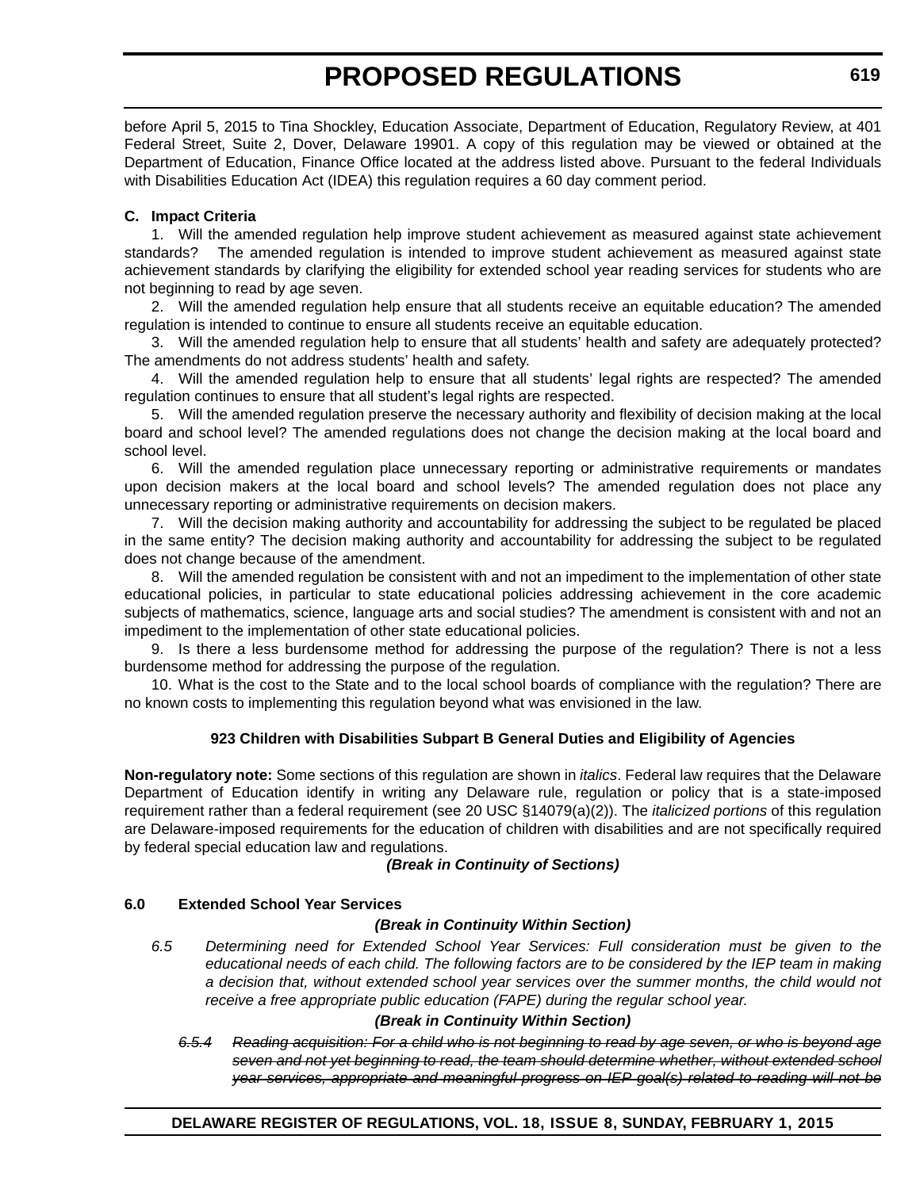before April 5, 2015 to Tina Shockley, Education Associate, Department of Education, Regulatory Review, at 401 Federal Street, Suite 2, Dover, Delaware 19901. A copy of this regulation may be viewed or obtained at the Department of Education, Finance Office located at the address listed above. Pursuant to the federal Individuals with Disabilities Education Act (IDEA) this regulation requires a 60 day comment period.

**C. Impact Criteria**

1. Will the amended regulation help improve student achievement as measured against state achievement standards? The amended regulation is intended to improve student achievement as measured against state achievement standards by clarifying the eligibility for extended school year reading services for students who are not beginning to read by age seven.

2. Will the amended regulation help ensure that all students receive an equitable education? The amended regulation is intended to continue to ensure all students receive an equitable education.

3. Will the amended regulation help to ensure that all students' health and safety are adequately protected? The amendments do not address students' health and safety.

4. Will the amended regulation help to ensure that all students' legal rights are respected? The amended regulation continues to ensure that all student's legal rights are respected.

5. Will the amended regulation preserve the necessary authority and flexibility of decision making at the local board and school level? The amended regulations does not change the decision making at the local board and school level.

6. Will the amended regulation place unnecessary reporting or administrative requirements or mandates upon decision makers at the local board and school levels? The amended regulation does not place any unnecessary reporting or administrative requirements on decision makers.

7. Will the decision making authority and accountability for addressing the subject to be regulated be placed in the same entity? The decision making authority and accountability for addressing the subject to be regulated does not change because of the amendment.

8. Will the amended regulation be consistent with and not an impediment to the implementation of other state educational policies, in particular to state educational policies addressing achievement in the core academic subjects of mathematics, science, language arts and social studies? The amendment is consistent with and not an impediment to the implementation of other state educational policies.

9. Is there a less burdensome method for addressing the purpose of the regulation? There is not a less burdensome method for addressing the purpose of the regulation.

10. What is the cost to the State and to the local school boards of compliance with the regulation? There are no known costs to implementing this regulation beyond what was envisioned in the law.

**923 Children with Disabilities Subpart B General Duties and Eligibility of Agencies**

**Non-regulatory note:** Some sections of this regulation are shown in *italics*. Federal law requires that the Delaware Department of Education identify in writing any Delaware rule, regulation or policy that is a state-imposed requirement rather than a federal requirement (see 20 USC §14079(a)(2)). The *italicized portions* of this regulation are Delaware-imposed requirements for the education of children with disabilities and are not specifically required by federal special education law and regulations.

***(Break in Continuity of Sections)***

**6.0 Extended School Year Services**

***(Break in Continuity Within Section)***

*6.5 Determining need for Extended School Year Services: Full consideration must be given to the educational needs of each child. The following factors are to be considered by the IEP team in making a decision that, without extended school year services over the summer months, the child would not receive a free appropriate public education (FAPE) during the regular school year.*

***(Break in Continuity Within Section)***

~~*6.5.4 Reading acquisition: For a child who is not beginning to read by age seven, or who is beyond age seven and not yet beginning to read, the team should determine whether, without extended school year services, appropriate and meaningful progress on IEP goal(s) related to reading will not be*~~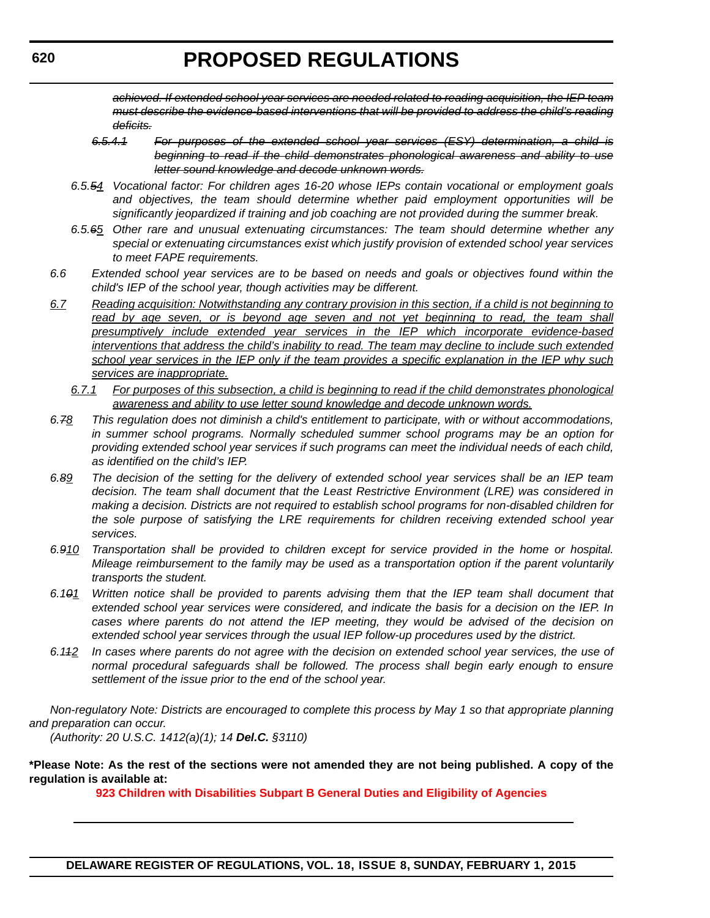~~*achieved. If extended school year services are needed related to reading acquisition, the IEP team must describe the evidence-based interventions that will be provided to address the child's reading deficits.*~~

~~*6.5.4.1 For purposes of the extended school year services (ESY) determination, a child is beginning to read if the child demonstrates phonological awareness and ability to use letter sound knowledge and decode unknown words.*~~

*6.5.~~5~~<u>4</u> Vocational factor: For children ages 16-20 whose IEPs contain vocational or employment goals and objectives, the team should determine whether paid employment opportunities will be significantly jeopardized if training and job coaching are not provided during the summer break.*

*6.5.~~6~~<u>5</u> Other rare and unusual extenuating circumstances: The team should determine whether any special or extenuating circumstances exist which justify provision of extended school year services to meet FAPE requirements.*

*6.6 Extended school year services are to be based on needs and goals or objectives found within the child's IEP of the school year, though activities may be different.*

<u>*6.7 Reading acquisition: Notwithstanding any contrary provision in this section, if a child is not beginning to read by age seven, or is beyond age seven and not yet beginning to read, the team shall presumptively include extended year services in the IEP which incorporate evidence-based interventions that address the child's inability to read. The team may decline to include such extended school year services in the IEP only if the team provides a specific explanation in the IEP why such services are inappropriate.*</u>

<u>*6.7.1 For purposes of this subsection, a child is beginning to read if the child demonstrates phonological awareness and ability to use letter sound knowledge and decode unknown words.*</u>

*6.~~7~~<u>8</u> This regulation does not diminish a child's entitlement to participate, with or without accommodations, in summer school programs. Normally scheduled summer school programs may be an option for providing extended school year services if such programs can meet the individual needs of each child, as identified on the child's IEP.*

*6.~~8~~<u>9</u> The decision of the setting for the delivery of extended school year services shall be an IEP team decision. The team shall document that the Least Restrictive Environment (LRE) was considered in making a decision. Districts are not required to establish school programs for non-disabled children for the sole purpose of satisfying the LRE requirements for children receiving extended school year services.*

*6.~~9~~<u>10</u> Transportation shall be provided to children except for service provided in the home or hospital. Mileage reimbursement to the family may be used as a transportation option if the parent voluntarily transports the student.*

*6.1~~0~~<u>1</u> Written notice shall be provided to parents advising them that the IEP team shall document that extended school year services were considered, and indicate the basis for a decision on the IEP. In cases where parents do not attend the IEP meeting, they would be advised of the decision on extended school year services through the usual IEP follow-up procedures used by the district.*

*6.1~~1~~<u>2</u> In cases where parents do not agree with the decision on extended school year services, the use of normal procedural safeguards shall be followed. The process shall begin early enough to ensure settlement of the issue prior to the end of the school year.*

*Non-regulatory Note: Districts are encouraged to complete this process by May 1 so that appropriate planning and preparation can occur.*

*(Authority: 20 U.S.C. 1412(a)(1); 14 **Del.C.** §3110)*

**\*Please Note: As the rest of the sections were not amended they are not being published. A copy of the regulation is available at:**

**923 Children with Disabilities Subpart B General Duties and Eligibility of Agencies**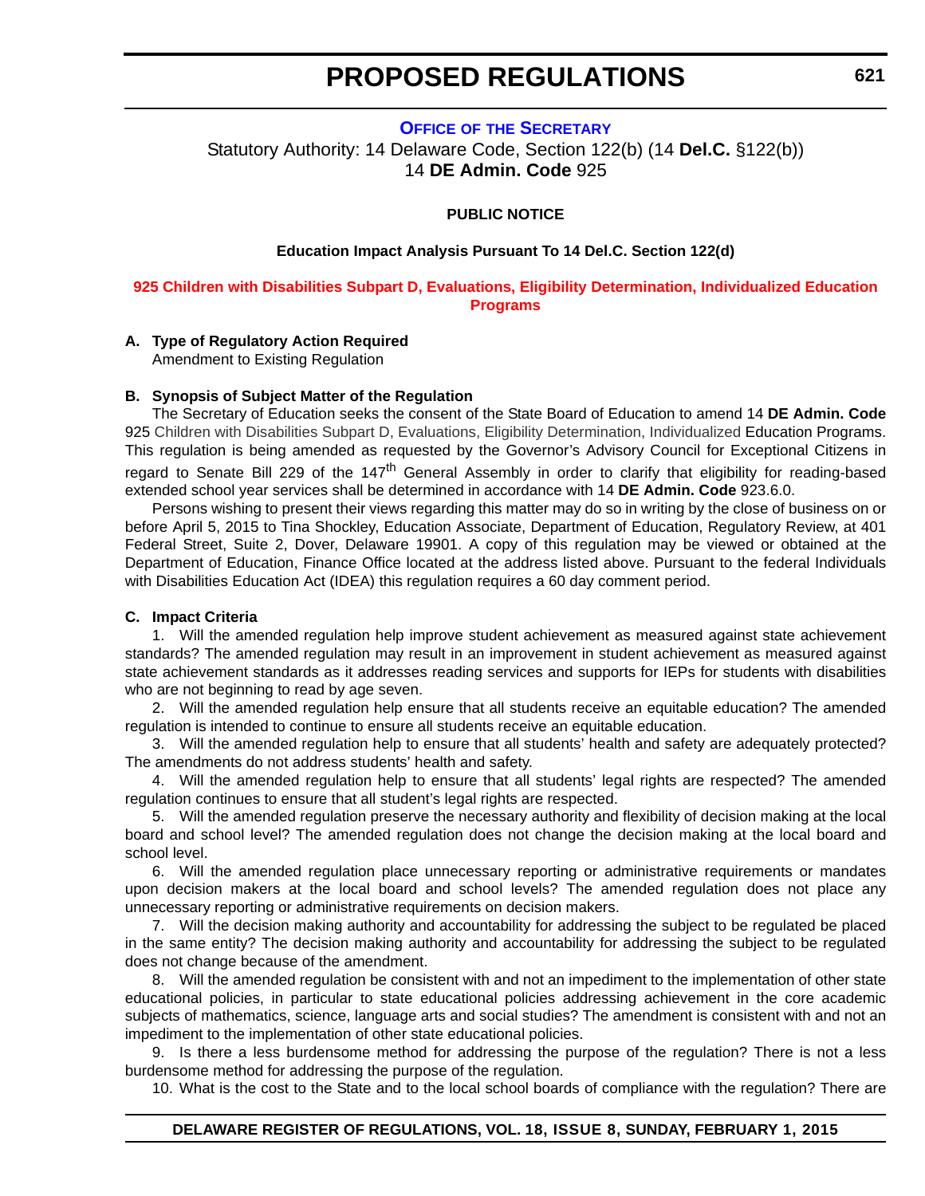# PROPOSED REGULATIONS

**OFFICE OF THE SECRETARY**

Statutory Authority: 14 Delaware Code, Section 122(b) (14 **Del.C.** §122(b))
14 **DE Admin. Code** 925

**PUBLIC NOTICE**

**Education Impact Analysis Pursuant To 14 Del.C. Section 122(d)**

**925 Children with Disabilities Subpart D, Evaluations, Eligibility Determination, Individualized Education Programs**

**A. Type of Regulatory Action Required**

Amendment to Existing Regulation

**B. Synopsis of Subject Matter of the Regulation**

The Secretary of Education seeks the consent of the State Board of Education to amend 14 **DE Admin. Code** 925 Children with Disabilities Subpart D, Evaluations, Eligibility Determination, Individualized Education Programs. This regulation is being amended as requested by the Governor's Advisory Council for Exceptional Citizens in regard to Senate Bill 229 of the 147th General Assembly in order to clarify that eligibility for reading-based extended school year services shall be determined in accordance with 14 **DE Admin. Code** 923.6.0.

Persons wishing to present their views regarding this matter may do so in writing by the close of business on or before April 5, 2015 to Tina Shockley, Education Associate, Department of Education, Regulatory Review, at 401 Federal Street, Suite 2, Dover, Delaware 19901. A copy of this regulation may be viewed or obtained at the Department of Education, Finance Office located at the address listed above. Pursuant to the federal Individuals with Disabilities Education Act (IDEA) this regulation requires a 60 day comment period.

**C. Impact Criteria**

1. Will the amended regulation help improve student achievement as measured against state achievement standards? The amended regulation may result in an improvement in student achievement as measured against state achievement standards as it addresses reading services and supports for IEPs for students with disabilities who are not beginning to read by age seven.

2. Will the amended regulation help ensure that all students receive an equitable education? The amended regulation is intended to continue to ensure all students receive an equitable education.

3. Will the amended regulation help to ensure that all students' health and safety are adequately protected? The amendments do not address students' health and safety.

4. Will the amended regulation help to ensure that all students' legal rights are respected? The amended regulation continues to ensure that all student's legal rights are respected.

5. Will the amended regulation preserve the necessary authority and flexibility of decision making at the local board and school level? The amended regulation does not change the decision making at the local board and school level.

6. Will the amended regulation place unnecessary reporting or administrative requirements or mandates upon decision makers at the local board and school levels? The amended regulation does not place any unnecessary reporting or administrative requirements on decision makers.

7. Will the decision making authority and accountability for addressing the subject to be regulated be placed in the same entity? The decision making authority and accountability for addressing the subject to be regulated does not change because of the amendment.

8. Will the amended regulation be consistent with and not an impediment to the implementation of other state educational policies, in particular to state educational policies addressing achievement in the core academic subjects of mathematics, science, language arts and social studies? The amendment is consistent with and not an impediment to the implementation of other state educational policies.

9. Is there a less burdensome method for addressing the purpose of the regulation? There is not a less burdensome method for addressing the purpose of the regulation.

10. What is the cost to the State and to the local school boards of compliance with the regulation? There are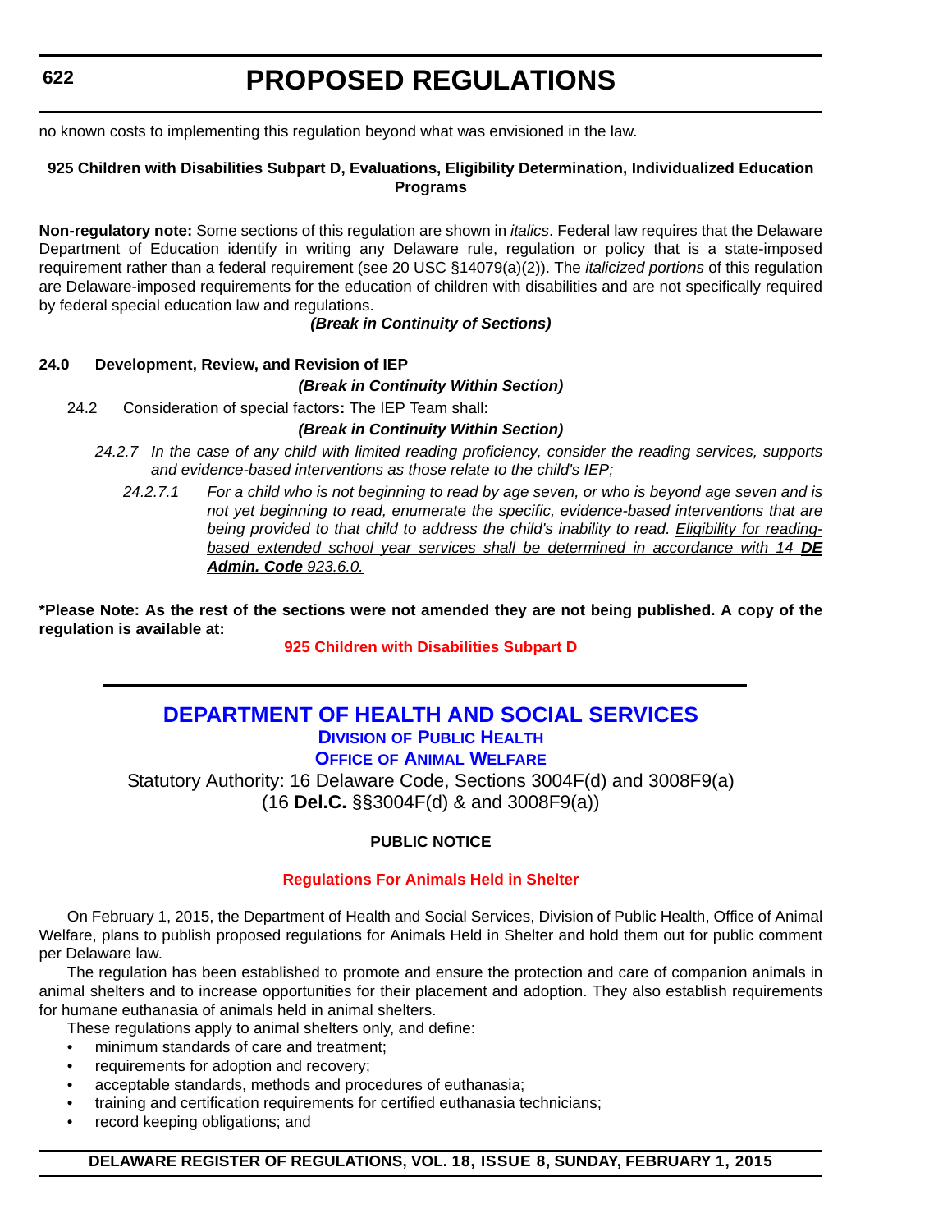no known costs to implementing this regulation beyond what was envisioned in the law.

**925 Children with Disabilities Subpart D, Evaluations, Eligibility Determination, Individualized Education Programs**

**Non-regulatory note:** Some sections of this regulation are shown in *italics*. Federal law requires that the Delaware Department of Education identify in writing any Delaware rule, regulation or policy that is a state-imposed requirement rather than a federal requirement (see 20 USC §14079(a)(2)). The *italicized portions* of this regulation are Delaware-imposed requirements for the education of children with disabilities and are not specifically required by federal special education law and regulations.

***(Break in Continuity of Sections)***

**24.0 Development, Review, and Revision of IEP**

***(Break in Continuity Within Section)***

24.2 Consideration of special factors**:** The IEP Team shall:

***(Break in Continuity Within Section)***

*24.2.7 In the case of any child with limited reading proficiency, consider the reading services, supports and evidence-based interventions as those relate to the child's IEP;*

*24.2.7.1 For a child who is not beginning to read by age seven, or who is beyond age seven and is not yet beginning to read, enumerate the specific, evidence-based interventions that are being provided to that child to address the child's inability to read.* *<u>Eligibility for reading-based extended school year services shall be determined in accordance with 14 **DE Admin. Code** 923.6.0.</u>*

**\*Please Note: As the rest of the sections were not amended they are not being published. A copy of the regulation is available at:**

**925 Children with Disabilities Subpart D**

## DEPARTMENT OF HEALTH AND SOCIAL SERVICES

### Division of Public Health

### Office of Animal Welfare

Statutory Authority: 16 Delaware Code, Sections 3004F(d) and 3008F9(a) (16 **Del.C.** §§3004F(d) & and 3008F9(a))

**PUBLIC NOTICE**

**Regulations For Animals Held in Shelter**

On February 1, 2015, the Department of Health and Social Services, Division of Public Health, Office of Animal Welfare, plans to publish proposed regulations for Animals Held in Shelter and hold them out for public comment per Delaware law.

The regulation has been established to promote and ensure the protection and care of companion animals in animal shelters and to increase opportunities for their placement and adoption. They also establish requirements for humane euthanasia of animals held in animal shelters.

These regulations apply to animal shelters only, and define:

- minimum standards of care and treatment;
- requirements for adoption and recovery;
- acceptable standards, methods and procedures of euthanasia;
- training and certification requirements for certified euthanasia technicians;
- record keeping obligations; and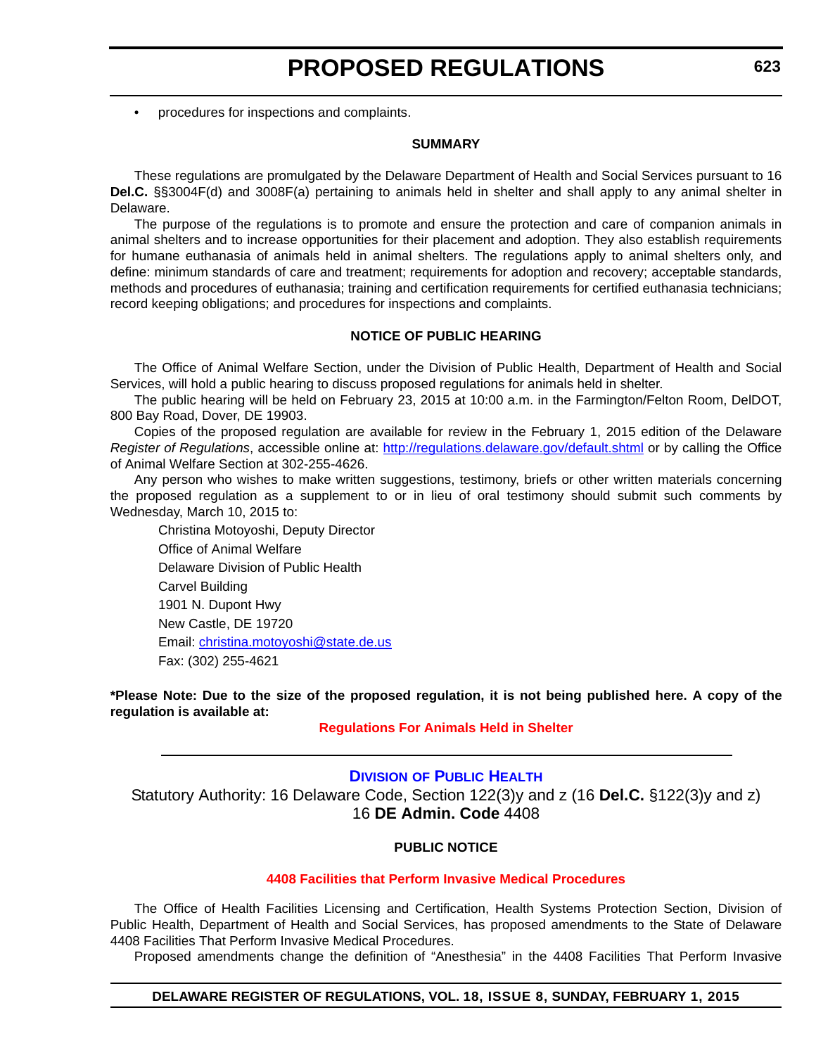- procedures for inspections and complaints.

**SUMMARY**

These regulations are promulgated by the Delaware Department of Health and Social Services pursuant to 16 **Del.C.** §§3004F(d) and 3008F(a) pertaining to animals held in shelter and shall apply to any animal shelter in Delaware.

The purpose of the regulations is to promote and ensure the protection and care of companion animals in animal shelters and to increase opportunities for their placement and adoption. They also establish requirements for humane euthanasia of animals held in animal shelters. The regulations apply to animal shelters only, and define: minimum standards of care and treatment; requirements for adoption and recovery; acceptable standards, methods and procedures of euthanasia; training and certification requirements for certified euthanasia technicians; record keeping obligations; and procedures for inspections and complaints.

**NOTICE OF PUBLIC HEARING**

The Office of Animal Welfare Section, under the Division of Public Health, Department of Health and Social Services, will hold a public hearing to discuss proposed regulations for animals held in shelter.

The public hearing will be held on February 23, 2015 at 10:00 a.m. in the Farmington/Felton Room, DelDOT, 800 Bay Road, Dover, DE 19903.

Copies of the proposed regulation are available for review in the February 1, 2015 edition of the Delaware *Register of Regulations*, accessible online at: http://regulations.delaware.gov/default.shtml or by calling the Office of Animal Welfare Section at 302-255-4626.

Any person who wishes to make written suggestions, testimony, briefs or other written materials concerning the proposed regulation as a supplement to or in lieu of oral testimony should submit such comments by Wednesday, March 10, 2015 to:

Christina Motoyoshi, Deputy Director
Office of Animal Welfare
Delaware Division of Public Health
Carvel Building
1901 N. Dupont Hwy
New Castle, DE 19720
Email: christina.motoyoshi@state.de.us
Fax: (302) 255-4621

**\*Please Note: Due to the size of the proposed regulation, it is not being published here. A copy of the regulation is available at:**

**Regulations For Animals Held in Shelter**

---

## DIVISION OF PUBLIC HEALTH

Statutory Authority: 16 Delaware Code, Section 122(3)y and z (16 **Del.C.** §122(3)y and z)
16 **DE Admin. Code** 4408

**PUBLIC NOTICE**

**4408 Facilities that Perform Invasive Medical Procedures**

The Office of Health Facilities Licensing and Certification, Health Systems Protection Section, Division of Public Health, Department of Health and Social Services, has proposed amendments to the State of Delaware 4408 Facilities That Perform Invasive Medical Procedures.

Proposed amendments change the definition of "Anesthesia" in the 4408 Facilities That Perform Invasive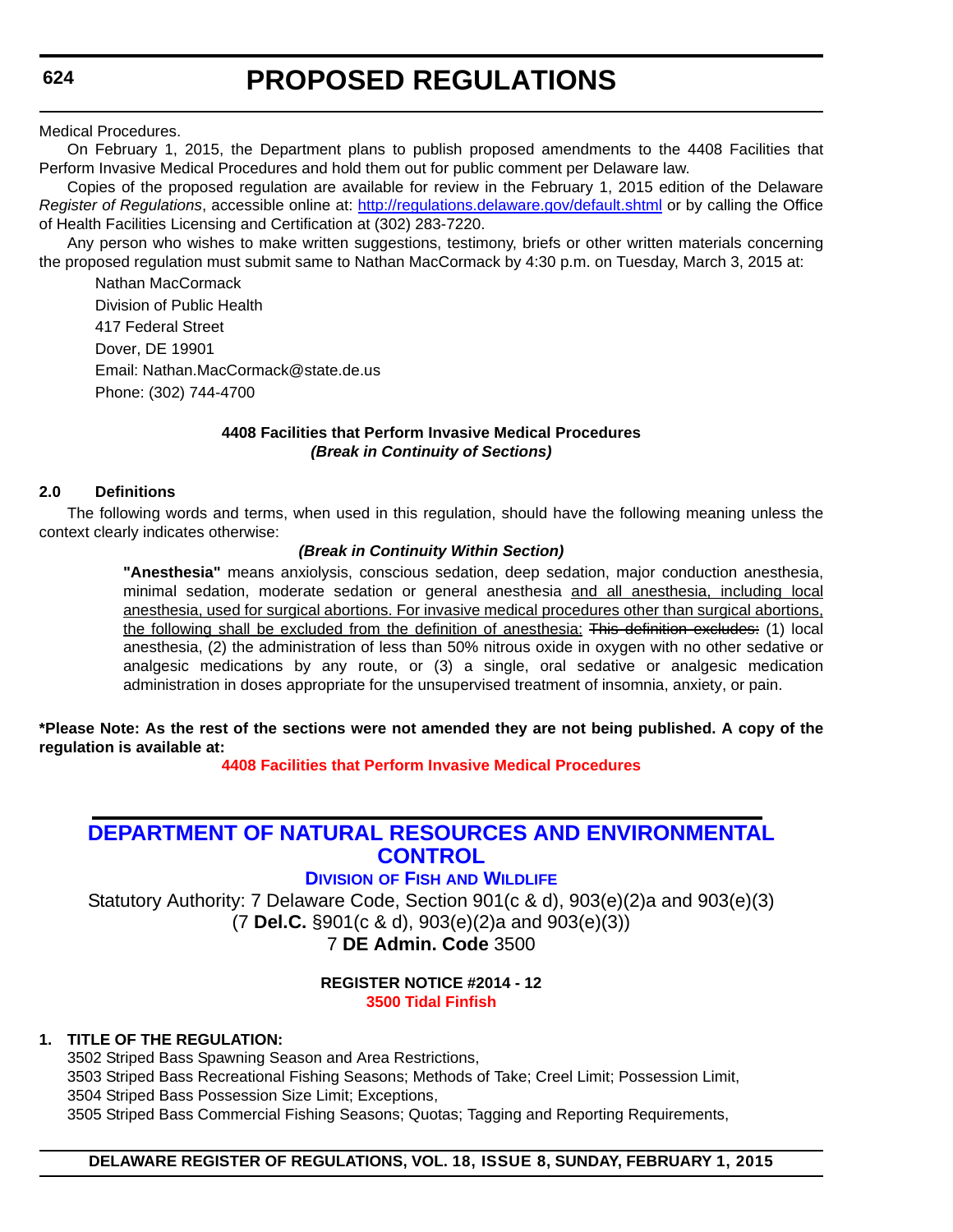Medical Procedures.

On February 1, 2015, the Department plans to publish proposed amendments to the 4408 Facilities that Perform Invasive Medical Procedures and hold them out for public comment per Delaware law.

Copies of the proposed regulation are available for review in the February 1, 2015 edition of the Delaware *Register of Regulations*, accessible online at: http://regulations.delaware.gov/default.shtml or by calling the Office of Health Facilities Licensing and Certification at (302) 283-7220.

Any person who wishes to make written suggestions, testimony, briefs or other written materials concerning the proposed regulation must submit same to Nathan MacCormack by 4:30 p.m. on Tuesday, March 3, 2015 at:

Nathan MacCormack
Division of Public Health
417 Federal Street
Dover, DE 19901
Email: Nathan.MacCormack@state.de.us
Phone: (302) 744-4700

**4408 Facilities that Perform Invasive Medical Procedures**
***(Break in Continuity of Sections)***

**2.0 Definitions**

The following words and terms, when used in this regulation, should have the following meaning unless the context clearly indicates otherwise:

***(Break in Continuity Within Section)***

**"Anesthesia"** means anxiolysis, conscious sedation, deep sedation, major conduction anesthesia, minimal sedation, moderate sedation or general anesthesia <u>and all anesthesia, including local anesthesia, used for surgical abortions. For invasive medical procedures other than surgical abortions, the following shall be excluded from the definition of anesthesia:</u> ~~This definition excludes:~~ (1) local anesthesia, (2) the administration of less than 50% nitrous oxide in oxygen with no other sedative or analgesic medications by any route, or (3) a single, oral sedative or analgesic medication administration in doses appropriate for the unsupervised treatment of insomnia, anxiety, or pain.

**\*Please Note: As the rest of the sections were not amended they are not being published. A copy of the regulation is available at:**

**4408 Facilities that Perform Invasive Medical Procedures**

## DEPARTMENT OF NATURAL RESOURCES AND ENVIRONMENTAL CONTROL

### DIVISION OF FISH AND WILDLIFE

Statutory Authority: 7 Delaware Code, Section 901(c & d), 903(e)(2)a and 903(e)(3)
(7 **Del.C.** §901(c & d), 903(e)(2)a and 903(e)(3))
7 **DE Admin. Code** 3500

**REGISTER NOTICE #2014 - 12**
**3500 Tidal Finfish**

**1. TITLE OF THE REGULATION:**

3502 Striped Bass Spawning Season and Area Restrictions,
3503 Striped Bass Recreational Fishing Seasons; Methods of Take; Creel Limit; Possession Limit,
3504 Striped Bass Possession Size Limit; Exceptions,
3505 Striped Bass Commercial Fishing Seasons; Quotas; Tagging and Reporting Requirements,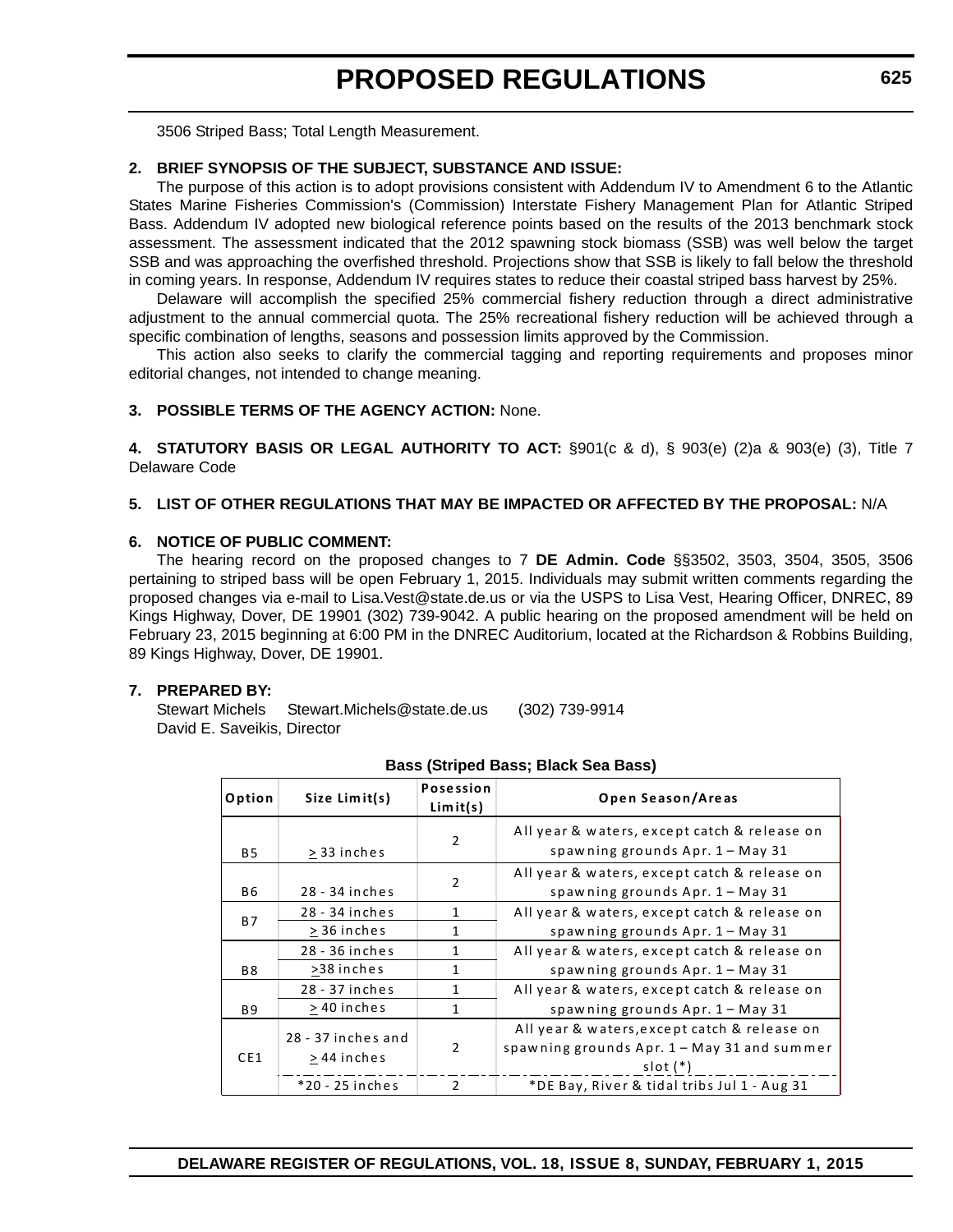3506 Striped Bass; Total Length Measurement.

**2. BRIEF SYNOPSIS OF THE SUBJECT, SUBSTANCE AND ISSUE:**

The purpose of this action is to adopt provisions consistent with Addendum IV to Amendment 6 to the Atlantic States Marine Fisheries Commission's (Commission) Interstate Fishery Management Plan for Atlantic Striped Bass. Addendum IV adopted new biological reference points based on the results of the 2013 benchmark stock assessment. The assessment indicated that the 2012 spawning stock biomass (SSB) was well below the target SSB and was approaching the overfished threshold. Projections show that SSB is likely to fall below the threshold in coming years. In response, Addendum IV requires states to reduce their coastal striped bass harvest by 25%.

Delaware will accomplish the specified 25% commercial fishery reduction through a direct administrative adjustment to the annual commercial quota. The 25% recreational fishery reduction will be achieved through a specific combination of lengths, seasons and possession limits approved by the Commission.

This action also seeks to clarify the commercial tagging and reporting requirements and proposes minor editorial changes, not intended to change meaning.

**3. POSSIBLE TERMS OF THE AGENCY ACTION:** None.

**4. STATUTORY BASIS OR LEGAL AUTHORITY TO ACT:** §901(c & d), § 903(e) (2)a & 903(e) (3), Title 7 Delaware Code

**5. LIST OF OTHER REGULATIONS THAT MAY BE IMPACTED OR AFFECTED BY THE PROPOSAL:** N/A

**6. NOTICE OF PUBLIC COMMENT:**

The hearing record on the proposed changes to 7 **DE Admin. Code** §§3502, 3503, 3504, 3505, 3506 pertaining to striped bass will be open February 1, 2015. Individuals may submit written comments regarding the proposed changes via e-mail to Lisa.Vest@state.de.us or via the USPS to Lisa Vest, Hearing Officer, DNREC, 89 Kings Highway, Dover, DE 19901 (302) 739-9042. A public hearing on the proposed amendment will be held on February 23, 2015 beginning at 6:00 PM in the DNREC Auditorium, located at the Richardson & Robbins Building, 89 Kings Highway, Dover, DE 19901.

**7. PREPARED BY:**

Stewart Michels Stewart.Michels@state.de.us (302) 739-9914
David E. Saveikis, Director

**Bass (Striped Bass; Black Sea Bass)**

| Option | Size Limit(s) | Posession Limit(s) | Open Season/Areas |
|---|---|---|---|
| B5 | ≥ 33 inches | 2 | All year & waters, except catch & release on spawning grounds Apr. 1 – May 31 |
| B6 | 28 - 34 inches | 2 | All year & waters, except catch & release on spawning grounds Apr. 1 – May 31 |
| B7 | 28 - 34 inches | 1 | All year & waters, except catch & release on spawning grounds Apr. 1 – May 31 |
| | ≥ 36 inches | 1 | |
| B8 | 28 - 36 inches | 1 | All year & waters, except catch & release on spawning grounds Apr. 1 – May 31 |
| | ≥38 inches | 1 | |
| B9 | 28 - 37 inches | 1 | All year & waters, except catch & release on spawning grounds Apr. 1 – May 31 |
| | ≥ 40 inches | 1 | |
| CE1 | 28 - 37 inches and ≥ 44 inches | 2 | All year & waters, except catch & release on spawning grounds Apr. 1 – May 31 and summer slot (*) |
| | *20 - 25 inches | 2 | *DE Bay, River & tidal tribs Jul 1 - Aug 31 |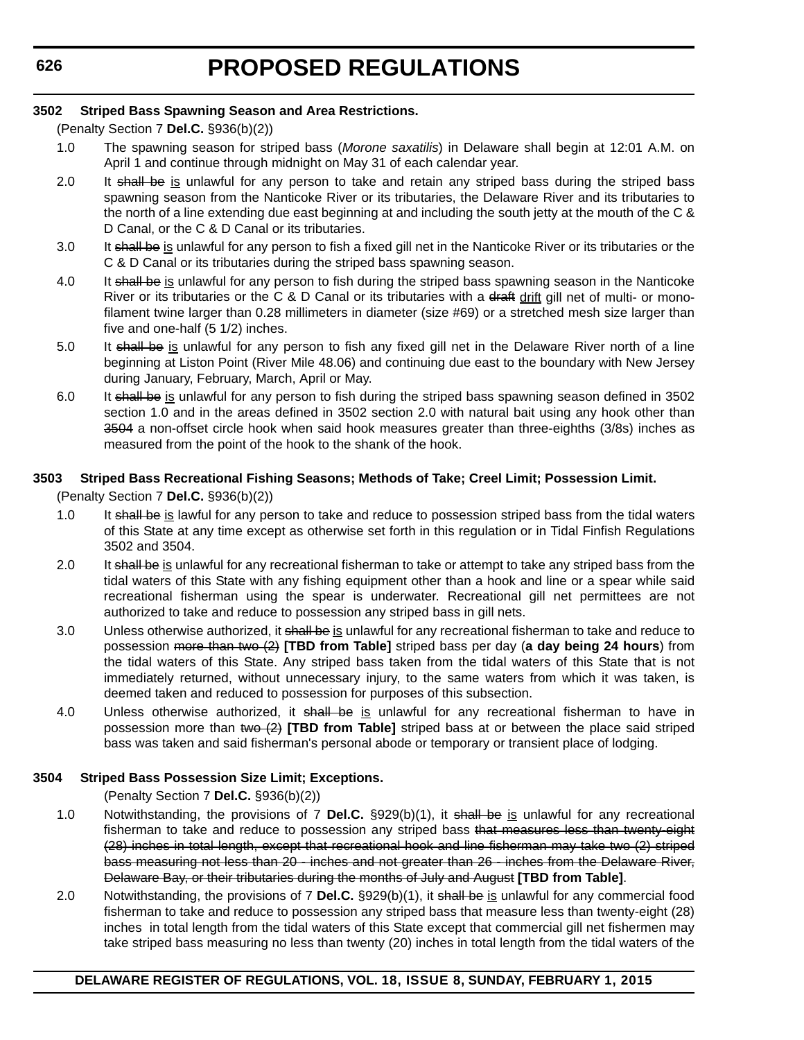### 3502 Striped Bass Spawning Season and Area Restrictions.

(Penalty Section 7 **Del.C.** §936(b)(2))

1.0 The spawning season for striped bass (*Morone saxatilis*) in Delaware shall begin at 12:01 A.M. on April 1 and continue through midnight on May 31 of each calendar year.

2.0 It ~~shall be~~ <u>is</u> unlawful for any person to take and retain any striped bass during the striped bass spawning season from the Nanticoke River or its tributaries, the Delaware River and its tributaries to the north of a line extending due east beginning at and including the south jetty at the mouth of the C & D Canal, or the C & D Canal or its tributaries.

3.0 It ~~shall be~~ <u>is</u> unlawful for any person to fish a fixed gill net in the Nanticoke River or its tributaries or the C & D Canal or its tributaries during the striped bass spawning season.

4.0 It ~~shall be~~ <u>is</u> unlawful for any person to fish during the striped bass spawning season in the Nanticoke River or its tributaries or the C & D Canal or its tributaries with a ~~draft~~ <u>drift</u> gill net of multi- or mono-filament twine larger than 0.28 millimeters in diameter (size #69) or a stretched mesh size larger than five and one-half (5 1/2) inches.

5.0 It ~~shall be~~ <u>is</u> unlawful for any person to fish any fixed gill net in the Delaware River north of a line beginning at Liston Point (River Mile 48.06) and continuing due east to the boundary with New Jersey during January, February, March, April or May.

6.0 It ~~shall be~~ <u>is</u> unlawful for any person to fish during the striped bass spawning season defined in 3502 section 1.0 and in the areas defined in 3502 section 2.0 with natural bait using any hook other than ~~3504~~ a non-offset circle hook when said hook measures greater than three-eighths (3/8s) inches as measured from the point of the hook to the shank of the hook.

### 3503 Striped Bass Recreational Fishing Seasons; Methods of Take; Creel Limit; Possession Limit.

(Penalty Section 7 **Del.C.** §936(b)(2))

1.0 It ~~shall be~~ <u>is</u> lawful for any person to take and reduce to possession striped bass from the tidal waters of this State at any time except as otherwise set forth in this regulation or in Tidal Finfish Regulations 3502 and 3504.

2.0 It ~~shall be~~ <u>is</u> unlawful for any recreational fisherman to take or attempt to take any striped bass from the tidal waters of this State with any fishing equipment other than a hook and line or a spear while said recreational fisherman using the spear is underwater. Recreational gill net permittees are not authorized to take and reduce to possession any striped bass in gill nets.

3.0 Unless otherwise authorized, it ~~shall be~~ <u>is</u> unlawful for any recreational fisherman to take and reduce to possession ~~more than two (2)~~ **[TBD from Table]** striped bass per day (**a day being 24 hours**) from the tidal waters of this State. Any striped bass taken from the tidal waters of this State that is not immediately returned, without unnecessary injury, to the same waters from which it was taken, is deemed taken and reduced to possession for purposes of this subsection.

4.0 Unless otherwise authorized, it ~~shall be~~ <u>is</u> unlawful for any recreational fisherman to have in possession more than ~~two (2)~~ **[TBD from Table]** striped bass at or between the place said striped bass was taken and said fisherman's personal abode or temporary or transient place of lodging.

### 3504 Striped Bass Possession Size Limit; Exceptions.

(Penalty Section 7 **Del.C.** §936(b)(2))

1.0 Notwithstanding, the provisions of 7 **Del.C.** §929(b)(1), it ~~shall be~~ <u>is</u> unlawful for any recreational fisherman to take and reduce to possession any striped bass ~~that measures less than twenty-eight (28) inches in total length, except that recreational hook and line fisherman may take two (2) striped bass measuring not less than 20 - inches and not greater than 26 - inches from the Delaware River, Delaware Bay, or their tributaries during the months of July and August~~ **[TBD from Table]**.

2.0 Notwithstanding, the provisions of 7 **Del.C.** §929(b)(1), it ~~shall be~~ <u>is</u> unlawful for any commercial food fisherman to take and reduce to possession any striped bass that measure less than twenty-eight (28) inches in total length from the tidal waters of this State except that commercial gill net fishermen may take striped bass measuring no less than twenty (20) inches in total length from the tidal waters of the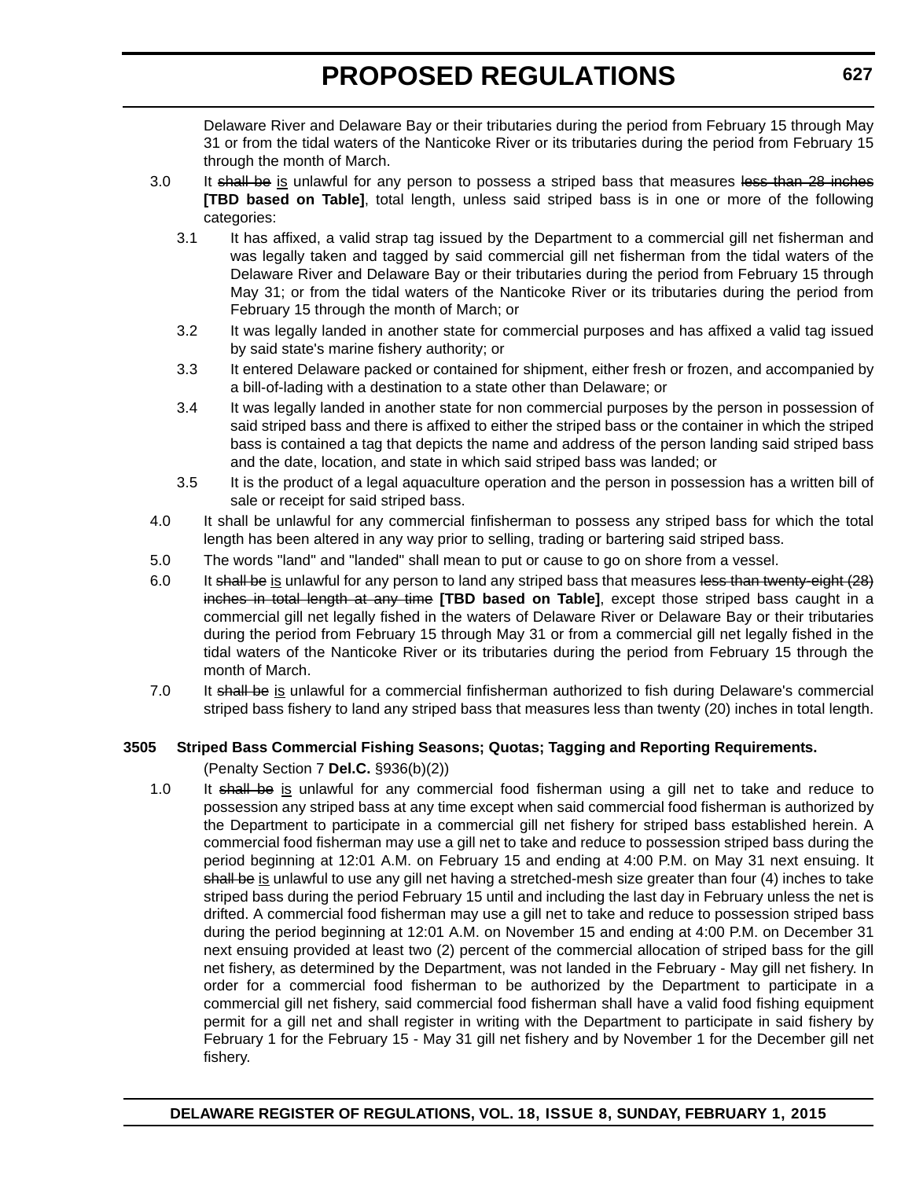Delaware River and Delaware Bay or their tributaries during the period from February 15 through May 31 or from the tidal waters of the Nanticoke River or its tributaries during the period from February 15 through the month of March.

3.0 It ~~shall be~~ is unlawful for any person to possess a striped bass that measures ~~less than 28 inches~~ **[TBD based on Table]**, total length, unless said striped bass is in one or more of the following categories:

3.1 It has affixed, a valid strap tag issued by the Department to a commercial gill net fisherman and was legally taken and tagged by said commercial gill net fisherman from the tidal waters of the Delaware River and Delaware Bay or their tributaries during the period from February 15 through May 31; or from the tidal waters of the Nanticoke River or its tributaries during the period from February 15 through the month of March; or

3.2 It was legally landed in another state for commercial purposes and has affixed a valid tag issued by said state's marine fishery authority; or

3.3 It entered Delaware packed or contained for shipment, either fresh or frozen, and accompanied by a bill-of-lading with a destination to a state other than Delaware; or

3.4 It was legally landed in another state for non commercial purposes by the person in possession of said striped bass and there is affixed to either the striped bass or the container in which the striped bass is contained a tag that depicts the name and address of the person landing said striped bass and the date, location, and state in which said striped bass was landed; or

3.5 It is the product of a legal aquaculture operation and the person in possession has a written bill of sale or receipt for said striped bass.

4.0 It shall be unlawful for any commercial finfisherman to possess any striped bass for which the total length has been altered in any way prior to selling, trading or bartering said striped bass.

5.0 The words "land" and "landed" shall mean to put or cause to go on shore from a vessel.

6.0 It ~~shall be~~ is unlawful for any person to land any striped bass that measures ~~less than twenty-eight (28) inches in total length at any time~~ **[TBD based on Table]**, except those striped bass caught in a commercial gill net legally fished in the waters of Delaware River or Delaware Bay or their tributaries during the period from February 15 through May 31 or from a commercial gill net legally fished in the tidal waters of the Nanticoke River or its tributaries during the period from February 15 through the month of March.

7.0 It ~~shall be~~ is unlawful for a commercial finfisherman authorized to fish during Delaware's commercial striped bass fishery to land any striped bass that measures less than twenty (20) inches in total length.

### 3505 Striped Bass Commercial Fishing Seasons; Quotas; Tagging and Reporting Requirements.

(Penalty Section 7 **Del.C.** §936(b)(2))

1.0 It ~~shall be~~ is unlawful for any commercial food fisherman using a gill net to take and reduce to possession any striped bass at any time except when said commercial food fisherman is authorized by the Department to participate in a commercial gill net fishery for striped bass established herein. A commercial food fisherman may use a gill net to take and reduce to possession striped bass during the period beginning at 12:01 A.M. on February 15 and ending at 4:00 P.M. on May 31 next ensuing. It ~~shall be~~ is unlawful to use any gill net having a stretched-mesh size greater than four (4) inches to take striped bass during the period February 15 until and including the last day in February unless the net is drifted. A commercial food fisherman may use a gill net to take and reduce to possession striped bass during the period beginning at 12:01 A.M. on November 15 and ending at 4:00 P.M. on December 31 next ensuing provided at least two (2) percent of the commercial allocation of striped bass for the gill net fishery, as determined by the Department, was not landed in the February - May gill net fishery. In order for a commercial food fisherman to be authorized by the Department to participate in a commercial gill net fishery, said commercial food fisherman shall have a valid food fishing equipment permit for a gill net and shall register in writing with the Department to participate in said fishery by February 1 for the February 15 - May 31 gill net fishery and by November 1 for the December gill net fishery.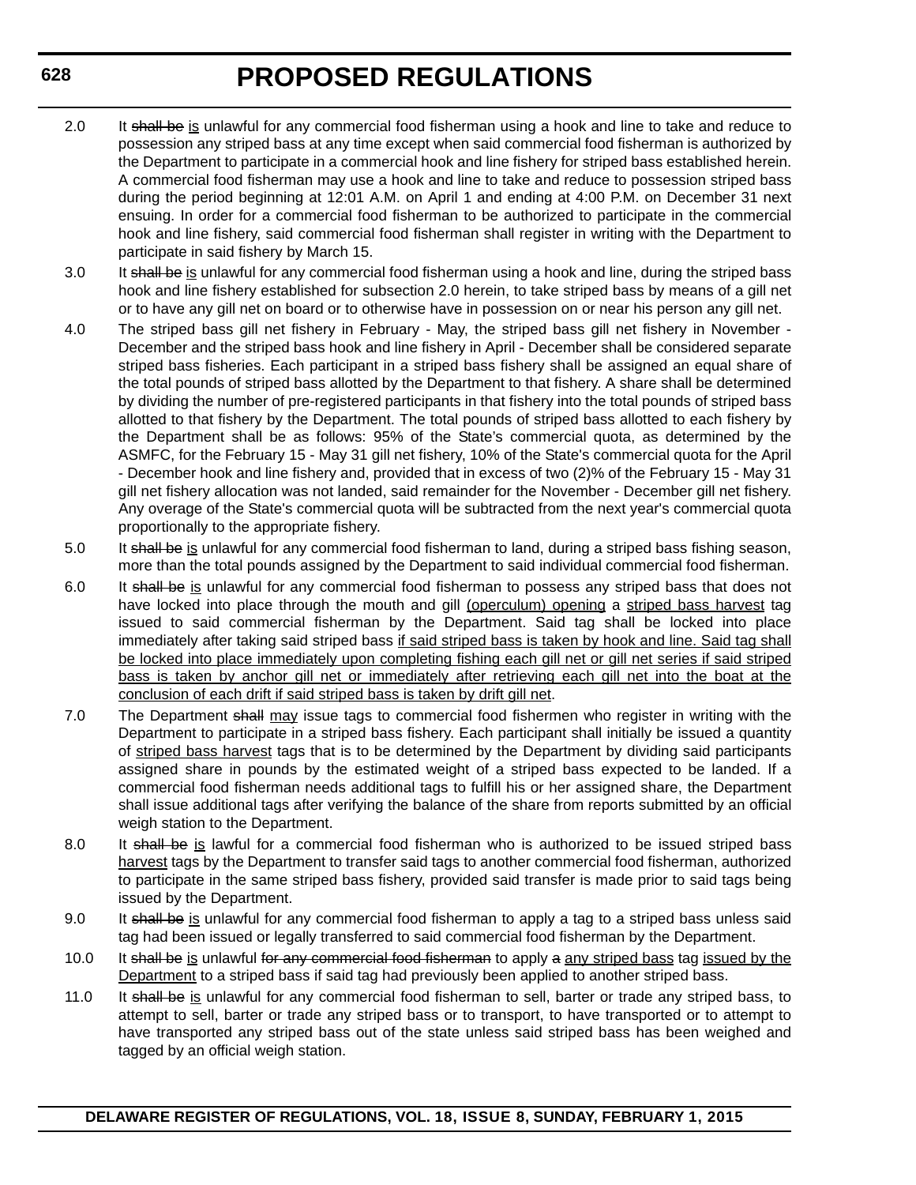2.0 It ~~shall be~~ <u>is</u> unlawful for any commercial food fisherman using a hook and line to take and reduce to possession any striped bass at any time except when said commercial food fisherman is authorized by the Department to participate in a commercial hook and line fishery for striped bass established herein. A commercial food fisherman may use a hook and line to take and reduce to possession striped bass during the period beginning at 12:01 A.M. on April 1 and ending at 4:00 P.M. on December 31 next ensuing. In order for a commercial food fisherman to be authorized to participate in the commercial hook and line fishery, said commercial food fisherman shall register in writing with the Department to participate in said fishery by March 15.

3.0 It ~~shall be~~ <u>is</u> unlawful for any commercial food fisherman using a hook and line, during the striped bass hook and line fishery established for subsection 2.0 herein, to take striped bass by means of a gill net or to have any gill net on board or to otherwise have in possession on or near his person any gill net.

4.0 The striped bass gill net fishery in February - May, the striped bass gill net fishery in November - December and the striped bass hook and line fishery in April - December shall be considered separate striped bass fisheries. Each participant in a striped bass fishery shall be assigned an equal share of the total pounds of striped bass allotted by the Department to that fishery. A share shall be determined by dividing the number of pre-registered participants in that fishery into the total pounds of striped bass allotted to that fishery by the Department. The total pounds of striped bass allotted to each fishery by the Department shall be as follows: 95% of the State's commercial quota, as determined by the ASMFC, for the February 15 - May 31 gill net fishery, 10% of the State's commercial quota for the April - December hook and line fishery and, provided that in excess of two (2)% of the February 15 - May 31 gill net fishery allocation was not landed, said remainder for the November - December gill net fishery. Any overage of the State's commercial quota will be subtracted from the next year's commercial quota proportionally to the appropriate fishery.

5.0 It ~~shall be~~ <u>is</u> unlawful for any commercial food fisherman to land, during a striped bass fishing season, more than the total pounds assigned by the Department to said individual commercial food fisherman.

6.0 It ~~shall be~~ <u>is</u> unlawful for any commercial food fisherman to possess any striped bass that does not have locked into place through the mouth and gill <u>(operculum) opening</u> a <u>striped bass harvest</u> tag issued to said commercial fisherman by the Department. Said tag shall be locked into place immediately after taking said striped bass <u>if said striped bass is taken by hook and line. Said tag shall be locked into place immediately upon completing fishing each gill net or gill net series if said striped bass is taken by anchor gill net or immediately after retrieving each gill net into the boat at the conclusion of each drift if said striped bass is taken by drift gill net</u>.

7.0 The Department ~~shall~~ <u>may</u> issue tags to commercial food fishermen who register in writing with the Department to participate in a striped bass fishery. Each participant shall initially be issued a quantity of <u>striped bass harvest</u> tags that is to be determined by the Department by dividing said participants assigned share in pounds by the estimated weight of a striped bass expected to be landed. If a commercial food fisherman needs additional tags to fulfill his or her assigned share, the Department shall issue additional tags after verifying the balance of the share from reports submitted by an official weigh station to the Department.

8.0 It ~~shall be~~ <u>is</u> lawful for a commercial food fisherman who is authorized to be issued striped bass <u>harvest</u> tags by the Department to transfer said tags to another commercial food fisherman, authorized to participate in the same striped bass fishery, provided said transfer is made prior to said tags being issued by the Department.

9.0 It ~~shall be~~ <u>is</u> unlawful for any commercial food fisherman to apply a tag to a striped bass unless said tag had been issued or legally transferred to said commercial food fisherman by the Department.

10.0 It ~~shall be~~ <u>is</u> unlawful ~~for any commercial food fisherman~~ to apply ~~a~~ <u>any striped bass</u> tag <u>issued by the Department</u> to a striped bass if said tag had previously been applied to another striped bass.

11.0 It ~~shall be~~ <u>is</u> unlawful for any commercial food fisherman to sell, barter or trade any striped bass, to attempt to sell, barter or trade any striped bass or to transport, to have transported or to attempt to have transported any striped bass out of the state unless said striped bass has been weighed and tagged by an official weigh station.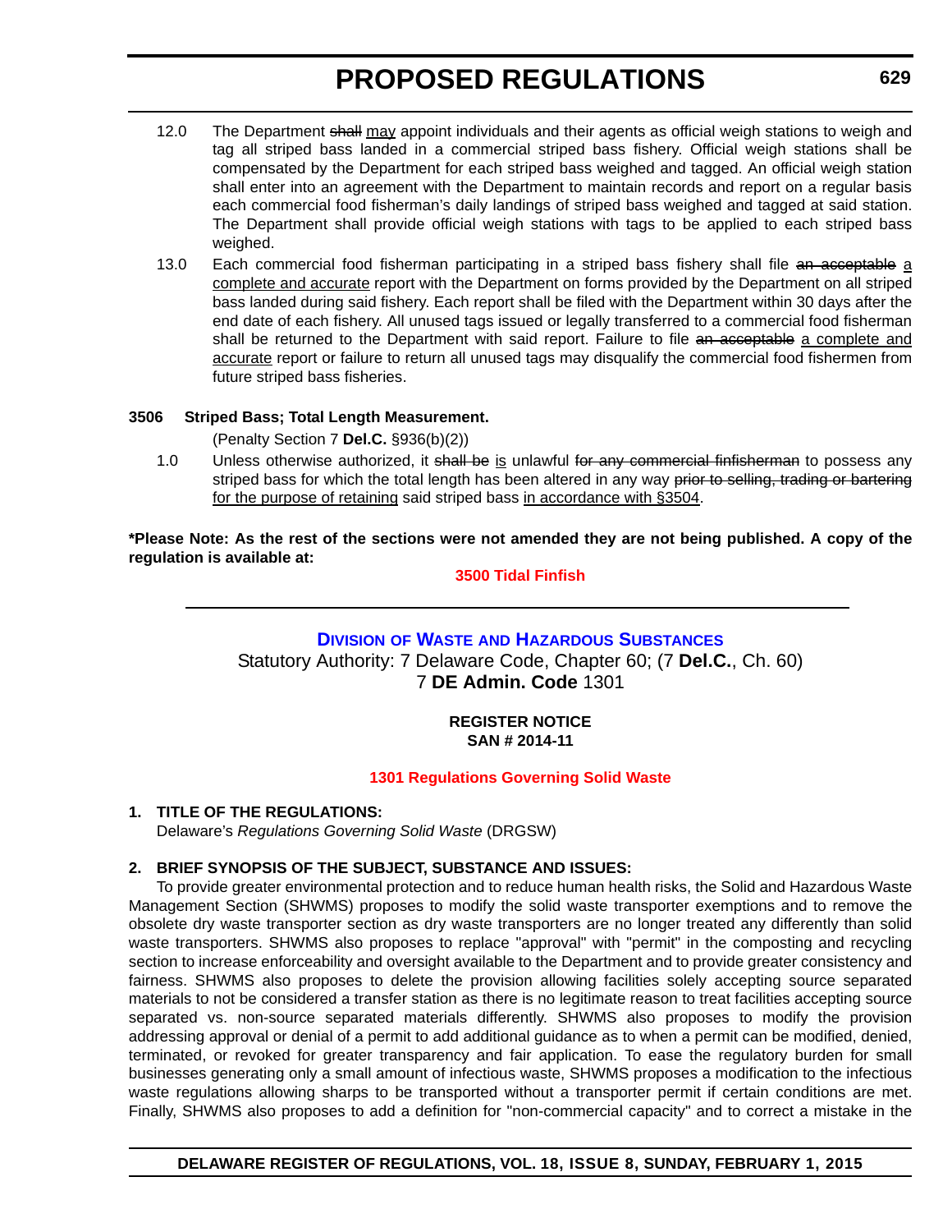12.0 The Department ~~shall~~ <u>may</u> appoint individuals and their agents as official weigh stations to weigh and tag all striped bass landed in a commercial striped bass fishery. Official weigh stations shall be compensated by the Department for each striped bass weighed and tagged. An official weigh station shall enter into an agreement with the Department to maintain records and report on a regular basis each commercial food fisherman's daily landings of striped bass weighed and tagged at said station. The Department shall provide official weigh stations with tags to be applied to each striped bass weighed.

13.0 Each commercial food fisherman participating in a striped bass fishery shall file ~~an acceptable~~ <u>a complete and accurate</u> report with the Department on forms provided by the Department on all striped bass landed during said fishery. Each report shall be filed with the Department within 30 days after the end date of each fishery. All unused tags issued or legally transferred to a commercial food fisherman shall be returned to the Department with said report. Failure to file ~~an acceptable~~ <u>a complete and accurate</u> report or failure to return all unused tags may disqualify the commercial food fishermen from future striped bass fisheries.

**3506 Striped Bass; Total Length Measurement.**

(Penalty Section 7 **Del.C.** §936(b)(2))

1.0 Unless otherwise authorized, it ~~shall be~~ <u>is</u> unlawful ~~for any commercial finfisherman~~ to possess any striped bass for which the total length has been altered in any way ~~prior to selling, trading or bartering~~ <u>for the purpose of retaining</u> said striped bass <u>in accordance with §3504</u>.

**\*Please Note: As the rest of the sections were not amended they are not being published. A copy of the regulation is available at:**

**3500 Tidal Finfish**

---

## Division of Waste and Hazardous Substances

Statutory Authority: 7 Delaware Code, Chapter 60; (7 **Del.C.**, Ch. 60)
7 **DE Admin. Code** 1301

**REGISTER NOTICE**
**SAN # 2014-11**

**1301 Regulations Governing Solid Waste**

**1. TITLE OF THE REGULATIONS:**

Delaware's *Regulations Governing Solid Waste* (DRGSW)

**2. BRIEF SYNOPSIS OF THE SUBJECT, SUBSTANCE AND ISSUES:**

To provide greater environmental protection and to reduce human health risks, the Solid and Hazardous Waste Management Section (SHWMS) proposes to modify the solid waste transporter exemptions and to remove the obsolete dry waste transporter section as dry waste transporters are no longer treated any differently than solid waste transporters. SHWMS also proposes to replace "approval" with "permit" in the composting and recycling section to increase enforceability and oversight available to the Department and to provide greater consistency and fairness. SHWMS also proposes to delete the provision allowing facilities solely accepting source separated materials to not be considered a transfer station as there is no legitimate reason to treat facilities accepting source separated vs. non-source separated materials differently. SHWMS also proposes to modify the provision addressing approval or denial of a permit to add additional guidance as to when a permit can be modified, denied, terminated, or revoked for greater transparency and fair application. To ease the regulatory burden for small businesses generating only a small amount of infectious waste, SHWMS proposes a modification to the infectious waste regulations allowing sharps to be transported without a transporter permit if certain conditions are met. Finally, SHWMS also proposes to add a definition for "non-commercial capacity" and to correct a mistake in the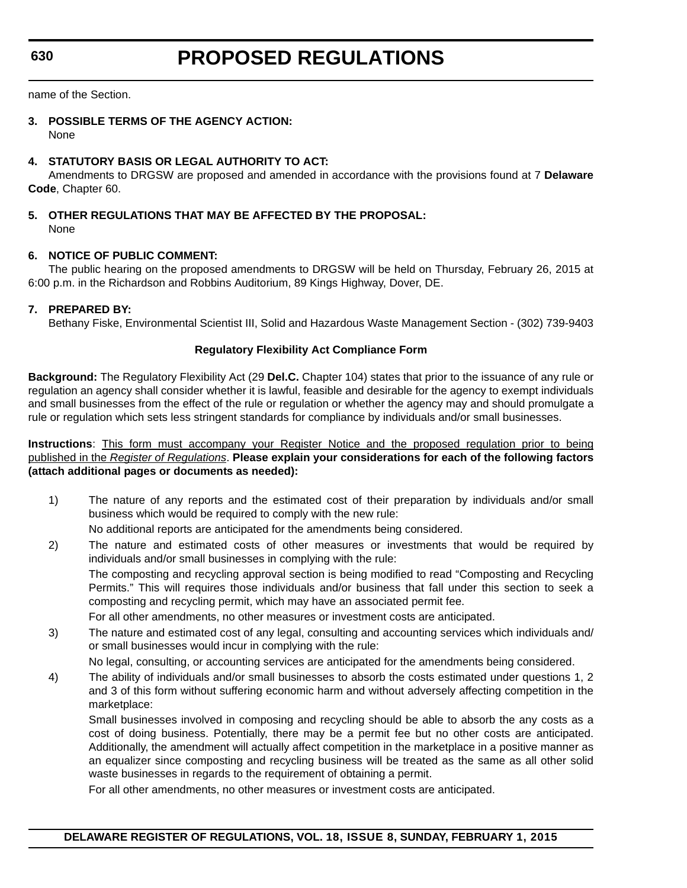name of the Section.

**3. POSSIBLE TERMS OF THE AGENCY ACTION:**

None

**4. STATUTORY BASIS OR LEGAL AUTHORITY TO ACT:**

Amendments to DRGSW are proposed and amended in accordance with the provisions found at 7 **Delaware Code**, Chapter 60.

**5. OTHER REGULATIONS THAT MAY BE AFFECTED BY THE PROPOSAL:**

None

**6. NOTICE OF PUBLIC COMMENT:**

The public hearing on the proposed amendments to DRGSW will be held on Thursday, February 26, 2015 at 6:00 p.m. in the Richardson and Robbins Auditorium, 89 Kings Highway, Dover, DE.

**7. PREPARED BY:**

Bethany Fiske, Environmental Scientist III, Solid and Hazardous Waste Management Section - (302) 739-9403

**Regulatory Flexibility Act Compliance Form**

**Background:** The Regulatory Flexibility Act (29 **Del.C.** Chapter 104) states that prior to the issuance of any rule or regulation an agency shall consider whether it is lawful, feasible and desirable for the agency to exempt individuals and small businesses from the effect of the rule or regulation or whether the agency may and should promulgate a rule or regulation which sets less stringent standards for compliance by individuals and/or small businesses.

**Instructions**: This form must accompany your Register Notice and the proposed regulation prior to being published in the *Register of Regulations*. **Please explain your considerations for each of the following factors (attach additional pages or documents as needed):**

1) The nature of any reports and the estimated cost of their preparation by individuals and/or small business which would be required to comply with the new rule:

   No additional reports are anticipated for the amendments being considered.

2) The nature and estimated costs of other measures or investments that would be required by individuals and/or small businesses in complying with the rule:

   The composting and recycling approval section is being modified to read "Composting and Recycling Permits." This will requires those individuals and/or business that fall under this section to seek a composting and recycling permit, which may have an associated permit fee.

   For all other amendments, no other measures or investment costs are anticipated.

3) The nature and estimated cost of any legal, consulting and accounting services which individuals and/or small businesses would incur in complying with the rule:

   No legal, consulting, or accounting services are anticipated for the amendments being considered.

4) The ability of individuals and/or small businesses to absorb the costs estimated under questions 1, 2 and 3 of this form without suffering economic harm and without adversely affecting competition in the marketplace:

   Small businesses involved in composing and recycling should be able to absorb the any costs as a cost of doing business. Potentially, there may be a permit fee but no other costs are anticipated. Additionally, the amendment will actually affect competition in the marketplace in a positive manner as an equalizer since composting and recycling business will be treated as the same as all other solid waste businesses in regards to the requirement of obtaining a permit.

   For all other amendments, no other measures or investment costs are anticipated.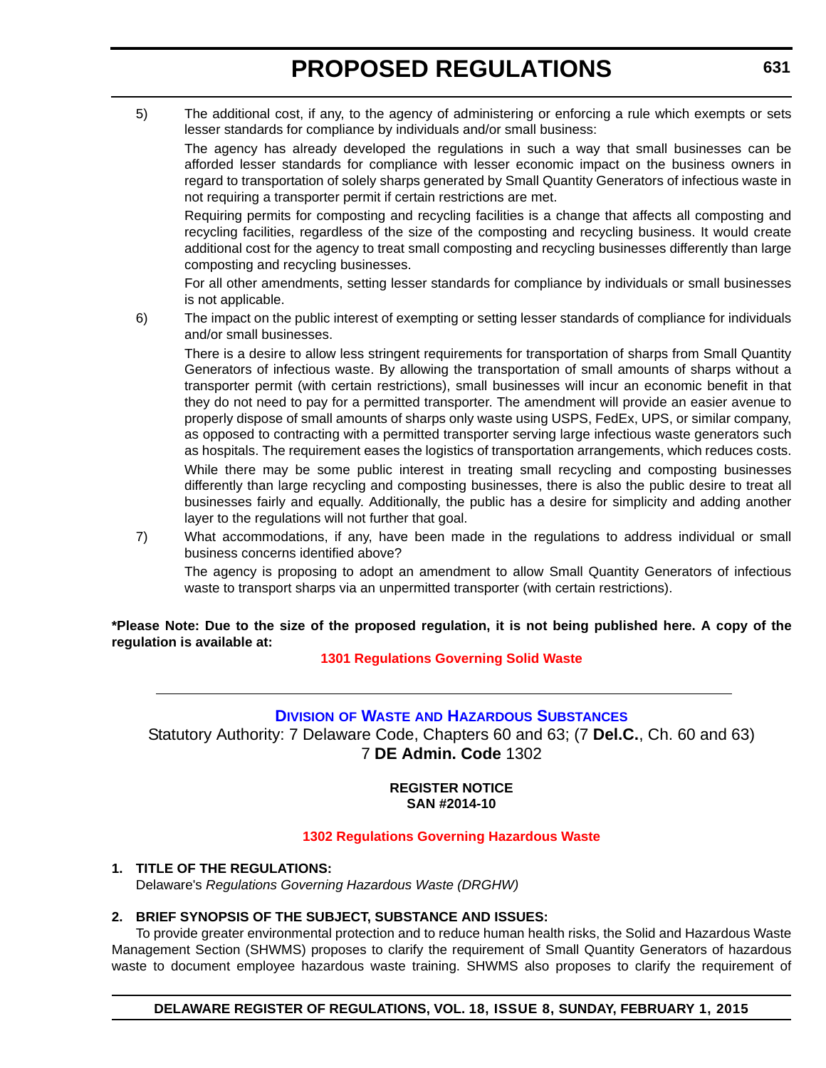5) The additional cost, if any, to the agency of administering or enforcing a rule which exempts or sets lesser standards for compliance by individuals and/or small business:

   The agency has already developed the regulations in such a way that small businesses can be afforded lesser standards for compliance with lesser economic impact on the business owners in regard to transportation of solely sharps generated by Small Quantity Generators of infectious waste in not requiring a transporter permit if certain restrictions are met.

   Requiring permits for composting and recycling facilities is a change that affects all composting and recycling facilities, regardless of the size of the composting and recycling business. It would create additional cost for the agency to treat small composting and recycling businesses differently than large composting and recycling businesses.

   For all other amendments, setting lesser standards for compliance by individuals or small businesses is not applicable.

6) The impact on the public interest of exempting or setting lesser standards of compliance for individuals and/or small businesses.

   There is a desire to allow less stringent requirements for transportation of sharps from Small Quantity Generators of infectious waste. By allowing the transportation of small amounts of sharps without a transporter permit (with certain restrictions), small businesses will incur an economic benefit in that they do not need to pay for a permitted transporter. The amendment will provide an easier avenue to properly dispose of small amounts of sharps only waste using USPS, FedEx, UPS, or similar company, as opposed to contracting with a permitted transporter serving large infectious waste generators such as hospitals. The requirement eases the logistics of transportation arrangements, which reduces costs.

   While there may be some public interest in treating small recycling and composting businesses differently than large recycling and composting businesses, there is also the public desire to treat all businesses fairly and equally. Additionally, the public has a desire for simplicity and adding another layer to the regulations will not further that goal.

7) What accommodations, if any, have been made in the regulations to address individual or small business concerns identified above?

   The agency is proposing to adopt an amendment to allow Small Quantity Generators of infectious waste to transport sharps via an unpermitted transporter (with certain restrictions).

**\*Please Note: Due to the size of the proposed regulation, it is not being published here. A copy of the regulation is available at:**

**1301 Regulations Governing Solid Waste**

---

## Division of Waste and Hazardous Substances

Statutory Authority: 7 Delaware Code, Chapters 60 and 63; (7 **Del.C.**, Ch. 60 and 63)
7 **DE Admin. Code** 1302

**REGISTER NOTICE**
**SAN #2014-10**

### 1302 Regulations Governing Hazardous Waste

**1. TITLE OF THE REGULATIONS:**

Delaware's *Regulations Governing Hazardous Waste (DRGHW)*

**2. BRIEF SYNOPSIS OF THE SUBJECT, SUBSTANCE AND ISSUES:**

To provide greater environmental protection and to reduce human health risks, the Solid and Hazardous Waste Management Section (SHWMS) proposes to clarify the requirement of Small Quantity Generators of hazardous waste to document employee hazardous waste training. SHWMS also proposes to clarify the requirement of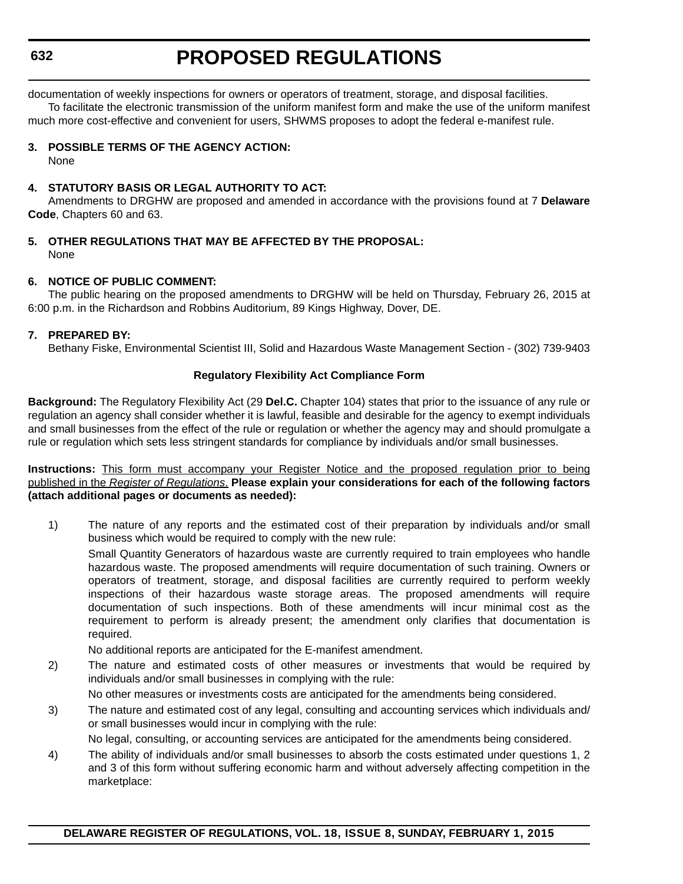documentation of weekly inspections for owners or operators of treatment, storage, and disposal facilities.

To facilitate the electronic transmission of the uniform manifest form and make the use of the uniform manifest much more cost-effective and convenient for users, SHWMS proposes to adopt the federal e-manifest rule.

**3. POSSIBLE TERMS OF THE AGENCY ACTION:**

None

**4. STATUTORY BASIS OR LEGAL AUTHORITY TO ACT:**

Amendments to DRGHW are proposed and amended in accordance with the provisions found at 7 **Delaware Code**, Chapters 60 and 63.

**5. OTHER REGULATIONS THAT MAY BE AFFECTED BY THE PROPOSAL:**

None

**6. NOTICE OF PUBLIC COMMENT:**

The public hearing on the proposed amendments to DRGHW will be held on Thursday, February 26, 2015 at 6:00 p.m. in the Richardson and Robbins Auditorium, 89 Kings Highway, Dover, DE.

**7. PREPARED BY:**

Bethany Fiske, Environmental Scientist III, Solid and Hazardous Waste Management Section - (302) 739-9403

**Regulatory Flexibility Act Compliance Form**

**Background:** The Regulatory Flexibility Act (29 **Del.C.** Chapter 104) states that prior to the issuance of any rule or regulation an agency shall consider whether it is lawful, feasible and desirable for the agency to exempt individuals and small businesses from the effect of the rule or regulation or whether the agency may and should promulgate a rule or regulation which sets less stringent standards for compliance by individuals and/or small businesses.

**Instructions:** This form must accompany your Register Notice and the proposed regulation prior to being published in the *Register of Regulations*. **Please explain your considerations for each of the following factors (attach additional pages or documents as needed):**

1) The nature of any reports and the estimated cost of their preparation by individuals and/or small business which would be required to comply with the new rule:

   Small Quantity Generators of hazardous waste are currently required to train employees who handle hazardous waste. The proposed amendments will require documentation of such training. Owners or operators of treatment, storage, and disposal facilities are currently required to perform weekly inspections of their hazardous waste storage areas. The proposed amendments will require documentation of such inspections. Both of these amendments will incur minimal cost as the requirement to perform is already present; the amendment only clarifies that documentation is required.

   No additional reports are anticipated for the E-manifest amendment.

2) The nature and estimated costs of other measures or investments that would be required by individuals and/or small businesses in complying with the rule:

   No other measures or investments costs are anticipated for the amendments being considered.

3) The nature and estimated cost of any legal, consulting and accounting services which individuals and/or small businesses would incur in complying with the rule:

   No legal, consulting, or accounting services are anticipated for the amendments being considered.

4) The ability of individuals and/or small businesses to absorb the costs estimated under questions 1, 2 and 3 of this form without suffering economic harm and without adversely affecting competition in the marketplace: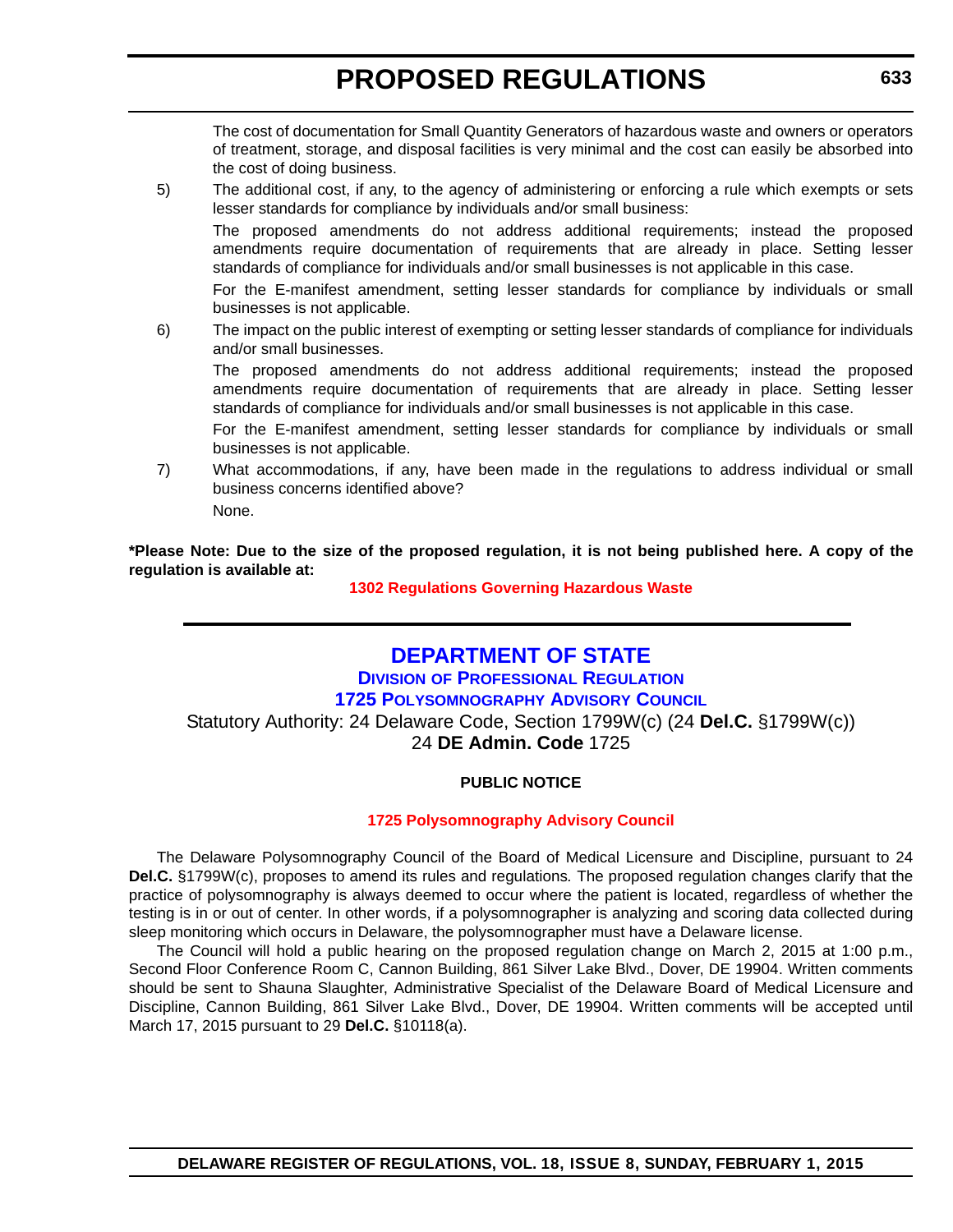The cost of documentation for Small Quantity Generators of hazardous waste and owners or operators of treatment, storage, and disposal facilities is very minimal and the cost can easily be absorbed into the cost of doing business.

5) The additional cost, if any, to the agency of administering or enforcing a rule which exempts or sets lesser standards for compliance by individuals and/or small business:

The proposed amendments do not address additional requirements; instead the proposed amendments require documentation of requirements that are already in place. Setting lesser standards of compliance for individuals and/or small businesses is not applicable in this case.

For the E-manifest amendment, setting lesser standards for compliance by individuals or small businesses is not applicable.

6) The impact on the public interest of exempting or setting lesser standards of compliance for individuals and/or small businesses.

The proposed amendments do not address additional requirements; instead the proposed amendments require documentation of requirements that are already in place. Setting lesser standards of compliance for individuals and/or small businesses is not applicable in this case.

For the E-manifest amendment, setting lesser standards for compliance by individuals or small businesses is not applicable.

7) What accommodations, if any, have been made in the regulations to address individual or small business concerns identified above?

None.

**\*Please Note: Due to the size of the proposed regulation, it is not being published here. A copy of the regulation is available at:**

**1302 Regulations Governing Hazardous Waste**

---

## DEPARTMENT OF STATE

### Division of Professional Regulation

### 1725 Polysomnography Advisory Council

Statutory Authority: 24 Delaware Code, Section 1799W(c) (24 **Del.C.** §1799W(c))
24 **DE Admin. Code** 1725

**PUBLIC NOTICE**

**1725 Polysomnography Advisory Council**

The Delaware Polysomnography Council of the Board of Medical Licensure and Discipline, pursuant to 24 **Del.C.** §1799W(c), proposes to amend its rules and regulations. The proposed regulation changes clarify that the practice of polysomnography is always deemed to occur where the patient is located, regardless of whether the testing is in or out of center. In other words, if a polysomnographer is analyzing and scoring data collected during sleep monitoring which occurs in Delaware, the polysomnographer must have a Delaware license.

The Council will hold a public hearing on the proposed regulation change on March 2, 2015 at 1:00 p.m., Second Floor Conference Room C, Cannon Building, 861 Silver Lake Blvd., Dover, DE 19904. Written comments should be sent to Shauna Slaughter, Administrative Specialist of the Delaware Board of Medical Licensure and Discipline, Cannon Building, 861 Silver Lake Blvd., Dover, DE 19904. Written comments will be accepted until March 17, 2015 pursuant to 29 **Del.C.** §10118(a).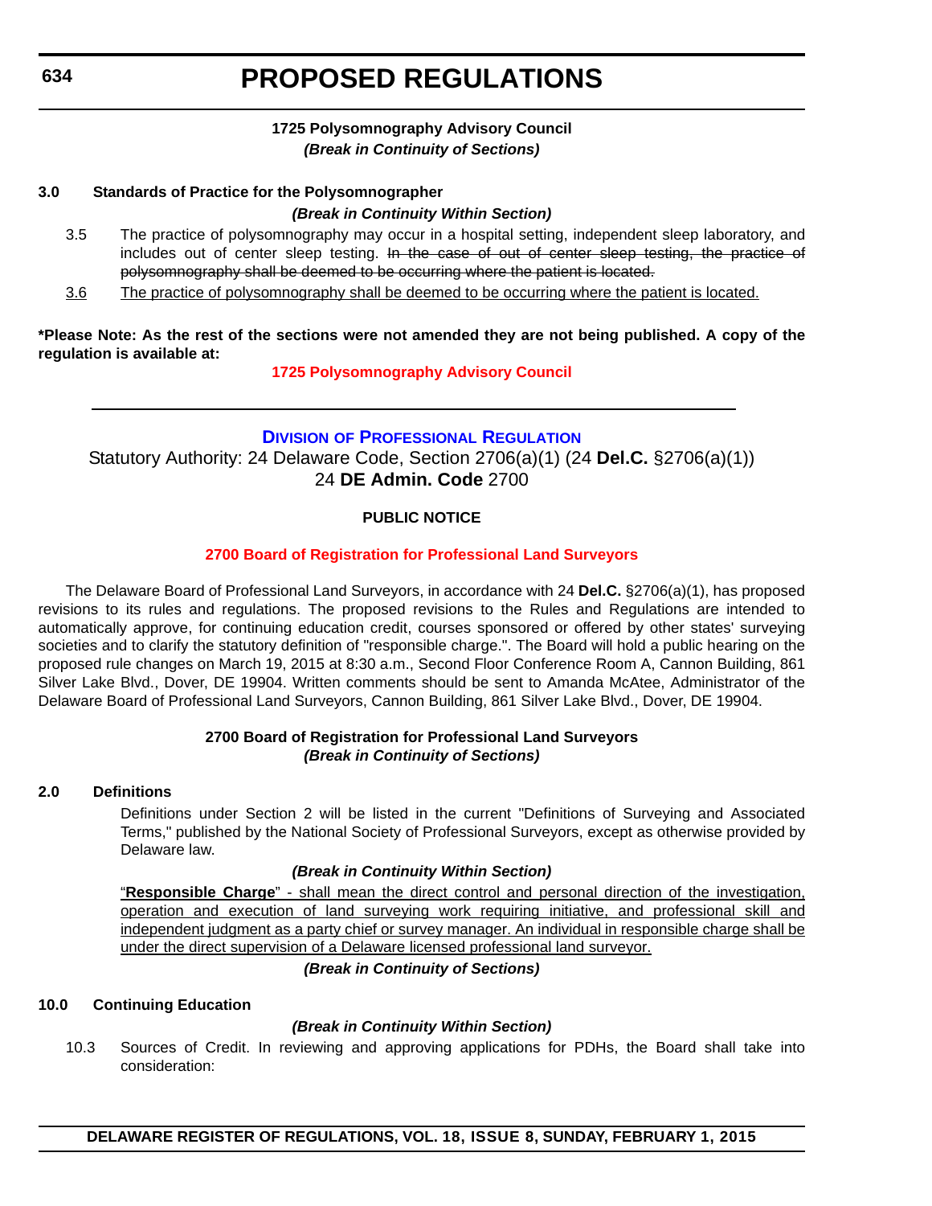# PROPOSED REGULATIONS

**1725 Polysomnography Advisory Council**
***(Break in Continuity of Sections)***

**3.0 Standards of Practice for the Polysomnographer**

***(Break in Continuity Within Section)***

3.5 The practice of polysomnography may occur in a hospital setting, independent sleep laboratory, and includes out of center sleep testing. ~~In the case of out of center sleep testing, the practice of polysomnography shall be deemed to be occurring where the patient is located.~~

<u>3.6</u> <u>The practice of polysomnography shall be deemed to be occurring where the patient is located.</u>

**\*Please Note: As the rest of the sections were not amended they are not being published. A copy of the regulation is available at:**

**1725 Polysomnography Advisory Council**

---

## Division of Professional Regulation

Statutory Authority: 24 Delaware Code, Section 2706(a)(1) (24 **Del.C.** §2706(a)(1))
24 **DE Admin. Code** 2700

**PUBLIC NOTICE**

**2700 Board of Registration for Professional Land Surveyors**

The Delaware Board of Professional Land Surveyors, in accordance with 24 **Del.C.** §2706(a)(1), has proposed revisions to its rules and regulations. The proposed revisions to the Rules and Regulations are intended to automatically approve, for continuing education credit, courses sponsored or offered by other states' surveying societies and to clarify the statutory definition of "responsible charge.". The Board will hold a public hearing on the proposed rule changes on March 19, 2015 at 8:30 a.m., Second Floor Conference Room A, Cannon Building, 861 Silver Lake Blvd., Dover, DE 19904. Written comments should be sent to Amanda McAtee, Administrator of the Delaware Board of Professional Land Surveyors, Cannon Building, 861 Silver Lake Blvd., Dover, DE 19904.

**2700 Board of Registration for Professional Land Surveyors**
***(Break in Continuity of Sections)***

**2.0 Definitions**

Definitions under Section 2 will be listed in the current "Definitions of Surveying and Associated Terms," published by the National Society of Professional Surveyors, except as otherwise provided by Delaware law.

***(Break in Continuity Within Section)***

<u>"**Responsible Charge**" - shall mean the direct control and personal direction of the investigation, operation and execution of land surveying work requiring initiative, and professional skill and independent judgment as a party chief or survey manager. An individual in responsible charge shall be under the direct supervision of a Delaware licensed professional land surveyor.</u>

***(Break in Continuity of Sections)***

**10.0 Continuing Education**

***(Break in Continuity Within Section)***

10.3 Sources of Credit. In reviewing and approving applications for PDHs, the Board shall take into consideration: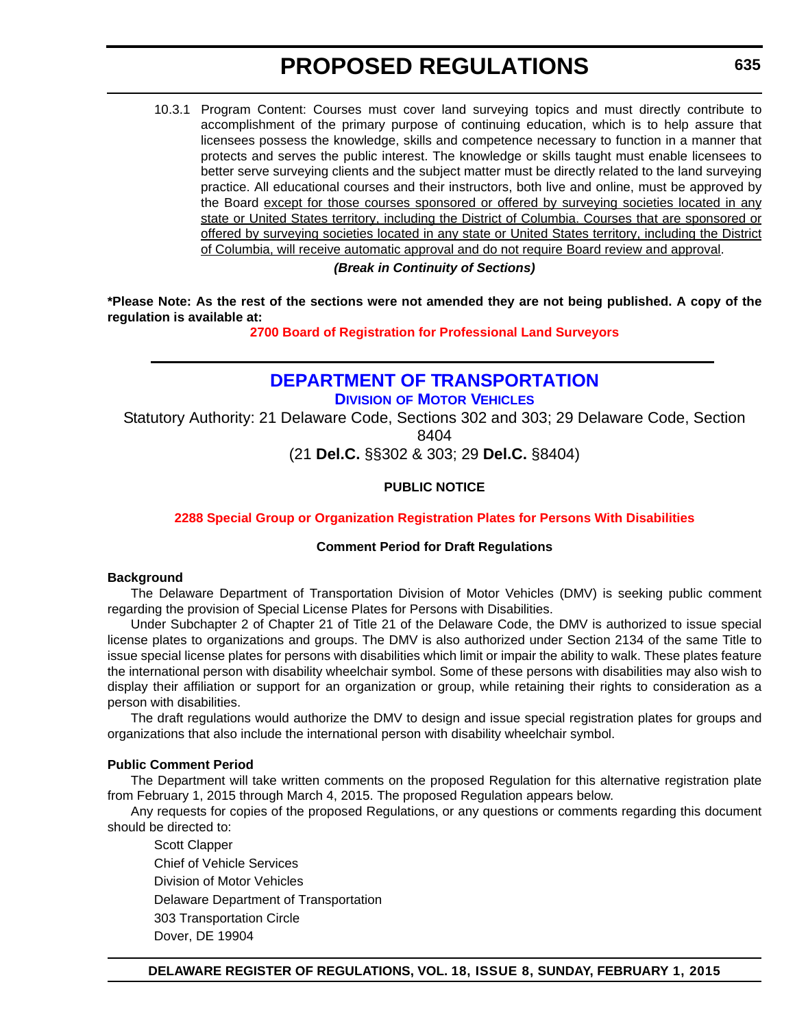10.3.1 Program Content: Courses must cover land surveying topics and must directly contribute to accomplishment of the primary purpose of continuing education, which is to help assure that licensees possess the knowledge, skills and competence necessary to function in a manner that protects and serves the public interest. The knowledge or skills taught must enable licensees to better serve surveying clients and the subject matter must be directly related to the land surveying practice. All educational courses and their instructors, both live and online, must be approved by the Board <u>except for those courses sponsored or offered by surveying societies located in any state or United States territory, including the District of Columbia. Courses that are sponsored or offered by surveying societies located in any state or United States territory, including the District of Columbia, will receive automatic approval and do not require Board review and approval</u>.

***(Break in Continuity of Sections)***

**\*Please Note: As the rest of the sections were not amended they are not being published. A copy of the regulation is available at:**

**2700 Board of Registration for Professional Land Surveyors**

---

## DEPARTMENT OF TRANSPORTATION

### DIVISION OF MOTOR VEHICLES

Statutory Authority: 21 Delaware Code, Sections 302 and 303; 29 Delaware Code, Section 8404

(21 **Del.C.** §§302 & 303; 29 **Del.C.** §8404)

**PUBLIC NOTICE**

**2288 Special Group or Organization Registration Plates for Persons With Disabilities**

**Comment Period for Draft Regulations**

**Background**

The Delaware Department of Transportation Division of Motor Vehicles (DMV) is seeking public comment regarding the provision of Special License Plates for Persons with Disabilities.

Under Subchapter 2 of Chapter 21 of Title 21 of the Delaware Code, the DMV is authorized to issue special license plates to organizations and groups. The DMV is also authorized under Section 2134 of the same Title to issue special license plates for persons with disabilities which limit or impair the ability to walk. These plates feature the international person with disability wheelchair symbol. Some of these persons with disabilities may also wish to display their affiliation or support for an organization or group, while retaining their rights to consideration as a person with disabilities.

The draft regulations would authorize the DMV to design and issue special registration plates for groups and organizations that also include the international person with disability wheelchair symbol.

**Public Comment Period**

The Department will take written comments on the proposed Regulation for this alternative registration plate from February 1, 2015 through March 4, 2015. The proposed Regulation appears below.

Any requests for copies of the proposed Regulations, or any questions or comments regarding this document should be directed to:

Scott Clapper  
Chief of Vehicle Services  
Division of Motor Vehicles  
Delaware Department of Transportation  
303 Transportation Circle  
Dover, DE 19904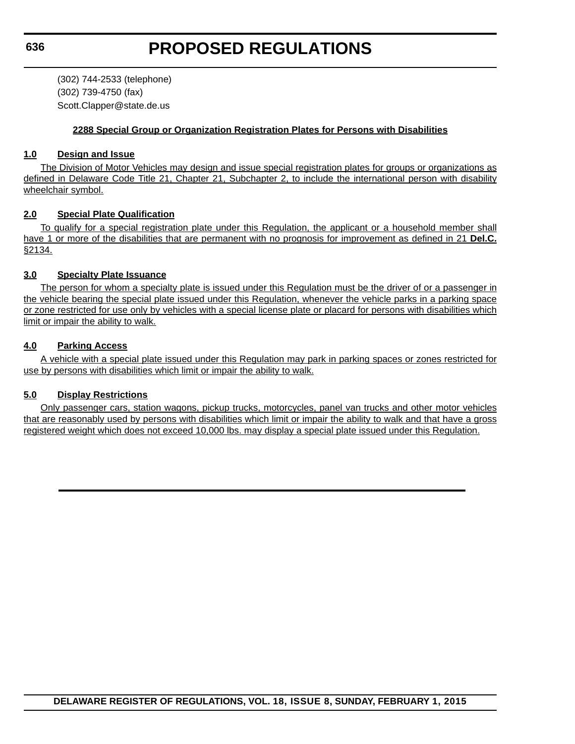(302) 744-2533 (telephone)
(302) 739-4750 (fax)
Scott.Clapper@state.de.us

**2288 Special Group or Organization Registration Plates for Persons with Disabilities**

**1.0 Design and Issue**

The Division of Motor Vehicles may design and issue special registration plates for groups or organizations as defined in Delaware Code Title 21, Chapter 21, Subchapter 2, to include the international person with disability wheelchair symbol.

**2.0 Special Plate Qualification**

To qualify for a special registration plate under this Regulation, the applicant or a household member shall have 1 or more of the disabilities that are permanent with no prognosis for improvement as defined in 21 **Del.C.** §2134.

**3.0 Specialty Plate Issuance**

The person for whom a specialty plate is issued under this Regulation must be the driver of or a passenger in the vehicle bearing the special plate issued under this Regulation, whenever the vehicle parks in a parking space or zone restricted for use only by vehicles with a special license plate or placard for persons with disabilities which limit or impair the ability to walk.

**4.0 Parking Access**

A vehicle with a special plate issued under this Regulation may park in parking spaces or zones restricted for use by persons with disabilities which limit or impair the ability to walk.

**5.0 Display Restrictions**

Only passenger cars, station wagons, pickup trucks, motorcycles, panel van trucks and other motor vehicles that are reasonably used by persons with disabilities which limit or impair the ability to walk and that have a gross registered weight which does not exceed 10,000 lbs. may display a special plate issued under this Regulation.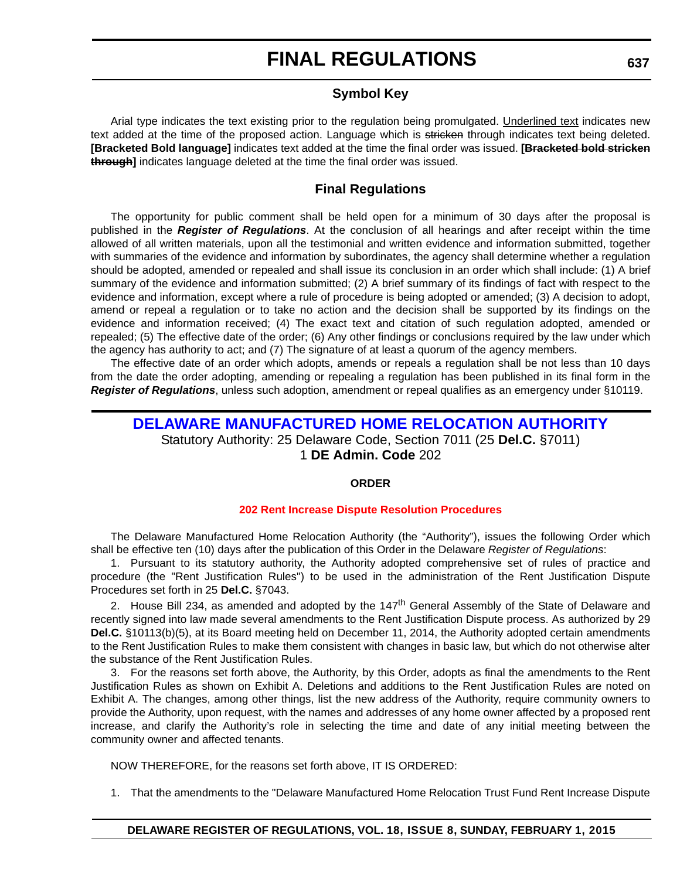# FINAL REGULATIONS

## Symbol Key

Arial type indicates the text existing prior to the regulation being promulgated. <u>Underlined text</u> indicates new text added at the time of the proposed action. Language which is ~~stricken~~ through indicates text being deleted. **[Bracketed Bold language]** indicates text added at the time the final order was issued. **[~~Bracketed bold stricken through~~]** indicates language deleted at the time the final order was issued.

## Final Regulations

The opportunity for public comment shall be held open for a minimum of 30 days after the proposal is published in the ***Register of Regulations***. At the conclusion of all hearings and after receipt within the time allowed of all written materials, upon all the testimonial and written evidence and information submitted, together with summaries of the evidence and information by subordinates, the agency shall determine whether a regulation should be adopted, amended or repealed and shall issue its conclusion in an order which shall include: (1) A brief summary of the evidence and information submitted; (2) A brief summary of its findings of fact with respect to the evidence and information, except where a rule of procedure is being adopted or amended; (3) A decision to adopt, amend or repeal a regulation or to take no action and the decision shall be supported by its findings on the evidence and information received; (4) The exact text and citation of such regulation adopted, amended or repealed; (5) The effective date of the order; (6) Any other findings or conclusions required by the law under which the agency has authority to act; and (7) The signature of at least a quorum of the agency members.

The effective date of an order which adopts, amends or repeals a regulation shall be not less than 10 days from the date the order adopting, amending or repealing a regulation has been published in its final form in the ***Register of Regulations***, unless such adoption, amendment or repeal qualifies as an emergency under §10119.

## DELAWARE MANUFACTURED HOME RELOCATION AUTHORITY

Statutory Authority: 25 Delaware Code, Section 7011 (25 **Del.C.** §7011)
1 **DE Admin. Code** 202

**ORDER**

**202 Rent Increase Dispute Resolution Procedures**

The Delaware Manufactured Home Relocation Authority (the "Authority"), issues the following Order which shall be effective ten (10) days after the publication of this Order in the Delaware *Register of Regulations*:

1. Pursuant to its statutory authority, the Authority adopted comprehensive set of rules of practice and procedure (the "Rent Justification Rules") to be used in the administration of the Rent Justification Dispute Procedures set forth in 25 **Del.C.** §7043.

2. House Bill 234, as amended and adopted by the 147th General Assembly of the State of Delaware and recently signed into law made several amendments to the Rent Justification Dispute process. As authorized by 29 **Del.C.** §10113(b)(5), at its Board meeting held on December 11, 2014, the Authority adopted certain amendments to the Rent Justification Rules to make them consistent with changes in basic law, but which do not otherwise alter the substance of the Rent Justification Rules.

3. For the reasons set forth above, the Authority, by this Order, adopts as final the amendments to the Rent Justification Rules as shown on Exhibit A. Deletions and additions to the Rent Justification Rules are noted on Exhibit A. The changes, among other things, list the new address of the Authority, require community owners to provide the Authority, upon request, with the names and addresses of any home owner affected by a proposed rent increase, and clarify the Authority's role in selecting the time and date of any initial meeting between the community owner and affected tenants.

NOW THEREFORE, for the reasons set forth above, IT IS ORDERED:

1. That the amendments to the "Delaware Manufactured Home Relocation Trust Fund Rent Increase Dispute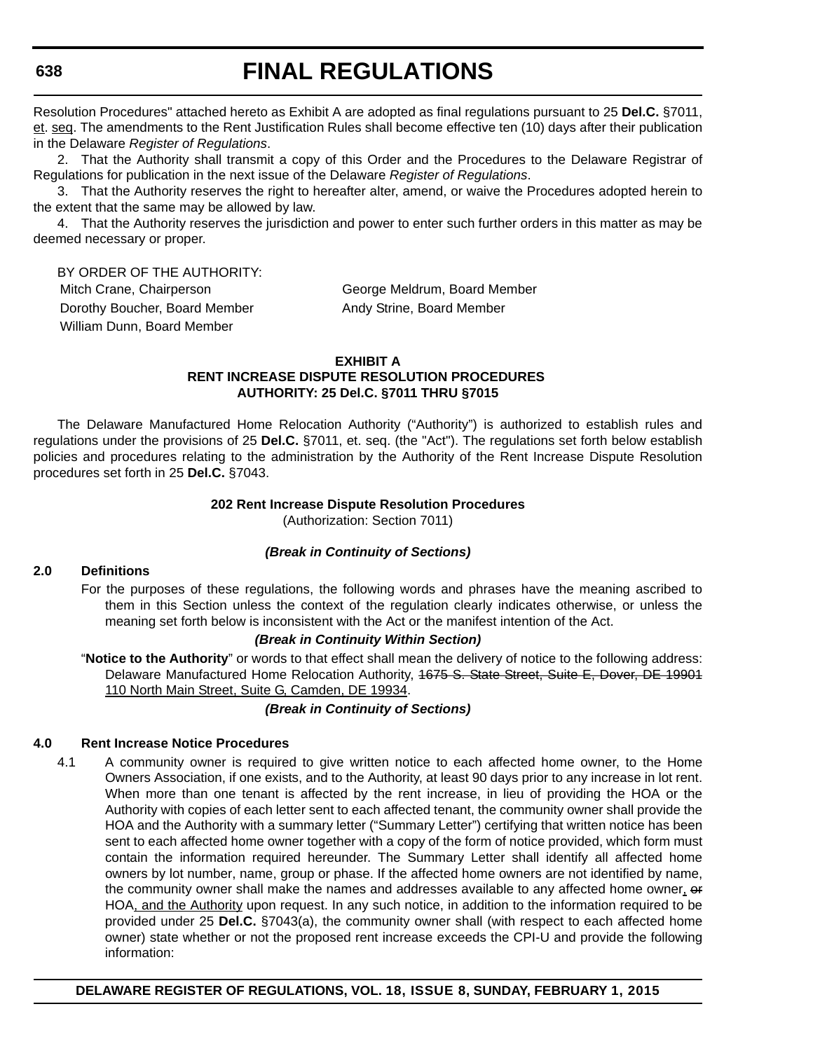Resolution Procedures" attached hereto as Exhibit A are adopted as final regulations pursuant to 25 **Del.C.** §7011, et. seq. The amendments to the Rent Justification Rules shall become effective ten (10) days after their publication in the Delaware *Register of Regulations*.

2. That the Authority shall transmit a copy of this Order and the Procedures to the Delaware Registrar of Regulations for publication in the next issue of the Delaware *Register of Regulations*.

3. That the Authority reserves the right to hereafter alter, amend, or waive the Procedures adopted herein to the extent that the same may be allowed by law.

4. That the Authority reserves the jurisdiction and power to enter such further orders in this matter as may be deemed necessary or proper.

BY ORDER OF THE AUTHORITY:

Mitch Crane, Chairperson
George Meldrum, Board Member
Dorothy Boucher, Board Member
Andy Strine, Board Member
William Dunn, Board Member

**EXHIBIT A**
**RENT INCREASE DISPUTE RESOLUTION PROCEDURES**
**AUTHORITY: 25 Del.C. §7011 THRU §7015**

The Delaware Manufactured Home Relocation Authority ("Authority") is authorized to establish rules and regulations under the provisions of 25 **Del.C.** §7011, et. seq. (the "Act"). The regulations set forth below establish policies and procedures relating to the administration by the Authority of the Rent Increase Dispute Resolution procedures set forth in 25 **Del.C.** §7043.

**202 Rent Increase Dispute Resolution Procedures**
(Authorization: Section 7011)

***(Break in Continuity of Sections)***

**2.0 Definitions**

For the purposes of these regulations, the following words and phrases have the meaning ascribed to them in this Section unless the context of the regulation clearly indicates otherwise, or unless the meaning set forth below is inconsistent with the Act or the manifest intention of the Act.

***(Break in Continuity Within Section)***

"**Notice to the Authority**" or words to that effect shall mean the delivery of notice to the following address: Delaware Manufactured Home Relocation Authority, ~~1675 S. State Street, Suite E, Dover, DE 19901~~ 110 North Main Street, Suite G, Camden, DE 19934.

***(Break in Continuity of Sections)***

**4.0 Rent Increase Notice Procedures**

4.1 A community owner is required to give written notice to each affected home owner, to the Home Owners Association, if one exists, and to the Authority, at least 90 days prior to any increase in lot rent. When more than one tenant is affected by the rent increase, in lieu of providing the HOA or the Authority with copies of each letter sent to each affected tenant, the community owner shall provide the HOA and the Authority with a summary letter ("Summary Letter") certifying that written notice has been sent to each affected home owner together with a copy of the form of notice provided, which form must contain the information required hereunder. The Summary Letter shall identify all affected home owners by lot number, name, group or phase. If the affected home owners are not identified by name, the community owner shall make the names and addresses available to any affected home owner, ~~or~~ HOA, and the Authority upon request. In any such notice, in addition to the information required to be provided under 25 **Del.C.** §7043(a), the community owner shall (with respect to each affected home owner) state whether or not the proposed rent increase exceeds the CPI-U and provide the following information: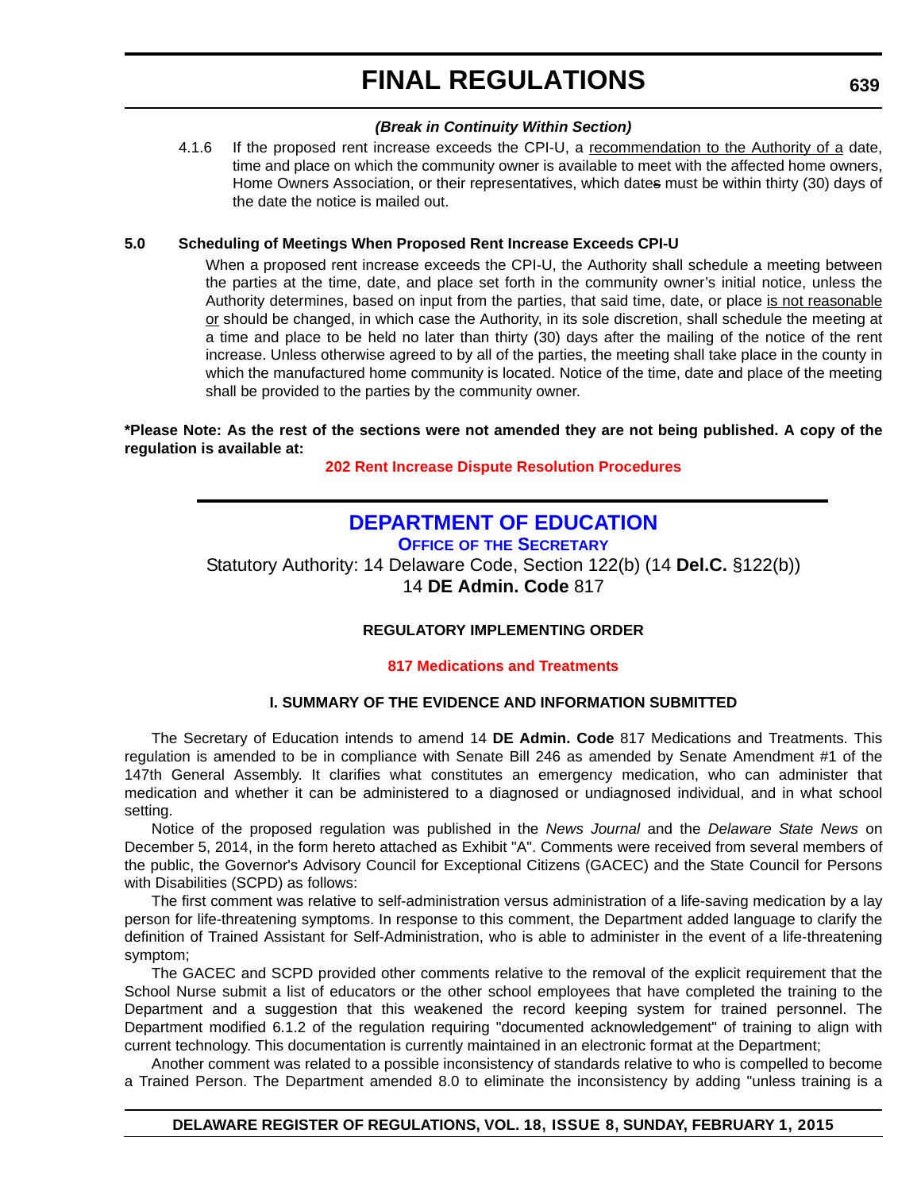**(Break in Continuity Within Section)**

4.1.6 If the proposed rent increase exceeds the CPI-U, a recommendation to the Authority of a date, time and place on which the community owner is available to meet with the affected home owners, Home Owners Association, or their representatives, which dates must be within thirty (30) days of the date the notice is mailed out.

**5.0 Scheduling of Meetings When Proposed Rent Increase Exceeds CPI-U**

When a proposed rent increase exceeds the CPI-U, the Authority shall schedule a meeting between the parties at the time, date, and place set forth in the community owner's initial notice, unless the Authority determines, based on input from the parties, that said time, date, or place is not reasonable or should be changed, in which case the Authority, in its sole discretion, shall schedule the meeting at a time and place to be held no later than thirty (30) days after the mailing of the notice of the rent increase. Unless otherwise agreed to by all of the parties, the meeting shall take place in the county in which the manufactured home community is located. Notice of the time, date and place of the meeting shall be provided to the parties by the community owner.

**\*Please Note: As the rest of the sections were not amended they are not being published. A copy of the regulation is available at:**

**202 Rent Increase Dispute Resolution Procedures**

---

## DEPARTMENT OF EDUCATION

### OFFICE OF THE SECRETARY

Statutory Authority: 14 Delaware Code, Section 122(b) (14 **Del.C.** §122(b))
14 **DE Admin. Code** 817

**REGULATORY IMPLEMENTING ORDER**

**817 Medications and Treatments**

**I. SUMMARY OF THE EVIDENCE AND INFORMATION SUBMITTED**

The Secretary of Education intends to amend 14 **DE Admin. Code** 817 Medications and Treatments. This regulation is amended to be in compliance with Senate Bill 246 as amended by Senate Amendment #1 of the 147th General Assembly. It clarifies what constitutes an emergency medication, who can administer that medication and whether it can be administered to a diagnosed or undiagnosed individual, and in what school setting.

Notice of the proposed regulation was published in the *News Journal* and the *Delaware State News* on December 5, 2014, in the form hereto attached as Exhibit "A". Comments were received from several members of the public, the Governor's Advisory Council for Exceptional Citizens (GACEC) and the State Council for Persons with Disabilities (SCPD) as follows:

The first comment was relative to self-administration versus administration of a life-saving medication by a lay person for life-threatening symptoms. In response to this comment, the Department added language to clarify the definition of Trained Assistant for Self-Administration, who is able to administer in the event of a life-threatening symptom;

The GACEC and SCPD provided other comments relative to the removal of the explicit requirement that the School Nurse submit a list of educators or the other school employees that have completed the training to the Department and a suggestion that this weakened the record keeping system for trained personnel. The Department modified 6.1.2 of the regulation requiring "documented acknowledgement" of training to align with current technology. This documentation is currently maintained in an electronic format at the Department;

Another comment was related to a possible inconsistency of standards relative to who is compelled to become a Trained Person. The Department amended 8.0 to eliminate the inconsistency by adding "unless training is a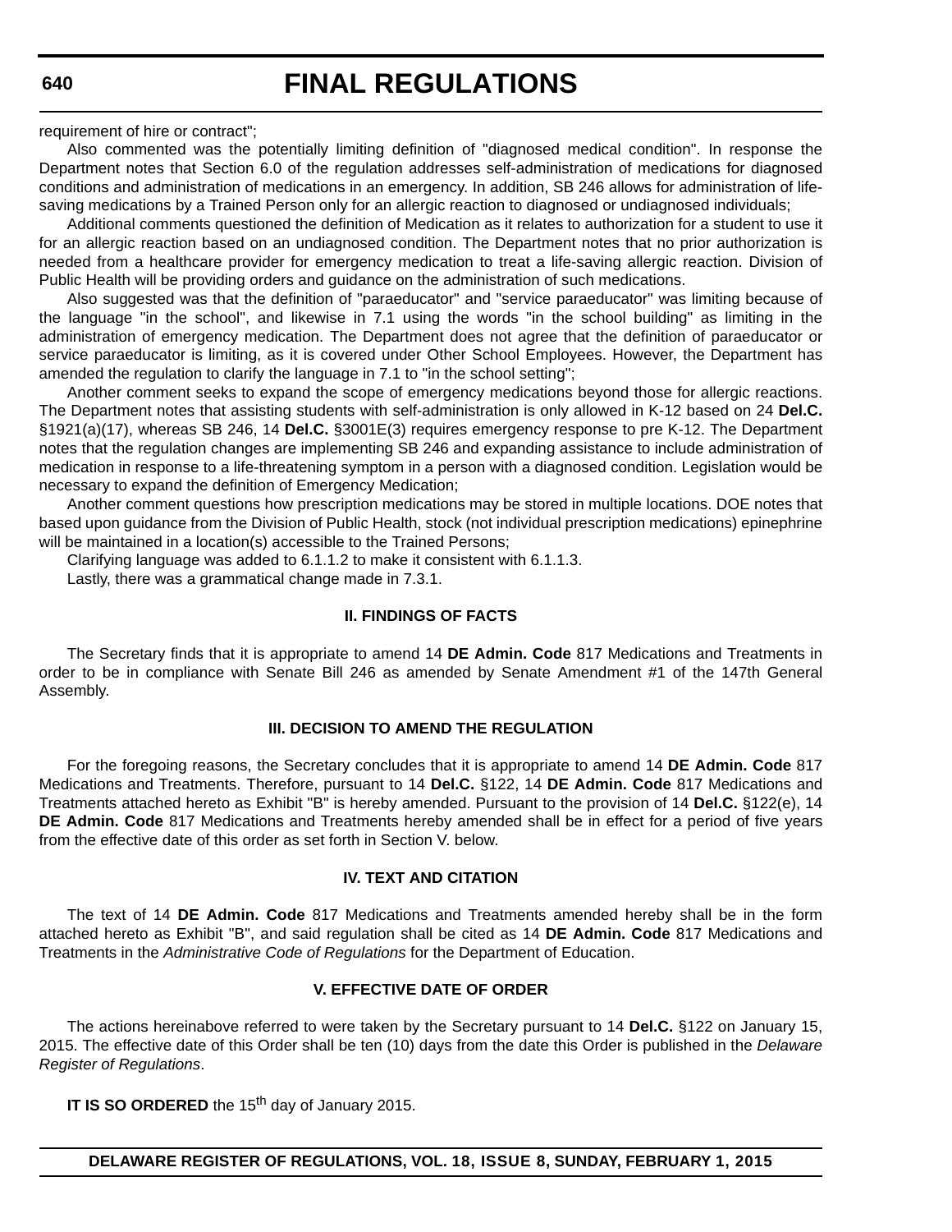requirement of hire or contract";

Also commented was the potentially limiting definition of "diagnosed medical condition". In response the Department notes that Section 6.0 of the regulation addresses self-administration of medications for diagnosed conditions and administration of medications in an emergency. In addition, SB 246 allows for administration of life-saving medications by a Trained Person only for an allergic reaction to diagnosed or undiagnosed individuals;

Additional comments questioned the definition of Medication as it relates to authorization for a student to use it for an allergic reaction based on an undiagnosed condition. The Department notes that no prior authorization is needed from a healthcare provider for emergency medication to treat a life-saving allergic reaction. Division of Public Health will be providing orders and guidance on the administration of such medications.

Also suggested was that the definition of "paraeducator" and "service paraeducator" was limiting because of the language "in the school", and likewise in 7.1 using the words "in the school building" as limiting in the administration of emergency medication. The Department does not agree that the definition of paraeducator or service paraeducator is limiting, as it is covered under Other School Employees. However, the Department has amended the regulation to clarify the language in 7.1 to "in the school setting";

Another comment seeks to expand the scope of emergency medications beyond those for allergic reactions. The Department notes that assisting students with self-administration is only allowed in K-12 based on 24 **Del.C.** §1921(a)(17), whereas SB 246, 14 **Del.C.** §3001E(3) requires emergency response to pre K-12. The Department notes that the regulation changes are implementing SB 246 and expanding assistance to include administration of medication in response to a life-threatening symptom in a person with a diagnosed condition. Legislation would be necessary to expand the definition of Emergency Medication;

Another comment questions how prescription medications may be stored in multiple locations. DOE notes that based upon guidance from the Division of Public Health, stock (not individual prescription medications) epinephrine will be maintained in a location(s) accessible to the Trained Persons;

Clarifying language was added to 6.1.1.2 to make it consistent with 6.1.1.3.

Lastly, there was a grammatical change made in 7.3.1.

## II. FINDINGS OF FACTS

The Secretary finds that it is appropriate to amend 14 **DE Admin. Code** 817 Medications and Treatments in order to be in compliance with Senate Bill 246 as amended by Senate Amendment #1 of the 147th General Assembly.

## III. DECISION TO AMEND THE REGULATION

For the foregoing reasons, the Secretary concludes that it is appropriate to amend 14 **DE Admin. Code** 817 Medications and Treatments. Therefore, pursuant to 14 **Del.C.** §122, 14 **DE Admin. Code** 817 Medications and Treatments attached hereto as Exhibit "B" is hereby amended. Pursuant to the provision of 14 **Del.C.** §122(e), 14 **DE Admin. Code** 817 Medications and Treatments hereby amended shall be in effect for a period of five years from the effective date of this order as set forth in Section V. below.

## IV. TEXT AND CITATION

The text of 14 **DE Admin. Code** 817 Medications and Treatments amended hereby shall be in the form attached hereto as Exhibit "B", and said regulation shall be cited as 14 **DE Admin. Code** 817 Medications and Treatments in the *Administrative Code of Regulations* for the Department of Education.

## V. EFFECTIVE DATE OF ORDER

The actions hereinabove referred to were taken by the Secretary pursuant to 14 **Del.C.** §122 on January 15, 2015. The effective date of this Order shall be ten (10) days from the date this Order is published in the *Delaware Register of Regulations*.

**IT IS SO ORDERED** the 15th day of January 2015.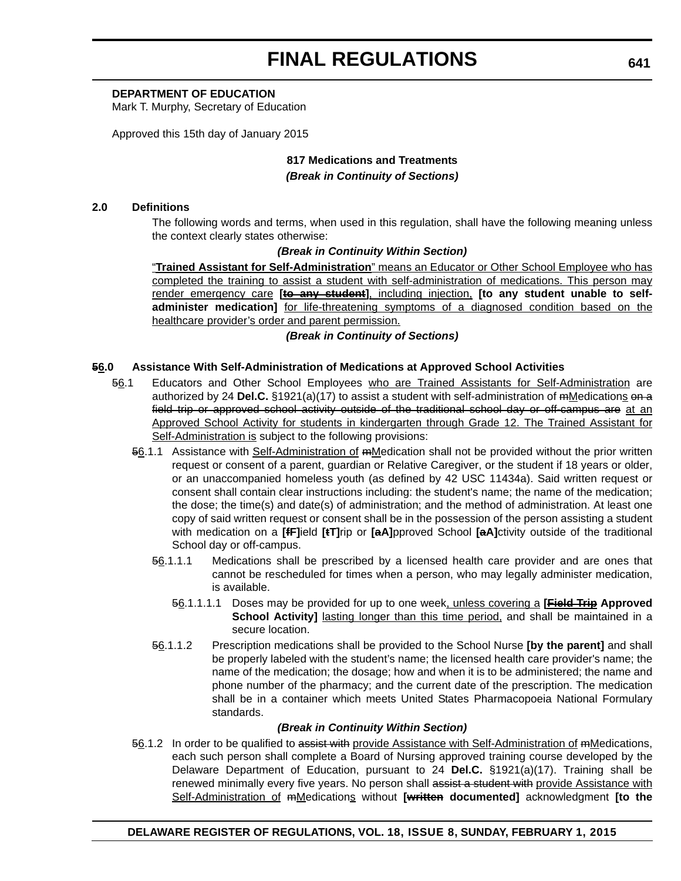# FINAL REGULATIONS

**DEPARTMENT OF EDUCATION**
Mark T. Murphy, Secretary of Education

Approved this 15th day of January 2015

**817 Medications and Treatments**

***(Break in Continuity of Sections)***

**2.0 Definitions**

The following words and terms, when used in this regulation, shall have the following meaning unless the context clearly states otherwise:

***(Break in Continuity Within Section)***

"**Trained Assistant for Self-Administration**" means an Educator or Other School Employee who has completed the training to assist a student with self-administration of medications. This person may render emergency care **[~~to any student~~]**, including injection, **[to any student unable to self-administer medication]** for life-threatening symptoms of a diagnosed condition based on the healthcare provider's order and parent permission.

***(Break in Continuity of Sections)***

**~~5~~6.0 Assistance With Self-Administration of Medications at Approved School Activities**

~~5~~6.1 Educators and Other School Employees who are Trained Assistants for Self-Administration are authorized by 24 **Del.C.** §1921(a)(17) to assist a student with self-administration of ~~m~~Medications ~~on a field trip or approved school activity outside of the traditional school day or off-campus are~~ at an Approved School Activity for students in kindergarten through Grade 12. The Trained Assistant for Self-Administration is subject to the following provisions:

~~5~~6.1.1 Assistance with Self-Administration of ~~m~~Medication shall not be provided without the prior written request or consent of a parent, guardian or Relative Caregiver, or the student if 18 years or older, or an unaccompanied homeless youth (as defined by 42 USC 11434a). Said written request or consent shall contain clear instructions including: the student's name; the name of the medication; the dose; the time(s) and date(s) of administration; and the method of administration. At least one copy of said written request or consent shall be in the possession of the person assisting a student with medication on a **[~~f~~F]**ield **[~~t~~T]**rip or **[~~a~~A]**pproved School **[~~a~~A]**ctivity outside of the traditional School day or off-campus.

~~5~~6.1.1.1 Medications shall be prescribed by a licensed health care provider and are ones that cannot be rescheduled for times when a person, who may legally administer medication, is available.

~~5~~6.1.1.1.1 Doses may be provided for up to one week, unless covering a **[~~Field Trip~~ Approved School Activity]** lasting longer than this time period, and shall be maintained in a secure location.

~~5~~6.1.1.2 Prescription medications shall be provided to the School Nurse **[by the parent]** and shall be properly labeled with the student's name; the licensed health care provider's name; the name of the medication; the dosage; how and when it is to be administered; the name and phone number of the pharmacy; and the current date of the prescription. The medication shall be in a container which meets United States Pharmacopoeia National Formulary standards.

***(Break in Continuity Within Section)***

~~5~~6.1.2 In order to be qualified to ~~assist with~~ provide Assistance with Self-Administration of ~~m~~Medications, each such person shall complete a Board of Nursing approved training course developed by the Delaware Department of Education, pursuant to 24 **Del.C.** §1921(a)(17). Training shall be renewed minimally every five years. No person shall ~~assist a student with~~ provide Assistance with Self-Administration of ~~m~~Medications without **[~~written~~ documented]** acknowledgment **[to the**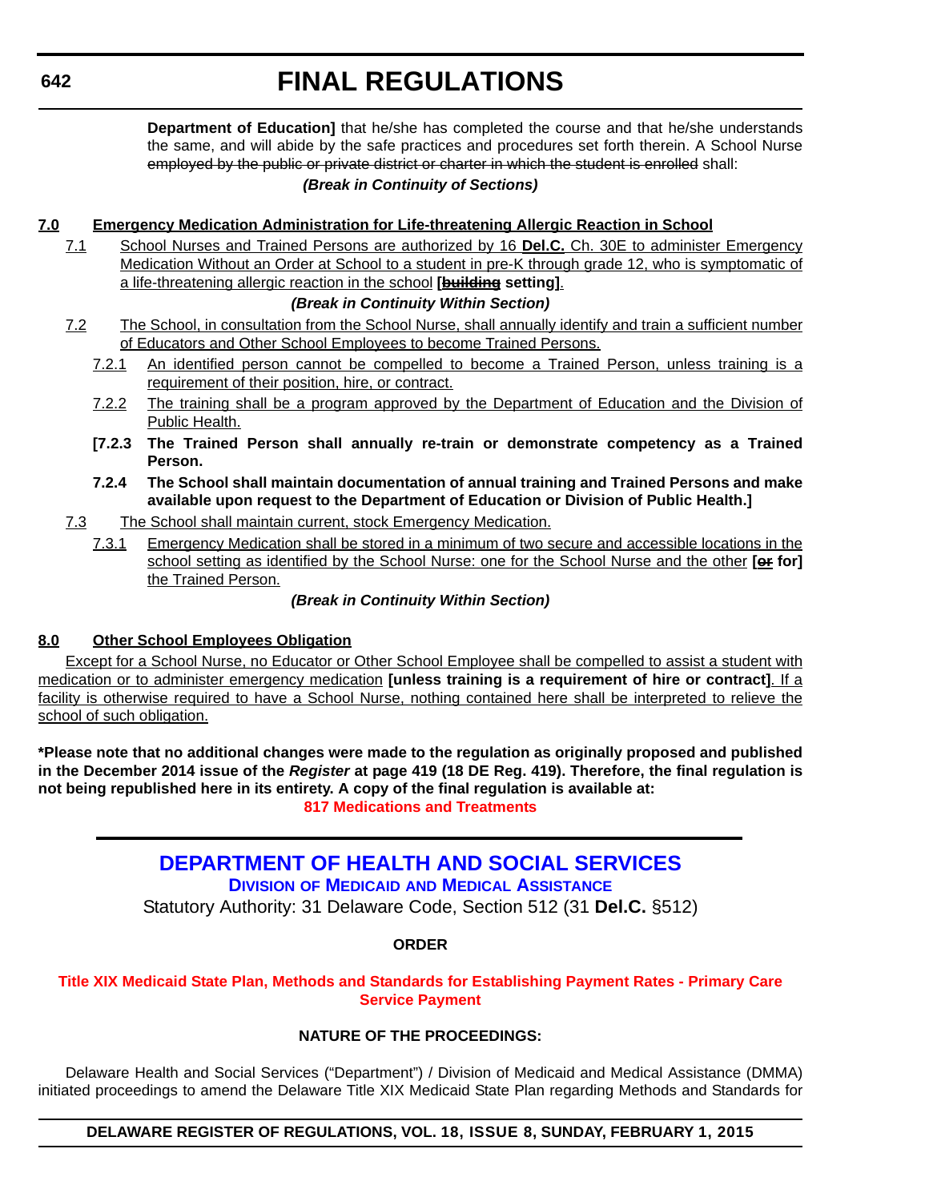**Department of Education]** that he/she has completed the course and that he/she understands the same, and will abide by the safe practices and procedures set forth therein. A School Nurse ~~employed by the public or private district or charter in which the student is enrolled~~ shall:

***(Break in Continuity of Sections)***

**7.0 Emergency Medication Administration for Life-threatening Allergic Reaction in School**

7.1 School Nurses and Trained Persons are authorized by 16 **Del.C.** Ch. 30E to administer Emergency Medication Without an Order at School to a student in pre-K through grade 12, who is symptomatic of a life-threatening allergic reaction in the school **[~~building~~ setting]**.

***(Break in Continuity Within Section)***

7.2 The School, in consultation from the School Nurse, shall annually identify and train a sufficient number of Educators and Other School Employees to become Trained Persons.

7.2.1 An identified person cannot be compelled to become a Trained Person, unless training is a requirement of their position, hire, or contract.

7.2.2 The training shall be a program approved by the Department of Education and the Division of Public Health.

**[7.2.3 The Trained Person shall annually re-train or demonstrate competency as a Trained Person.**

**7.2.4 The School shall maintain documentation of annual training and Trained Persons and make available upon request to the Department of Education or Division of Public Health.]**

7.3 The School shall maintain current, stock Emergency Medication.

7.3.1 Emergency Medication shall be stored in a minimum of two secure and accessible locations in the school setting as identified by the School Nurse: one for the School Nurse and the other **[~~or~~ for]** the Trained Person.

***(Break in Continuity Within Section)***

**8.0 Other School Employees Obligation**

Except for a School Nurse, no Educator or Other School Employee shall be compelled to assist a student with medication or to administer emergency medication **[unless training is a requirement of hire or contract]**. If a facility is otherwise required to have a School Nurse, nothing contained here shall be interpreted to relieve the school of such obligation.

**\*Please note that no additional changes were made to the regulation as originally proposed and published in the December 2014 issue of the *Register* at page 419 (18 DE Reg. 419). Therefore, the final regulation is not being republished here in its entirety. A copy of the final regulation is available at:**

**817 Medications and Treatments**

## DEPARTMENT OF HEALTH AND SOCIAL SERVICES

### DIVISION OF MEDICAID AND MEDICAL ASSISTANCE

Statutory Authority: 31 Delaware Code, Section 512 (31 **Del.C.** §512)

**ORDER**

**Title XIX Medicaid State Plan, Methods and Standards for Establishing Payment Rates - Primary Care Service Payment**

**NATURE OF THE PROCEEDINGS:**

Delaware Health and Social Services ("Department") / Division of Medicaid and Medical Assistance (DMMA) initiated proceedings to amend the Delaware Title XIX Medicaid State Plan regarding Methods and Standards for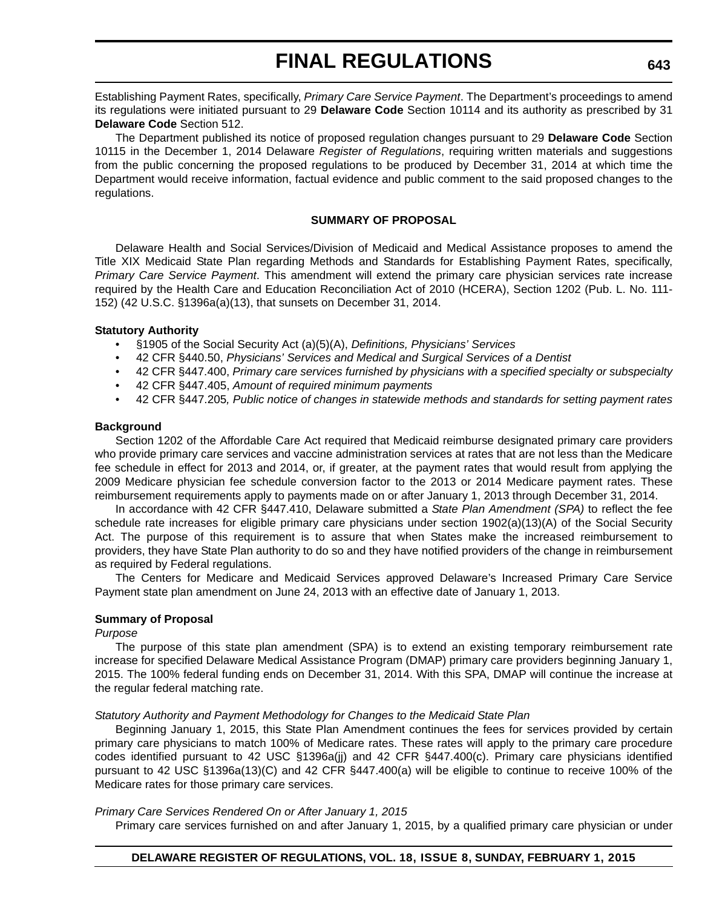Establishing Payment Rates, specifically, *Primary Care Service Payment*. The Department's proceedings to amend its regulations were initiated pursuant to 29 **Delaware Code** Section 10114 and its authority as prescribed by 31 **Delaware Code** Section 512.

The Department published its notice of proposed regulation changes pursuant to 29 **Delaware Code** Section 10115 in the December 1, 2014 Delaware *Register of Regulations*, requiring written materials and suggestions from the public concerning the proposed regulations to be produced by December 31, 2014 at which time the Department would receive information, factual evidence and public comment to the said proposed changes to the regulations.

**SUMMARY OF PROPOSAL**

Delaware Health and Social Services/Division of Medicaid and Medical Assistance proposes to amend the Title XIX Medicaid State Plan regarding Methods and Standards for Establishing Payment Rates, specifically, *Primary Care Service Payment*. This amendment will extend the primary care physician services rate increase required by the Health Care and Education Reconciliation Act of 2010 (HCERA), Section 1202 (Pub. L. No. 111-152) (42 U.S.C. §1396a(a)(13), that sunsets on December 31, 2014.

**Statutory Authority**

- §1905 of the Social Security Act (a)(5)(A), *Definitions, Physicians' Services*
- 42 CFR §440.50, *Physicians' Services and Medical and Surgical Services of a Dentist*
- 42 CFR §447.400, *Primary care services furnished by physicians with a specified specialty or subspecialty*
- 42 CFR §447.405, *Amount of required minimum payments*
- 42 CFR §447.205*, Public notice of changes in statewide methods and standards for setting payment rates*

**Background**

Section 1202 of the Affordable Care Act required that Medicaid reimburse designated primary care providers who provide primary care services and vaccine administration services at rates that are not less than the Medicare fee schedule in effect for 2013 and 2014, or, if greater, at the payment rates that would result from applying the 2009 Medicare physician fee schedule conversion factor to the 2013 or 2014 Medicare payment rates. These reimbursement requirements apply to payments made on or after January 1, 2013 through December 31, 2014.

In accordance with 42 CFR §447.410, Delaware submitted a *State Plan Amendment (SPA)* to reflect the fee schedule rate increases for eligible primary care physicians under section 1902(a)(13)(A) of the Social Security Act. The purpose of this requirement is to assure that when States make the increased reimbursement to providers, they have State Plan authority to do so and they have notified providers of the change in reimbursement as required by Federal regulations.

The Centers for Medicare and Medicaid Services approved Delaware's Increased Primary Care Service Payment state plan amendment on June 24, 2013 with an effective date of January 1, 2013.

**Summary of Proposal**

*Purpose*

The purpose of this state plan amendment (SPA) is to extend an existing temporary reimbursement rate increase for specified Delaware Medical Assistance Program (DMAP) primary care providers beginning January 1, 2015. The 100% federal funding ends on December 31, 2014. With this SPA, DMAP will continue the increase at the regular federal matching rate.

*Statutory Authority and Payment Methodology for Changes to the Medicaid State Plan*

Beginning January 1, 2015, this State Plan Amendment continues the fees for services provided by certain primary care physicians to match 100% of Medicare rates. These rates will apply to the primary care procedure codes identified pursuant to 42 USC §1396a(jj) and 42 CFR §447.400(c). Primary care physicians identified pursuant to 42 USC §1396a(13)(C) and 42 CFR §447.400(a) will be eligible to continue to receive 100% of the Medicare rates for those primary care services.

*Primary Care Services Rendered On or After January 1, 2015*

Primary care services furnished on and after January 1, 2015, by a qualified primary care physician or under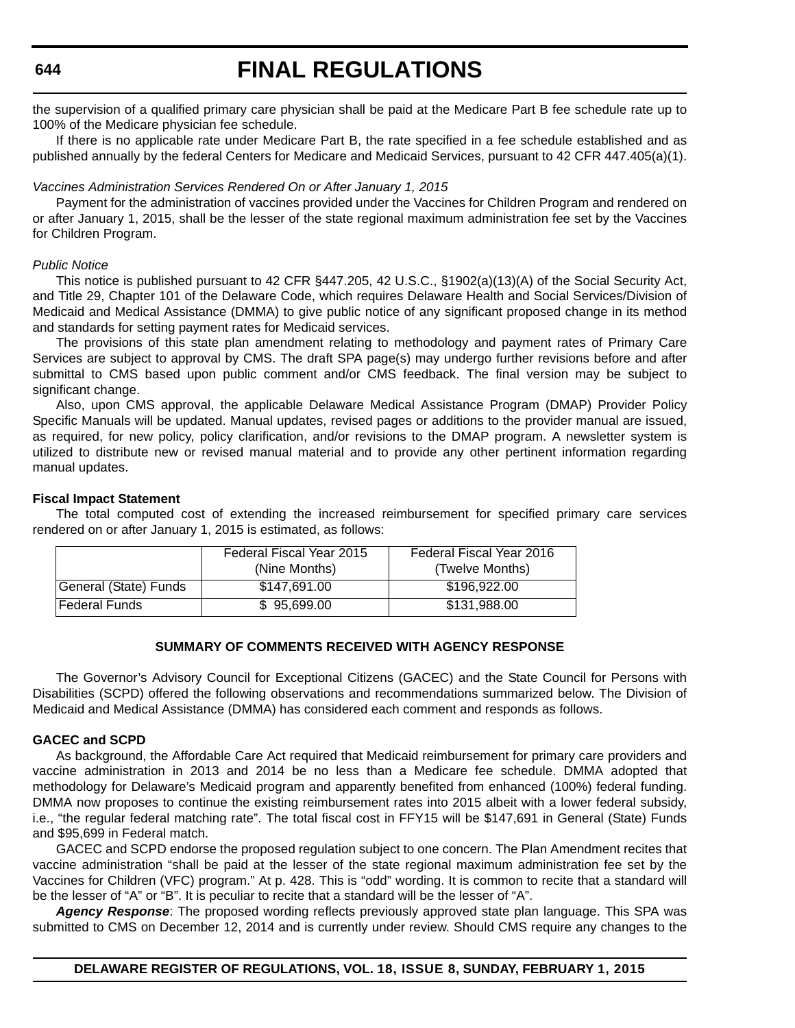the supervision of a qualified primary care physician shall be paid at the Medicare Part B fee schedule rate up to 100% of the Medicare physician fee schedule.

If there is no applicable rate under Medicare Part B, the rate specified in a fee schedule established and as published annually by the federal Centers for Medicare and Medicaid Services, pursuant to 42 CFR 447.405(a)(1).

*Vaccines Administration Services Rendered On or After January 1, 2015*

Payment for the administration of vaccines provided under the Vaccines for Children Program and rendered on or after January 1, 2015, shall be the lesser of the state regional maximum administration fee set by the Vaccines for Children Program.

*Public Notice*

This notice is published pursuant to 42 CFR §447.205, 42 U.S.C., §1902(a)(13)(A) of the Social Security Act, and Title 29, Chapter 101 of the Delaware Code, which requires Delaware Health and Social Services/Division of Medicaid and Medical Assistance (DMMA) to give public notice of any significant proposed change in its method and standards for setting payment rates for Medicaid services.

The provisions of this state plan amendment relating to methodology and payment rates of Primary Care Services are subject to approval by CMS. The draft SPA page(s) may undergo further revisions before and after submittal to CMS based upon public comment and/or CMS feedback. The final version may be subject to significant change.

Also, upon CMS approval, the applicable Delaware Medical Assistance Program (DMAP) Provider Policy Specific Manuals will be updated. Manual updates, revised pages or additions to the provider manual are issued, as required, for new policy, policy clarification, and/or revisions to the DMAP program. A newsletter system is utilized to distribute new or revised manual material and to provide any other pertinent information regarding manual updates.

**Fiscal Impact Statement**

The total computed cost of extending the increased reimbursement for specified primary care services rendered on or after January 1, 2015 is estimated, as follows:

| | Federal Fiscal Year 2015 (Nine Months) | Federal Fiscal Year 2016 (Twelve Months) |
|---|---|---|
| General (State) Funds | $147,691.00 | $196,922.00 |
| Federal Funds | $ 95,699.00 | $131,988.00 |

**SUMMARY OF COMMENTS RECEIVED WITH AGENCY RESPONSE**

The Governor's Advisory Council for Exceptional Citizens (GACEC) and the State Council for Persons with Disabilities (SCPD) offered the following observations and recommendations summarized below. The Division of Medicaid and Medical Assistance (DMMA) has considered each comment and responds as follows.

**GACEC and SCPD**

As background, the Affordable Care Act required that Medicaid reimbursement for primary care providers and vaccine administration in 2013 and 2014 be no less than a Medicare fee schedule. DMMA adopted that methodology for Delaware's Medicaid program and apparently benefited from enhanced (100%) federal funding. DMMA now proposes to continue the existing reimbursement rates into 2015 albeit with a lower federal subsidy, i.e., "the regular federal matching rate". The total fiscal cost in FFY15 will be $147,691 in General (State) Funds and $95,699 in Federal match.

GACEC and SCPD endorse the proposed regulation subject to one concern. The Plan Amendment recites that vaccine administration "shall be paid at the lesser of the state regional maximum administration fee set by the Vaccines for Children (VFC) program." At p. 428. This is "odd" wording. It is common to recite that a standard will be the lesser of "A" or "B". It is peculiar to recite that a standard will be the lesser of "A".

***Agency Response***: The proposed wording reflects previously approved state plan language. This SPA was submitted to CMS on December 12, 2014 and is currently under review. Should CMS require any changes to the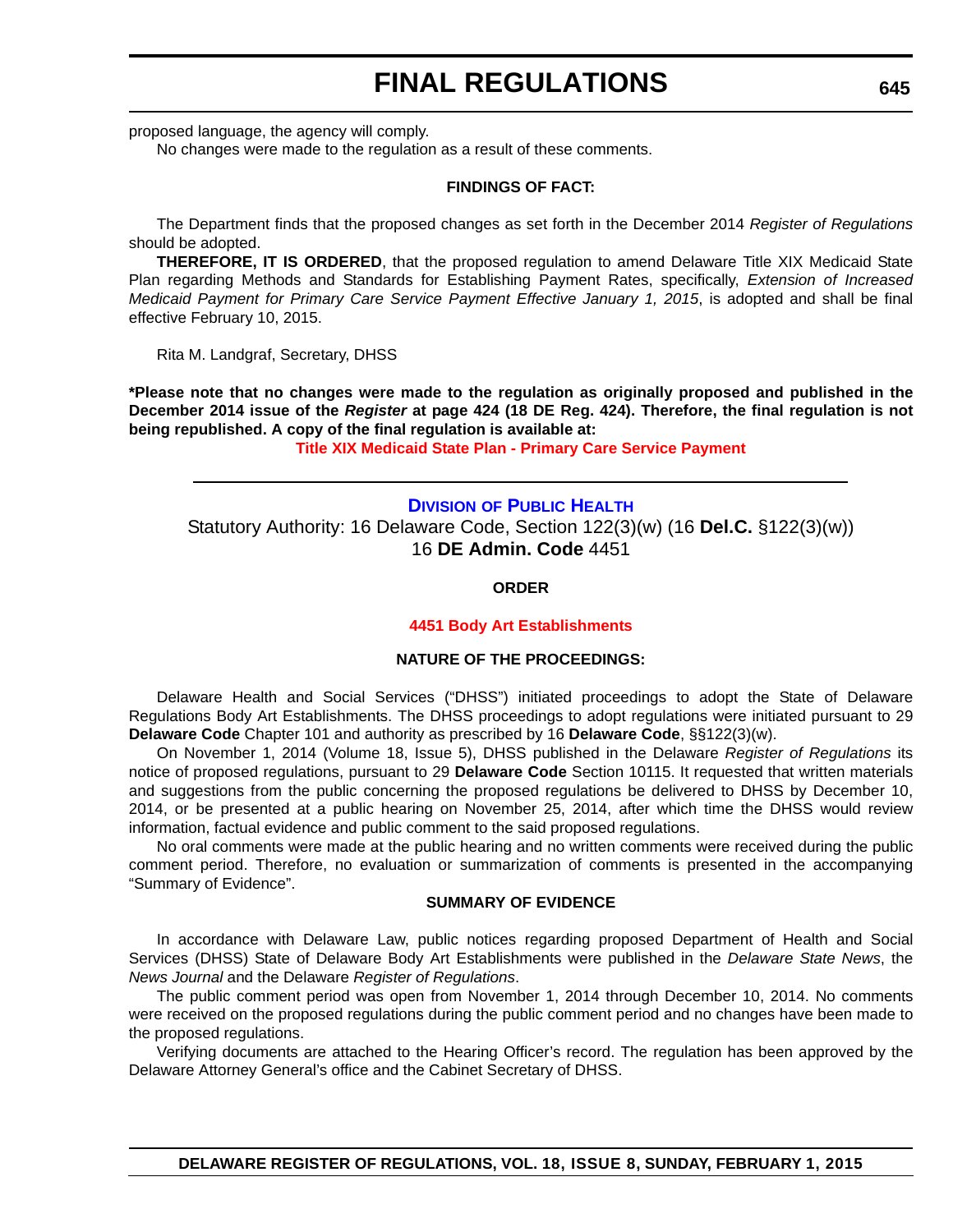proposed language, the agency will comply.

No changes were made to the regulation as a result of these comments.

**FINDINGS OF FACT:**

The Department finds that the proposed changes as set forth in the December 2014 *Register of Regulations* should be adopted.

**THEREFORE, IT IS ORDERED**, that the proposed regulation to amend Delaware Title XIX Medicaid State Plan regarding Methods and Standards for Establishing Payment Rates, specifically, *Extension of Increased Medicaid Payment for Primary Care Service Payment Effective January 1, 2015*, is adopted and shall be final effective February 10, 2015.

Rita M. Landgraf, Secretary, DHSS

**\*Please note that no changes were made to the regulation as originally proposed and published in the December 2014 issue of the *Register* at page 424 (18 DE Reg. 424). Therefore, the final regulation is not being republished. A copy of the final regulation is available at:**

**Title XIX Medicaid State Plan - Primary Care Service Payment**

---

## DIVISION OF PUBLIC HEALTH

Statutory Authority: 16 Delaware Code, Section 122(3)(w) (16 **Del.C.** §122(3)(w))
16 **DE Admin. Code** 4451

**ORDER**

**4451 Body Art Establishments**

**NATURE OF THE PROCEEDINGS:**

Delaware Health and Social Services ("DHSS") initiated proceedings to adopt the State of Delaware Regulations Body Art Establishments. The DHSS proceedings to adopt regulations were initiated pursuant to 29 **Delaware Code** Chapter 101 and authority as prescribed by 16 **Delaware Code**, §§122(3)(w).

On November 1, 2014 (Volume 18, Issue 5), DHSS published in the Delaware *Register of Regulations* its notice of proposed regulations, pursuant to 29 **Delaware Code** Section 10115. It requested that written materials and suggestions from the public concerning the proposed regulations be delivered to DHSS by December 10, 2014, or be presented at a public hearing on November 25, 2014, after which time the DHSS would review information, factual evidence and public comment to the said proposed regulations.

No oral comments were made at the public hearing and no written comments were received during the public comment period. Therefore, no evaluation or summarization of comments is presented in the accompanying "Summary of Evidence".

**SUMMARY OF EVIDENCE**

In accordance with Delaware Law, public notices regarding proposed Department of Health and Social Services (DHSS) State of Delaware Body Art Establishments were published in the *Delaware State News*, the *News Journal* and the Delaware *Register of Regulations*.

The public comment period was open from November 1, 2014 through December 10, 2014. No comments were received on the proposed regulations during the public comment period and no changes have been made to the proposed regulations.

Verifying documents are attached to the Hearing Officer's record. The regulation has been approved by the Delaware Attorney General's office and the Cabinet Secretary of DHSS.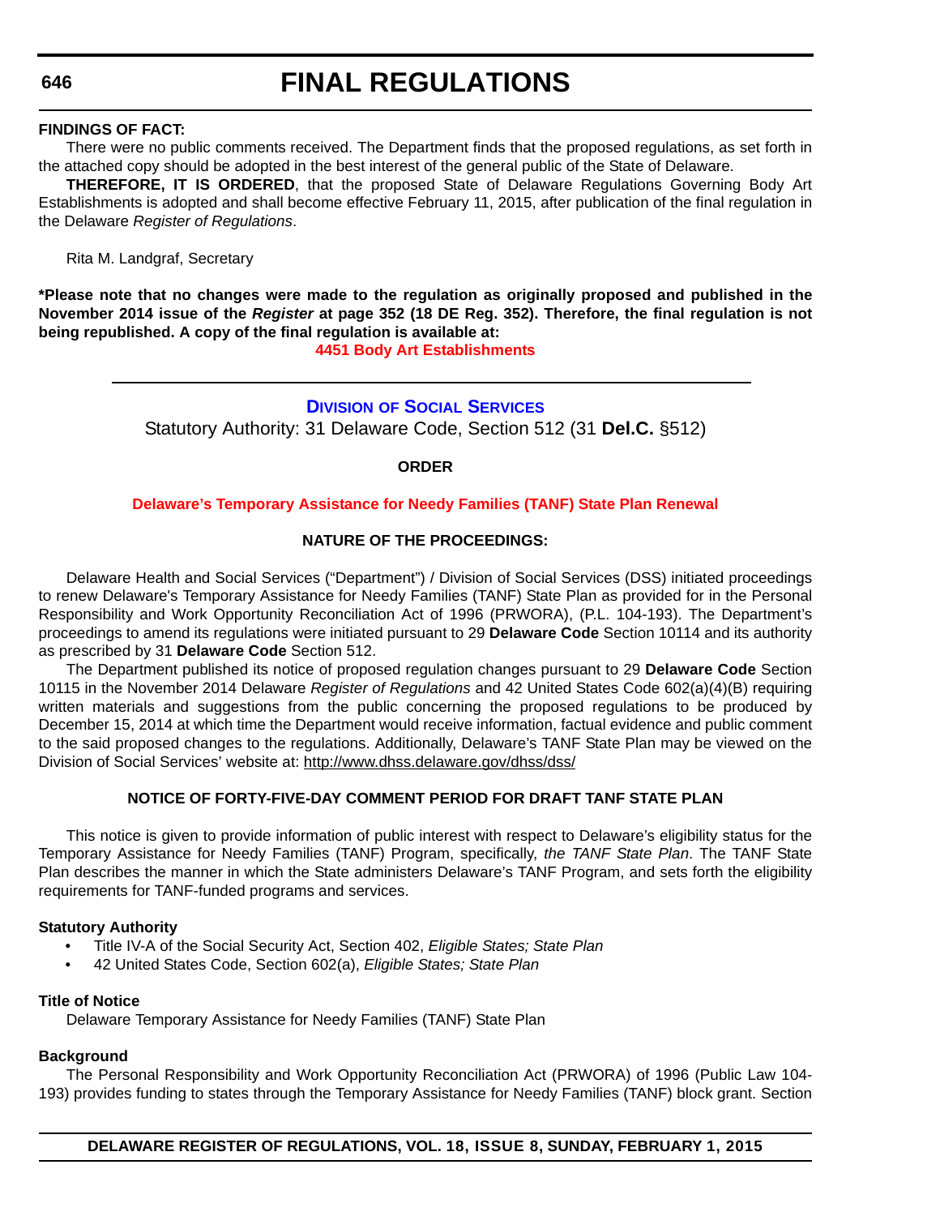**FINDINGS OF FACT:**

There were no public comments received. The Department finds that the proposed regulations, as set forth in the attached copy should be adopted in the best interest of the general public of the State of Delaware.

**THEREFORE, IT IS ORDERED**, that the proposed State of Delaware Regulations Governing Body Art Establishments is adopted and shall become effective February 11, 2015, after publication of the final regulation in the Delaware *Register of Regulations*.

Rita M. Landgraf, Secretary

**\*Please note that no changes were made to the regulation as originally proposed and published in the November 2014 issue of the *Register* at page 352 (18 DE Reg. 352). Therefore, the final regulation is not being republished. A copy of the final regulation is available at:**

**4451 Body Art Establishments**

---

## DIVISION OF SOCIAL SERVICES

Statutory Authority: 31 Delaware Code, Section 512 (31 **Del.C.** §512)

**ORDER**

**Delaware's Temporary Assistance for Needy Families (TANF) State Plan Renewal**

**NATURE OF THE PROCEEDINGS:**

Delaware Health and Social Services ("Department") / Division of Social Services (DSS) initiated proceedings to renew Delaware's Temporary Assistance for Needy Families (TANF) State Plan as provided for in the Personal Responsibility and Work Opportunity Reconciliation Act of 1996 (PRWORA), (P.L. 104-193). The Department's proceedings to amend its regulations were initiated pursuant to 29 **Delaware Code** Section 10114 and its authority as prescribed by 31 **Delaware Code** Section 512.

The Department published its notice of proposed regulation changes pursuant to 29 **Delaware Code** Section 10115 in the November 2014 Delaware *Register of Regulations* and 42 United States Code 602(a)(4)(B) requiring written materials and suggestions from the public concerning the proposed regulations to be produced by December 15, 2014 at which time the Department would receive information, factual evidence and public comment to the said proposed changes to the regulations. Additionally, Delaware's TANF State Plan may be viewed on the Division of Social Services' website at: http://www.dhss.delaware.gov/dhss/dss/

**NOTICE OF FORTY-FIVE-DAY COMMENT PERIOD FOR DRAFT TANF STATE PLAN**

This notice is given to provide information of public interest with respect to Delaware's eligibility status for the Temporary Assistance for Needy Families (TANF) Program, specifically, *the TANF State Plan*. The TANF State Plan describes the manner in which the State administers Delaware's TANF Program, and sets forth the eligibility requirements for TANF-funded programs and services.

**Statutory Authority**

- Title IV-A of the Social Security Act, Section 402, *Eligible States; State Plan*
- 42 United States Code, Section 602(a), *Eligible States; State Plan*

**Title of Notice**

Delaware Temporary Assistance for Needy Families (TANF) State Plan

**Background**

The Personal Responsibility and Work Opportunity Reconciliation Act (PRWORA) of 1996 (Public Law 104-193) provides funding to states through the Temporary Assistance for Needy Families (TANF) block grant. Section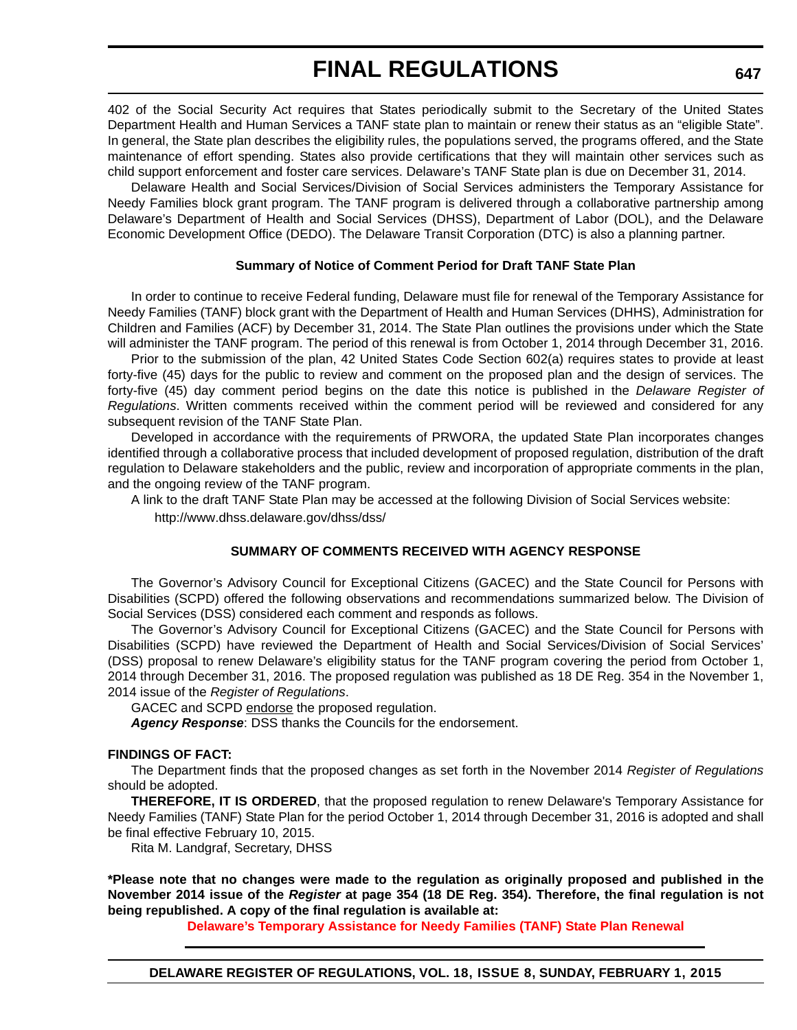402 of the Social Security Act requires that States periodically submit to the Secretary of the United States Department Health and Human Services a TANF state plan to maintain or renew their status as an "eligible State". In general, the State plan describes the eligibility rules, the populations served, the programs offered, and the State maintenance of effort spending. States also provide certifications that they will maintain other services such as child support enforcement and foster care services. Delaware's TANF State plan is due on December 31, 2014.

Delaware Health and Social Services/Division of Social Services administers the Temporary Assistance for Needy Families block grant program. The TANF program is delivered through a collaborative partnership among Delaware's Department of Health and Social Services (DHSS), Department of Labor (DOL), and the Delaware Economic Development Office (DEDO). The Delaware Transit Corporation (DTC) is also a planning partner.

**Summary of Notice of Comment Period for Draft TANF State Plan**

In order to continue to receive Federal funding, Delaware must file for renewal of the Temporary Assistance for Needy Families (TANF) block grant with the Department of Health and Human Services (DHHS), Administration for Children and Families (ACF) by December 31, 2014. The State Plan outlines the provisions under which the State will administer the TANF program. The period of this renewal is from October 1, 2014 through December 31, 2016.

Prior to the submission of the plan, 42 United States Code Section 602(a) requires states to provide at least forty-five (45) days for the public to review and comment on the proposed plan and the design of services. The forty-five (45) day comment period begins on the date this notice is published in the *Delaware Register of Regulations*. Written comments received within the comment period will be reviewed and considered for any subsequent revision of the TANF State Plan.

Developed in accordance with the requirements of PRWORA, the updated State Plan incorporates changes identified through a collaborative process that included development of proposed regulation, distribution of the draft regulation to Delaware stakeholders and the public, review and incorporation of appropriate comments in the plan, and the ongoing review of the TANF program.

A link to the draft TANF State Plan may be accessed at the following Division of Social Services website:

http://www.dhss.delaware.gov/dhss/dss/

**SUMMARY OF COMMENTS RECEIVED WITH AGENCY RESPONSE**

The Governor's Advisory Council for Exceptional Citizens (GACEC) and the State Council for Persons with Disabilities (SCPD) offered the following observations and recommendations summarized below. The Division of Social Services (DSS) considered each comment and responds as follows.

The Governor's Advisory Council for Exceptional Citizens (GACEC) and the State Council for Persons with Disabilities (SCPD) have reviewed the Department of Health and Social Services/Division of Social Services' (DSS) proposal to renew Delaware's eligibility status for the TANF program covering the period from October 1, 2014 through December 31, 2016. The proposed regulation was published as 18 DE Reg. 354 in the November 1, 2014 issue of the *Register of Regulations*.

GACEC and SCPD endorse the proposed regulation.

***Agency Response***: DSS thanks the Councils for the endorsement.

**FINDINGS OF FACT:**

The Department finds that the proposed changes as set forth in the November 2014 *Register of Regulations* should be adopted.

**THEREFORE, IT IS ORDERED**, that the proposed regulation to renew Delaware's Temporary Assistance for Needy Families (TANF) State Plan for the period October 1, 2014 through December 31, 2016 is adopted and shall be final effective February 10, 2015.

Rita M. Landgraf, Secretary, DHSS

**\*Please note that no changes were made to the regulation as originally proposed and published in the November 2014 issue of the *Register* at page 354 (18 DE Reg. 354). Therefore, the final regulation is not being republished. A copy of the final regulation is available at:**

**Delaware's Temporary Assistance for Needy Families (TANF) State Plan Renewal**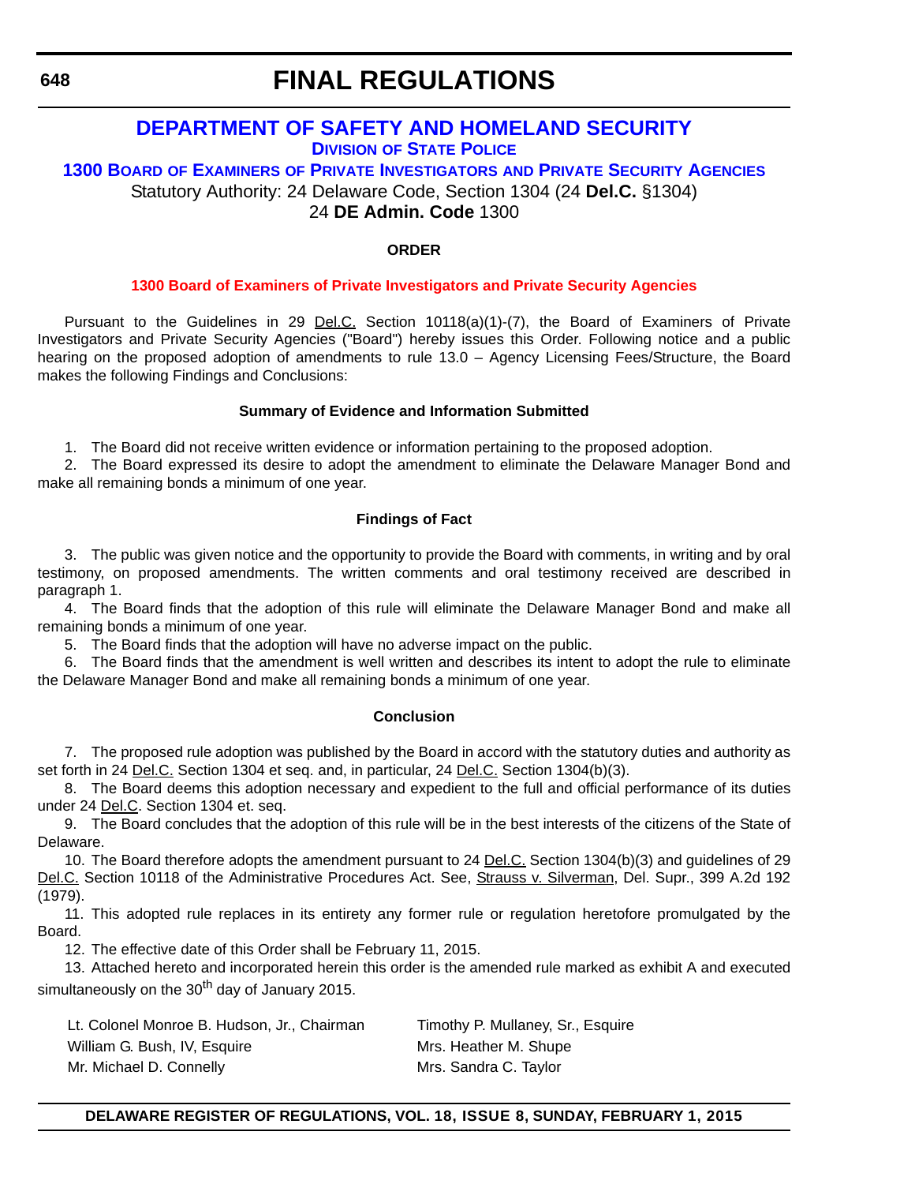# FINAL REGULATIONS

## DEPARTMENT OF SAFETY AND HOMELAND SECURITY

### DIVISION OF STATE POLICE

### 1300 BOARD OF EXAMINERS OF PRIVATE INVESTIGATORS AND PRIVATE SECURITY AGENCIES

Statutory Authority: 24 Delaware Code, Section 1304 (24 **Del.C.** §1304)

24 **DE Admin. Code** 1300

**ORDER**

**1300 Board of Examiners of Private Investigators and Private Security Agencies**

Pursuant to the Guidelines in 29 Del.C. Section 10118(a)(1)-(7), the Board of Examiners of Private Investigators and Private Security Agencies ("Board") hereby issues this Order. Following notice and a public hearing on the proposed adoption of amendments to rule 13.0 – Agency Licensing Fees/Structure, the Board makes the following Findings and Conclusions:

**Summary of Evidence and Information Submitted**

1. The Board did not receive written evidence or information pertaining to the proposed adoption.
2. The Board expressed its desire to adopt the amendment to eliminate the Delaware Manager Bond and make all remaining bonds a minimum of one year.

**Findings of Fact**

3. The public was given notice and the opportunity to provide the Board with comments, in writing and by oral testimony, on proposed amendments. The written comments and oral testimony received are described in paragraph 1.
4. The Board finds that the adoption of this rule will eliminate the Delaware Manager Bond and make all remaining bonds a minimum of one year.
5. The Board finds that the adoption will have no adverse impact on the public.
6. The Board finds that the amendment is well written and describes its intent to adopt the rule to eliminate the Delaware Manager Bond and make all remaining bonds a minimum of one year.

**Conclusion**

7. The proposed rule adoption was published by the Board in accord with the statutory duties and authority as set forth in 24 Del.C. Section 1304 et seq. and, in particular, 24 Del.C. Section 1304(b)(3).
8. The Board deems this adoption necessary and expedient to the full and official performance of its duties under 24 Del.C. Section 1304 et. seq.
9. The Board concludes that the adoption of this rule will be in the best interests of the citizens of the State of Delaware.
10. The Board therefore adopts the amendment pursuant to 24 Del.C. Section 1304(b)(3) and guidelines of 29 Del.C. Section 10118 of the Administrative Procedures Act. See, Strauss v. Silverman, Del. Supr., 399 A.2d 192 (1979).
11. This adopted rule replaces in its entirety any former rule or regulation heretofore promulgated by the Board.
12. The effective date of this Order shall be February 11, 2015.
13. Attached hereto and incorporated herein this order is the amended rule marked as exhibit A and executed simultaneously on the 30th day of January 2015.

Lt. Colonel Monroe B. Hudson, Jr., Chairman
William G. Bush, IV, Esquire
Mr. Michael D. Connelly
Timothy P. Mullaney, Sr., Esquire
Mrs. Heather M. Shupe
Mrs. Sandra C. Taylor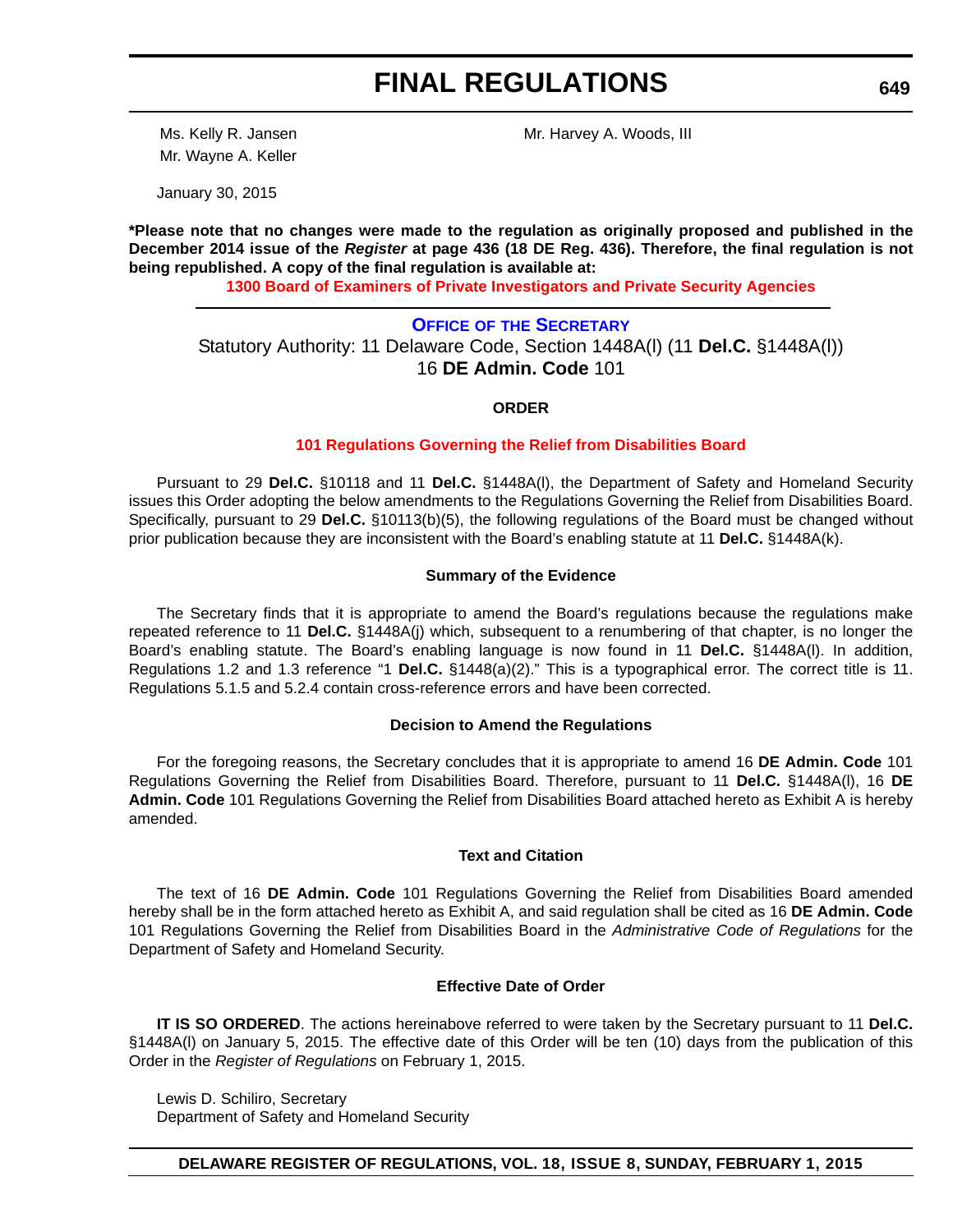Ms. Kelly R. Jansen
Mr. Wayne A. Keller

Mr. Harvey A. Woods, III

January 30, 2015

***Please note that no changes were made to the regulation as originally proposed and published in the December 2014 issue of the *Register* at page 436 (18 DE Reg. 436). Therefore, the final regulation is not being republished. A copy of the final regulation is available at:**

**1300 Board of Examiners of Private Investigators and Private Security Agencies**

---

## OFFICE OF THE SECRETARY

Statutory Authority: 11 Delaware Code, Section 1448A(l) (11 **Del.C.** §1448A(l))
16 **DE Admin. Code** 101

### ORDER

**101 Regulations Governing the Relief from Disabilities Board**

Pursuant to 29 **Del.C.** §10118 and 11 **Del.C.** §1448A(l), the Department of Safety and Homeland Security issues this Order adopting the below amendments to the Regulations Governing the Relief from Disabilities Board. Specifically, pursuant to 29 **Del.C.** §10113(b)(5), the following regulations of the Board must be changed without prior publication because they are inconsistent with the Board's enabling statute at 11 **Del.C.** §1448A(k).

#### Summary of the Evidence

The Secretary finds that it is appropriate to amend the Board's regulations because the regulations make repeated reference to 11 **Del.C.** §1448A(j) which, subsequent to a renumbering of that chapter, is no longer the Board's enabling statute. The Board's enabling language is now found in 11 **Del.C.** §1448A(l). In addition, Regulations 1.2 and 1.3 reference "1 **Del.C.** §1448(a)(2)." This is a typographical error. The correct title is 11. Regulations 5.1.5 and 5.2.4 contain cross-reference errors and have been corrected.

#### Decision to Amend the Regulations

For the foregoing reasons, the Secretary concludes that it is appropriate to amend 16 **DE Admin. Code** 101 Regulations Governing the Relief from Disabilities Board. Therefore, pursuant to 11 **Del.C.** §1448A(l), 16 **DE Admin. Code** 101 Regulations Governing the Relief from Disabilities Board attached hereto as Exhibit A is hereby amended.

#### Text and Citation

The text of 16 **DE Admin. Code** 101 Regulations Governing the Relief from Disabilities Board amended hereby shall be in the form attached hereto as Exhibit A, and said regulation shall be cited as 16 **DE Admin. Code** 101 Regulations Governing the Relief from Disabilities Board in the *Administrative Code of Regulations* for the Department of Safety and Homeland Security.

#### Effective Date of Order

**IT IS SO ORDERED**. The actions hereinabove referred to were taken by the Secretary pursuant to 11 **Del.C.** §1448A(l) on January 5, 2015. The effective date of this Order will be ten (10) days from the publication of this Order in the *Register of Regulations* on February 1, 2015.

Lewis D. Schiliro, Secretary
Department of Safety and Homeland Security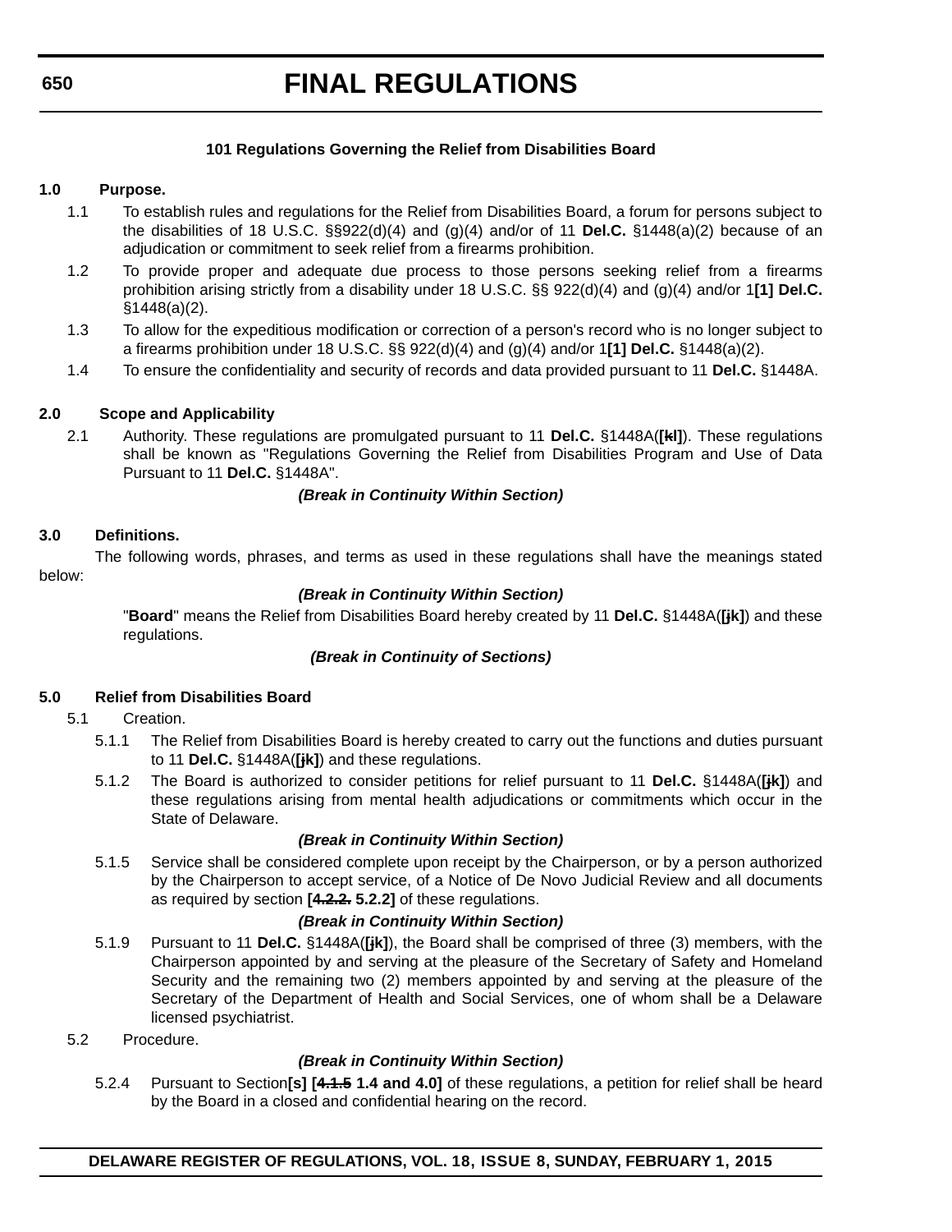# FINAL REGULATIONS

**101 Regulations Governing the Relief from Disabilities Board**

**1.0 Purpose.**

1.1 To establish rules and regulations for the Relief from Disabilities Board, a forum for persons subject to the disabilities of 18 U.S.C. §§922(d)(4) and (g)(4) and/or of 11 **Del.C.** §1448(a)(2) because of an adjudication or commitment to seek relief from a firearms prohibition.

1.2 To provide proper and adequate due process to those persons seeking relief from a firearms prohibition arising strictly from a disability under 18 U.S.C. §§ 922(d)(4) and (g)(4) and/or 1**[1] Del.C.** §1448(a)(2).

1.3 To allow for the expeditious modification or correction of a person's record who is no longer subject to a firearms prohibition under 18 U.S.C. §§ 922(d)(4) and (g)(4) and/or 1**[1] Del.C.** §1448(a)(2).

1.4 To ensure the confidentiality and security of records and data provided pursuant to 11 **Del.C.** §1448A.

**2.0 Scope and Applicability**

2.1 Authority. These regulations are promulgated pursuant to 11 **Del.C.** §1448A(**[~~k~~l]**). These regulations shall be known as "Regulations Governing the Relief from Disabilities Program and Use of Data Pursuant to 11 **Del.C.** §1448A".

***(Break in Continuity Within Section)***

**3.0 Definitions.**

The following words, phrases, and terms as used in these regulations shall have the meanings stated below:

***(Break in Continuity Within Section)***

"**Board**" means the Relief from Disabilities Board hereby created by 11 **Del.C.** §1448A(**[~~j~~k]**) and these regulations.

***(Break in Continuity of Sections)***

**5.0 Relief from Disabilities Board**

5.1 Creation.

5.1.1 The Relief from Disabilities Board is hereby created to carry out the functions and duties pursuant to 11 **Del.C.** §1448A(**[~~j~~k]**) and these regulations.

5.1.2 The Board is authorized to consider petitions for relief pursuant to 11 **Del.C.** §1448A(**[~~j~~k]**) and these regulations arising from mental health adjudications or commitments which occur in the State of Delaware.

***(Break in Continuity Within Section)***

5.1.5 Service shall be considered complete upon receipt by the Chairperson, or by a person authorized by the Chairperson to accept service, of a Notice of De Novo Judicial Review and all documents as required by section **[~~4.2.2.~~ 5.2.2]** of these regulations.

***(Break in Continuity Within Section)***

5.1.9 Pursuant to 11 **Del.C.** §1448A(**[~~j~~k]**), the Board shall be comprised of three (3) members, with the Chairperson appointed by and serving at the pleasure of the Secretary of Safety and Homeland Security and the remaining two (2) members appointed by and serving at the pleasure of the Secretary of the Department of Health and Social Services, one of whom shall be a Delaware licensed psychiatrist.

5.2 Procedure.

***(Break in Continuity Within Section)***

5.2.4 Pursuant to Section**[s] [~~4.1.5~~ 1.4 and 4.0]** of these regulations, a petition for relief shall be heard by the Board in a closed and confidential hearing on the record.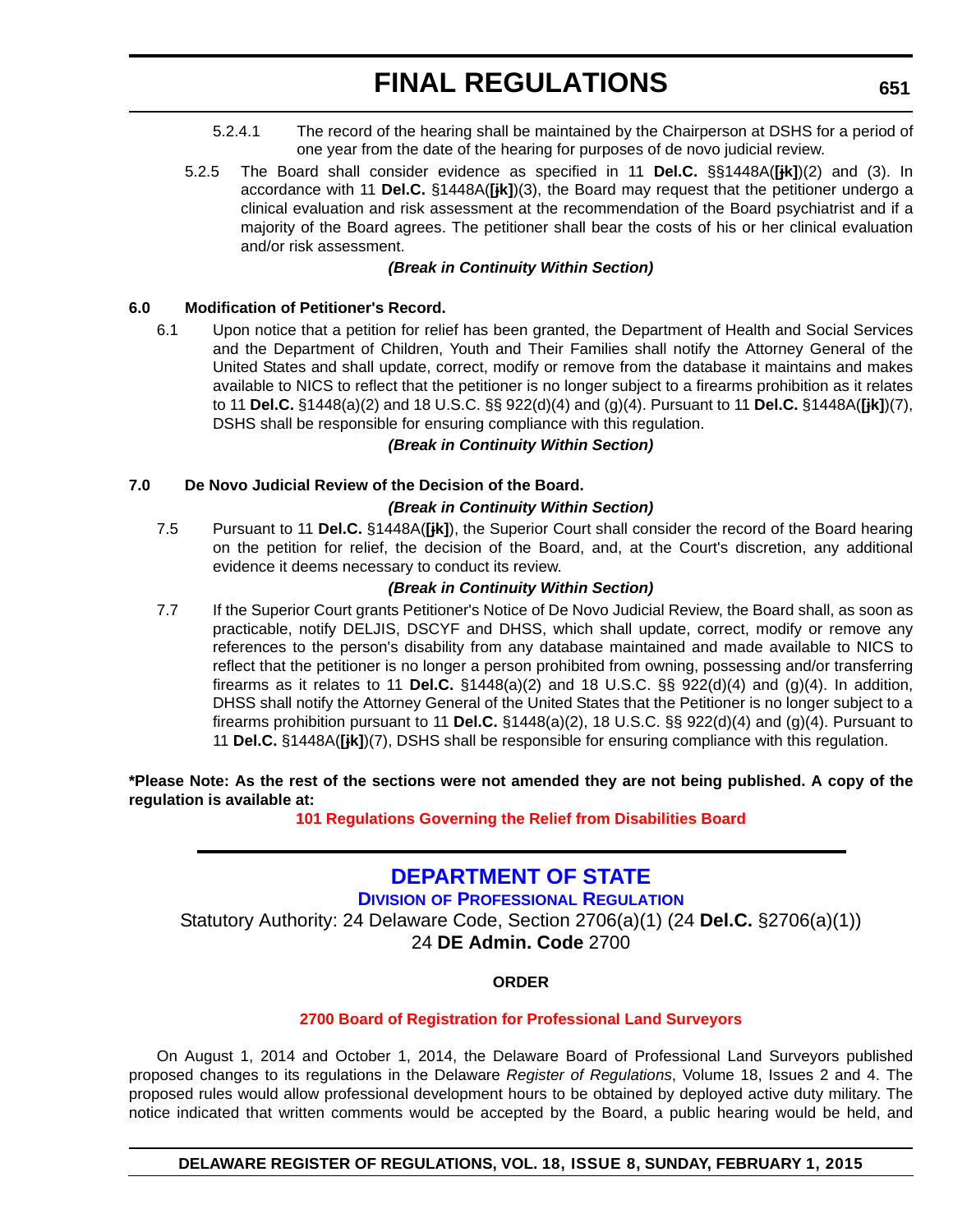5.2.4.1 The record of the hearing shall be maintained by the Chairperson at DSHS for a period of one year from the date of the hearing for purposes of de novo judicial review.

5.2.5 The Board shall consider evidence as specified in 11 **Del.C.** §§1448A(**[jk]**)(2) and (3). In accordance with 11 **Del.C.** §1448A(**[jk]**)(3), the Board may request that the petitioner undergo a clinical evaluation and risk assessment at the recommendation of the Board psychiatrist and if a majority of the Board agrees. The petitioner shall bear the costs of his or her clinical evaluation and/or risk assessment.

***(Break in Continuity Within Section)***

**6.0 Modification of Petitioner's Record.**

6.1 Upon notice that a petition for relief has been granted, the Department of Health and Social Services and the Department of Children, Youth and Their Families shall notify the Attorney General of the United States and shall update, correct, modify or remove from the database it maintains and makes available to NICS to reflect that the petitioner is no longer subject to a firearms prohibition as it relates to 11 **Del.C.** §1448(a)(2) and 18 U.S.C. §§ 922(d)(4) and (g)(4). Pursuant to 11 **Del.C.** §1448A(**[jk]**)(7), DSHS shall be responsible for ensuring compliance with this regulation.

***(Break in Continuity Within Section)***

**7.0 De Novo Judicial Review of the Decision of the Board.**

***(Break in Continuity Within Section)***

7.5 Pursuant to 11 **Del.C.** §1448A(**[jk]**), the Superior Court shall consider the record of the Board hearing on the petition for relief, the decision of the Board, and, at the Court's discretion, any additional evidence it deems necessary to conduct its review.

***(Break in Continuity Within Section)***

7.7 If the Superior Court grants Petitioner's Notice of De Novo Judicial Review, the Board shall, as soon as practicable, notify DELJIS, DSCYF and DHSS, which shall update, correct, modify or remove any references to the person's disability from any database maintained and made available to NICS to reflect that the petitioner is no longer a person prohibited from owning, possessing and/or transferring firearms as it relates to 11 **Del.C.** §1448(a)(2) and 18 U.S.C. §§ 922(d)(4) and (g)(4). In addition, DHSS shall notify the Attorney General of the United States that the Petitioner is no longer subject to a firearms prohibition pursuant to 11 **Del.C.** §1448(a)(2), 18 U.S.C. §§ 922(d)(4) and (g)(4). Pursuant to 11 **Del.C.** §1448A(**[jk]**)(7), DSHS shall be responsible for ensuring compliance with this regulation.

**\*Please Note: As the rest of the sections were not amended they are not being published. A copy of the regulation is available at:**

**101 Regulations Governing the Relief from Disabilities Board**

---

# DEPARTMENT OF STATE

## DIVISION OF PROFESSIONAL REGULATION

Statutory Authority: 24 Delaware Code, Section 2706(a)(1) (24 **Del.C.** §2706(a)(1))
24 **DE Admin. Code** 2700

**ORDER**

**2700 Board of Registration for Professional Land Surveyors**

On August 1, 2014 and October 1, 2014, the Delaware Board of Professional Land Surveyors published proposed changes to its regulations in the Delaware *Register of Regulations*, Volume 18, Issues 2 and 4. The proposed rules would allow professional development hours to be obtained by deployed active duty military. The notice indicated that written comments would be accepted by the Board, a public hearing would be held, and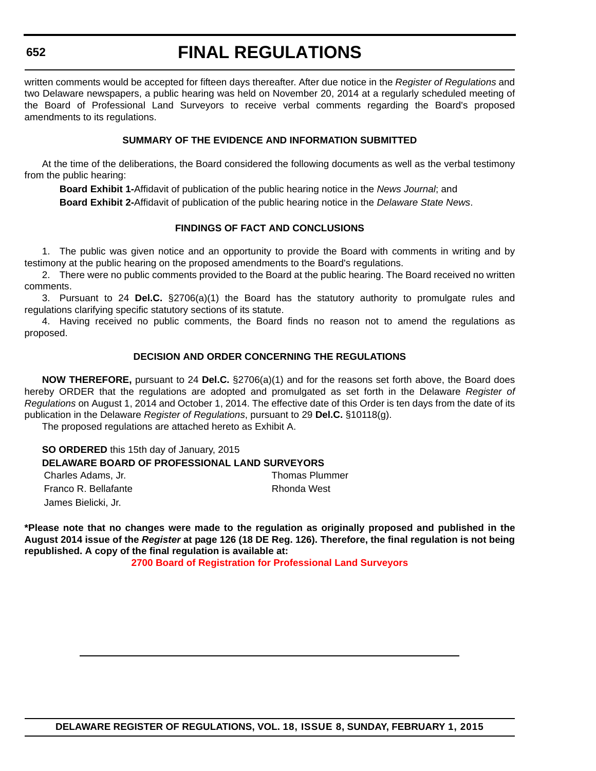written comments would be accepted for fifteen days thereafter. After due notice in the *Register of Regulations* and two Delaware newspapers, a public hearing was held on November 20, 2014 at a regularly scheduled meeting of the Board of Professional Land Surveyors to receive verbal comments regarding the Board's proposed amendments to its regulations.

**SUMMARY OF THE EVIDENCE AND INFORMATION SUBMITTED**

At the time of the deliberations, the Board considered the following documents as well as the verbal testimony from the public hearing:

**Board Exhibit 1-**Affidavit of publication of the public hearing notice in the *News Journal*; and

**Board Exhibit 2-**Affidavit of publication of the public hearing notice in the *Delaware State News*.

**FINDINGS OF FACT AND CONCLUSIONS**

1. The public was given notice and an opportunity to provide the Board with comments in writing and by testimony at the public hearing on the proposed amendments to the Board's regulations.

2. There were no public comments provided to the Board at the public hearing. The Board received no written comments.

3. Pursuant to 24 **Del.C.** §2706(a)(1) the Board has the statutory authority to promulgate rules and regulations clarifying specific statutory sections of its statute.

4. Having received no public comments, the Board finds no reason not to amend the regulations as proposed.

**DECISION AND ORDER CONCERNING THE REGULATIONS**

**NOW THEREFORE,** pursuant to 24 **Del.C.** §2706(a)(1) and for the reasons set forth above, the Board does hereby ORDER that the regulations are adopted and promulgated as set forth in the Delaware *Register of Regulations* on August 1, 2014 and October 1, 2014. The effective date of this Order is ten days from the date of its publication in the Delaware *Register of Regulations*, pursuant to 29 **Del.C.** §10118(g).

The proposed regulations are attached hereto as Exhibit A.

**SO ORDERED** this 15th day of January, 2015

**DELAWARE BOARD OF PROFESSIONAL LAND SURVEYORS**

Charles Adams, Jr.
Franco R. Bellafante
James Bielicki, Jr.
Thomas Plummer
Rhonda West

***Please note that no changes were made to the regulation as originally proposed and published in the August 2014 issue of the *Register* at page 126 (18 DE Reg. 126). Therefore, the final regulation is not being republished. A copy of the final regulation is available at:**

**2700 Board of Registration for Professional Land Surveyors**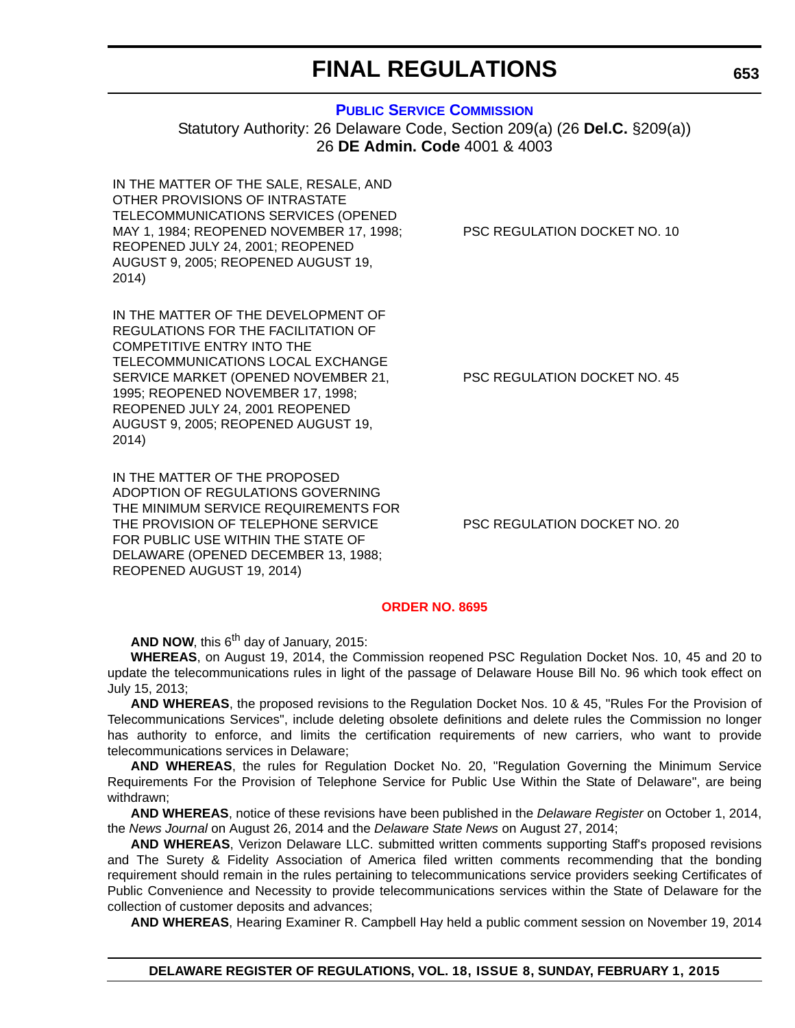# FINAL REGULATIONS

## PUBLIC SERVICE COMMISSION

Statutory Authority: 26 Delaware Code, Section 209(a) (26 **Del.C.** §209(a))
26 **DE Admin. Code** 4001 & 4003

| | |
|---|---|
| IN THE MATTER OF THE SALE, RESALE, AND OTHER PROVISIONS OF INTRASTATE TELECOMMUNICATIONS SERVICES (OPENED MAY 1, 1984; REOPENED NOVEMBER 17, 1998; REOPENED JULY 24, 2001; REOPENED AUGUST 9, 2005; REOPENED AUGUST 19, 2014) | PSC REGULATION DOCKET NO. 10 |
| IN THE MATTER OF THE DEVELOPMENT OF REGULATIONS FOR THE FACILITATION OF COMPETITIVE ENTRY INTO THE TELECOMMUNICATIONS LOCAL EXCHANGE SERVICE MARKET (OPENED NOVEMBER 21, 1995; REOPENED NOVEMBER 17, 1998; REOPENED JULY 24, 2001 REOPENED AUGUST 9, 2005; REOPENED AUGUST 19, 2014) | PSC REGULATION DOCKET NO. 45 |
| IN THE MATTER OF THE PROPOSED ADOPTION OF REGULATIONS GOVERNING THE MINIMUM SERVICE REQUIREMENTS FOR THE PROVISION OF TELEPHONE SERVICE FOR PUBLIC USE WITHIN THE STATE OF DELAWARE (OPENED DECEMBER 13, 1988; REOPENED AUGUST 19, 2014) | PSC REGULATION DOCKET NO. 20 |

### ORDER NO. 8695

**AND NOW**, this 6th day of January, 2015:

**WHEREAS**, on August 19, 2014, the Commission reopened PSC Regulation Docket Nos. 10, 45 and 20 to update the telecommunications rules in light of the passage of Delaware House Bill No. 96 which took effect on July 15, 2013;

**AND WHEREAS**, the proposed revisions to the Regulation Docket Nos. 10 & 45, "Rules For the Provision of Telecommunications Services", include deleting obsolete definitions and delete rules the Commission no longer has authority to enforce, and limits the certification requirements of new carriers, who want to provide telecommunications services in Delaware;

**AND WHEREAS**, the rules for Regulation Docket No. 20, "Regulation Governing the Minimum Service Requirements For the Provision of Telephone Service for Public Use Within the State of Delaware", are being withdrawn;

**AND WHEREAS**, notice of these revisions have been published in the *Delaware Register* on October 1, 2014, the *News Journal* on August 26, 2014 and the *Delaware State News* on August 27, 2014;

**AND WHEREAS**, Verizon Delaware LLC. submitted written comments supporting Staff's proposed revisions and The Surety & Fidelity Association of America filed written comments recommending that the bonding requirement should remain in the rules pertaining to telecommunications service providers seeking Certificates of Public Convenience and Necessity to provide telecommunications services within the State of Delaware for the collection of customer deposits and advances;

**AND WHEREAS**, Hearing Examiner R. Campbell Hay held a public comment session on November 19, 2014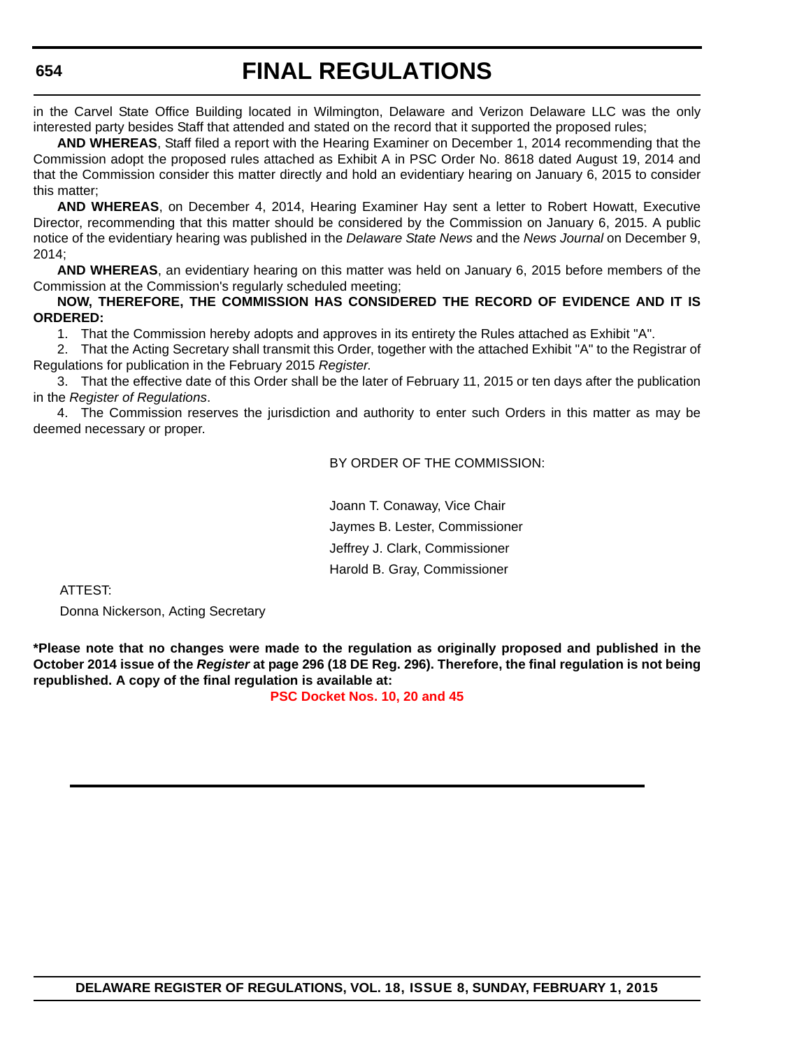in the Carvel State Office Building located in Wilmington, Delaware and Verizon Delaware LLC was the only interested party besides Staff that attended and stated on the record that it supported the proposed rules;

**AND WHEREAS**, Staff filed a report with the Hearing Examiner on December 1, 2014 recommending that the Commission adopt the proposed rules attached as Exhibit A in PSC Order No. 8618 dated August 19, 2014 and that the Commission consider this matter directly and hold an evidentiary hearing on January 6, 2015 to consider this matter;

**AND WHEREAS**, on December 4, 2014, Hearing Examiner Hay sent a letter to Robert Howatt, Executive Director, recommending that this matter should be considered by the Commission on January 6, 2015. A public notice of the evidentiary hearing was published in the *Delaware State News* and the *News Journal* on December 9, 2014;

**AND WHEREAS**, an evidentiary hearing on this matter was held on January 6, 2015 before members of the Commission at the Commission's regularly scheduled meeting;

**NOW, THEREFORE, THE COMMISSION HAS CONSIDERED THE RECORD OF EVIDENCE AND IT IS ORDERED:**

1. That the Commission hereby adopts and approves in its entirety the Rules attached as Exhibit "A".
2. That the Acting Secretary shall transmit this Order, together with the attached Exhibit "A" to the Registrar of Regulations for publication in the February 2015 *Register.*
3. That the effective date of this Order shall be the later of February 11, 2015 or ten days after the publication in the *Register of Regulations*.
4. The Commission reserves the jurisdiction and authority to enter such Orders in this matter as may be deemed necessary or proper.

BY ORDER OF THE COMMISSION:

Joann T. Conaway, Vice Chair
Jaymes B. Lester, Commissioner
Jeffrey J. Clark, Commissioner
Harold B. Gray, Commissioner

ATTEST:

Donna Nickerson, Acting Secretary

**\*Please note that no changes were made to the regulation as originally proposed and published in the October 2014 issue of the *Register* at page 296 (18 DE Reg. 296). Therefore, the final regulation is not being republished. A copy of the final regulation is available at:**

**PSC Docket Nos. 10, 20 and 45**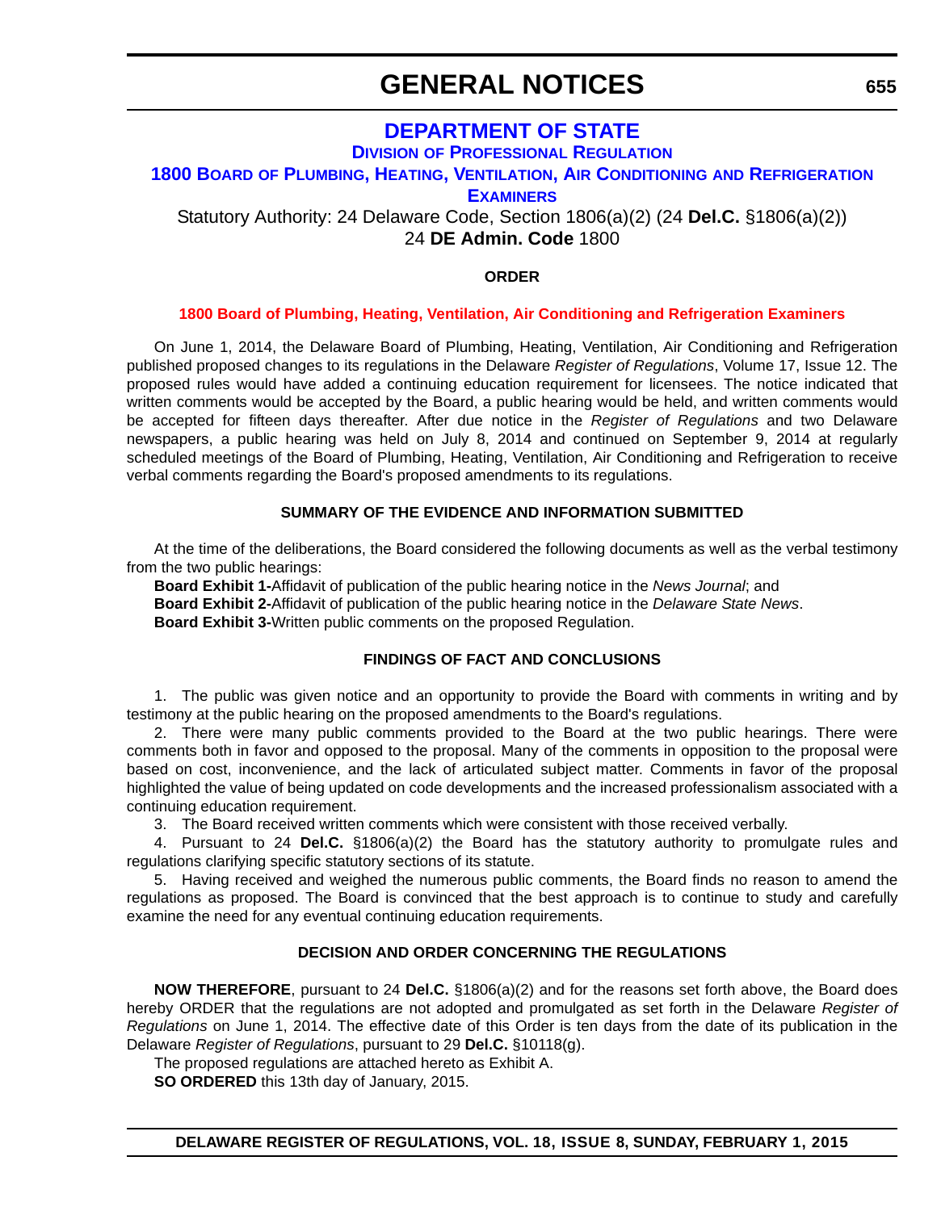# GENERAL NOTICES

## DEPARTMENT OF STATE

### DIVISION OF PROFESSIONAL REGULATION

### 1800 BOARD OF PLUMBING, HEATING, VENTILATION, AIR CONDITIONING AND REFRIGERATION EXAMINERS

Statutory Authority: 24 Delaware Code, Section 1806(a)(2) (24 **Del.C.** §1806(a)(2))
24 **DE Admin. Code** 1800

**ORDER**

**1800 Board of Plumbing, Heating, Ventilation, Air Conditioning and Refrigeration Examiners**

On June 1, 2014, the Delaware Board of Plumbing, Heating, Ventilation, Air Conditioning and Refrigeration published proposed changes to its regulations in the Delaware *Register of Regulations*, Volume 17, Issue 12. The proposed rules would have added a continuing education requirement for licensees. The notice indicated that written comments would be accepted by the Board, a public hearing would be held, and written comments would be accepted for fifteen days thereafter. After due notice in the *Register of Regulations* and two Delaware newspapers, a public hearing was held on July 8, 2014 and continued on September 9, 2014 at regularly scheduled meetings of the Board of Plumbing, Heating, Ventilation, Air Conditioning and Refrigeration to receive verbal comments regarding the Board's proposed amendments to its regulations.

**SUMMARY OF THE EVIDENCE AND INFORMATION SUBMITTED**

At the time of the deliberations, the Board considered the following documents as well as the verbal testimony from the two public hearings:

**Board Exhibit 1-**Affidavit of publication of the public hearing notice in the *News Journal*; and
**Board Exhibit 2-**Affidavit of publication of the public hearing notice in the *Delaware State News*.
**Board Exhibit 3-**Written public comments on the proposed Regulation.

**FINDINGS OF FACT AND CONCLUSIONS**

1. The public was given notice and an opportunity to provide the Board with comments in writing and by testimony at the public hearing on the proposed amendments to the Board's regulations.
2. There were many public comments provided to the Board at the two public hearings. There were comments both in favor and opposed to the proposal. Many of the comments in opposition to the proposal were based on cost, inconvenience, and the lack of articulated subject matter. Comments in favor of the proposal highlighted the value of being updated on code developments and the increased professionalism associated with a continuing education requirement.
3. The Board received written comments which were consistent with those received verbally.
4. Pursuant to 24 **Del.C.** §1806(a)(2) the Board has the statutory authority to promulgate rules and regulations clarifying specific statutory sections of its statute.
5. Having received and weighed the numerous public comments, the Board finds no reason to amend the regulations as proposed. The Board is convinced that the best approach is to continue to study and carefully examine the need for any eventual continuing education requirements.

**DECISION AND ORDER CONCERNING THE REGULATIONS**

**NOW THEREFORE**, pursuant to 24 **Del.C.** §1806(a)(2) and for the reasons set forth above, the Board does hereby ORDER that the regulations are not adopted and promulgated as set forth in the Delaware *Register of Regulations* on June 1, 2014. The effective date of this Order is ten days from the date of its publication in the Delaware *Register of Regulations*, pursuant to 29 **Del.C.** §10118(g).

The proposed regulations are attached hereto as Exhibit A.

**SO ORDERED** this 13th day of January, 2015.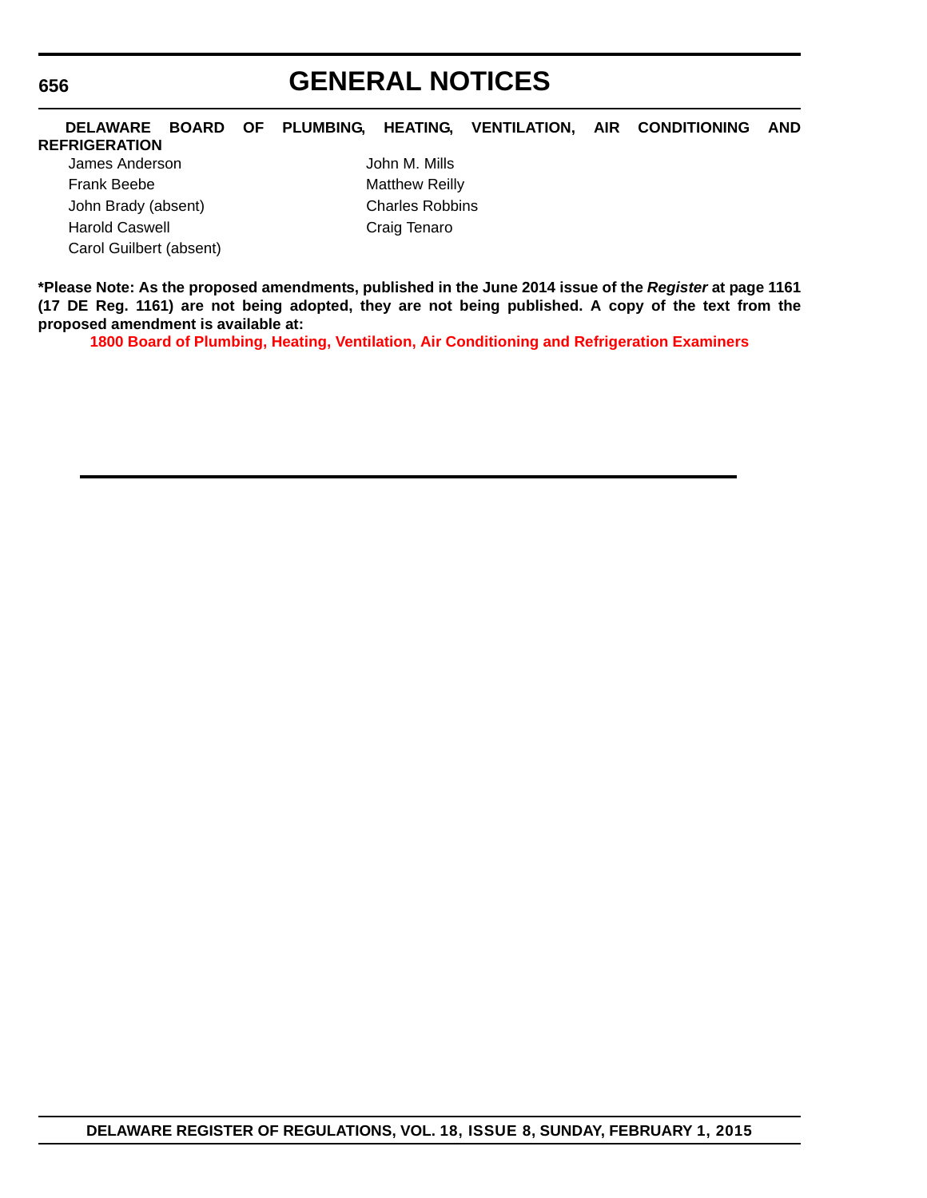**DELAWARE BOARD OF PLUMBING, HEATING, VENTILATION, AIR CONDITIONING AND REFRIGERATION**

James Anderson
Frank Beebe
John Brady (absent)
Harold Caswell
Carol Guilbert (absent)
John M. Mills
Matthew Reilly
Charles Robbins
Craig Tenaro

**\*Please Note: As the proposed amendments, published in the June 2014 issue of the *Register* at page 1161 (17 DE Reg. 1161) are not being adopted, they are not being published. A copy of the text from the proposed amendment is available at:**

**1800 Board of Plumbing, Heating, Ventilation, Air Conditioning and Refrigeration Examiners**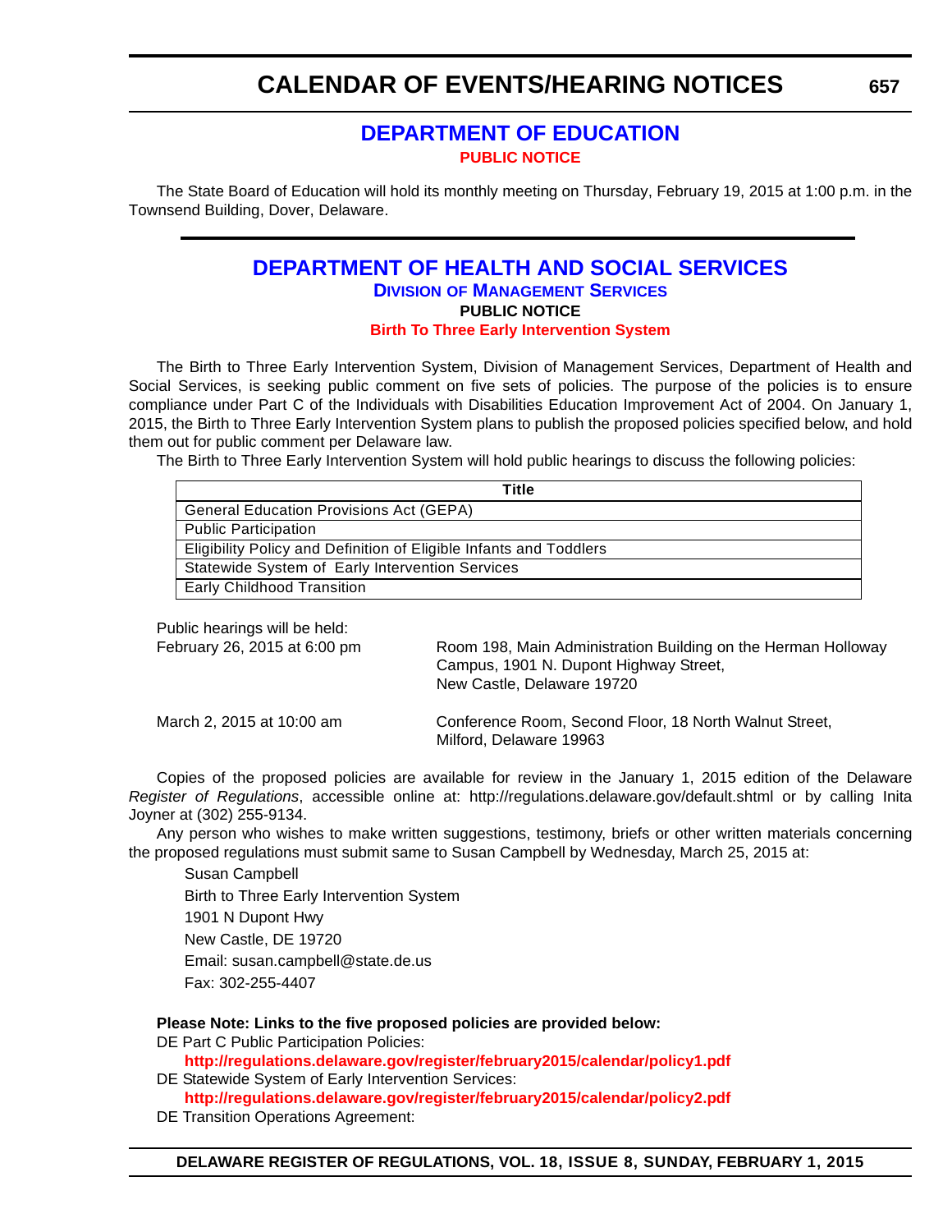# CALENDAR OF EVENTS/HEARING NOTICES

## DEPARTMENT OF EDUCATION

**PUBLIC NOTICE**

The State Board of Education will hold its monthly meeting on Thursday, February 19, 2015 at 1:00 p.m. in the Townsend Building, Dover, Delaware.

## DEPARTMENT OF HEALTH AND SOCIAL SERVICES

### Division of Management Services

**PUBLIC NOTICE**

**Birth To Three Early Intervention System**

The Birth to Three Early Intervention System, Division of Management Services, Department of Health and Social Services, is seeking public comment on five sets of policies. The purpose of the policies is to ensure compliance under Part C of the Individuals with Disabilities Education Improvement Act of 2004. On January 1, 2015, the Birth to Three Early Intervention System plans to publish the proposed policies specified below, and hold them out for public comment per Delaware law.

The Birth to Three Early Intervention System will hold public hearings to discuss the following policies:

| Title |
|---|
| General Education Provisions Act (GEPA) |
| Public Participation |
| Eligibility Policy and Definition of Eligible Infants and Toddlers |
| Statewide System of Early Intervention Services |
| Early Childhood Transition |

Public hearings will be held:

| | |
|---|---|
| February 26, 2015 at 6:00 pm | Room 198, Main Administration Building on the Herman Holloway Campus, 1901 N. Dupont Highway Street, New Castle, Delaware 19720 |
| March 2, 2015 at 10:00 am | Conference Room, Second Floor, 18 North Walnut Street, Milford, Delaware 19963 |

Copies of the proposed policies are available for review in the January 1, 2015 edition of the Delaware *Register of Regulations*, accessible online at: http://regulations.delaware.gov/default.shtml or by calling Inita Joyner at (302) 255-9134.

Any person who wishes to make written suggestions, testimony, briefs or other written materials concerning the proposed regulations must submit same to Susan Campbell by Wednesday, March 25, 2015 at:

Susan Campbell  
Birth to Three Early Intervention System  
1901 N Dupont Hwy  
New Castle, DE 19720  
Email: susan.campbell@state.de.us  
Fax: 302-255-4407

**Please Note: Links to the five proposed policies are provided below:**

DE Part C Public Participation Policies:  
**http://regulations.delaware.gov/register/february2015/calendar/policy1.pdf**

DE Statewide System of Early Intervention Services:  
**http://regulations.delaware.gov/register/february2015/calendar/policy2.pdf**

DE Transition Operations Agreement: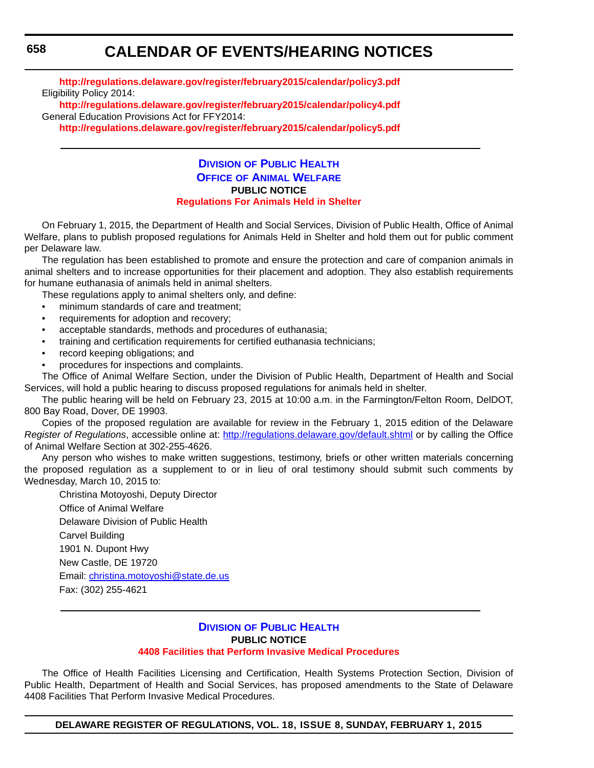http://regulations.delaware.gov/register/february2015/calendar/policy3.pdf

Eligibility Policy 2014:

http://regulations.delaware.gov/register/february2015/calendar/policy4.pdf

General Education Provisions Act for FFY2014:

http://regulations.delaware.gov/register/february2015/calendar/policy5.pdf

---

## Division of Public Health
## Office of Animal Welfare

**PUBLIC NOTICE**

**Regulations For Animals Held in Shelter**

On February 1, 2015, the Department of Health and Social Services, Division of Public Health, Office of Animal Welfare, plans to publish proposed regulations for Animals Held in Shelter and hold them out for public comment per Delaware law.

The regulation has been established to promote and ensure the protection and care of companion animals in animal shelters and to increase opportunities for their placement and adoption. They also establish requirements for humane euthanasia of animals held in animal shelters.

These regulations apply to animal shelters only, and define:

- minimum standards of care and treatment;
- requirements for adoption and recovery;
- acceptable standards, methods and procedures of euthanasia;
- training and certification requirements for certified euthanasia technicians;
- record keeping obligations; and
- procedures for inspections and complaints.

The Office of Animal Welfare Section, under the Division of Public Health, Department of Health and Social Services, will hold a public hearing to discuss proposed regulations for animals held in shelter.

The public hearing will be held on February 23, 2015 at 10:00 a.m. in the Farmington/Felton Room, DelDOT, 800 Bay Road, Dover, DE 19903.

Copies of the proposed regulation are available for review in the February 1, 2015 edition of the Delaware *Register of Regulations*, accessible online at: http://regulations.delaware.gov/default.shtml or by calling the Office of Animal Welfare Section at 302-255-4626.

Any person who wishes to make written suggestions, testimony, briefs or other written materials concerning the proposed regulation as a supplement to or in lieu of oral testimony should submit such comments by Wednesday, March 10, 2015 to:

Christina Motoyoshi, Deputy Director

Office of Animal Welfare

Delaware Division of Public Health

Carvel Building

1901 N. Dupont Hwy

New Castle, DE 19720

Email: christina.motoyoshi@state.de.us

Fax: (302) 255-4621

---

## Division of Public Health

**PUBLIC NOTICE**

**4408 Facilities that Perform Invasive Medical Procedures**

The Office of Health Facilities Licensing and Certification, Health Systems Protection Section, Division of Public Health, Department of Health and Social Services, has proposed amendments to the State of Delaware 4408 Facilities That Perform Invasive Medical Procedures.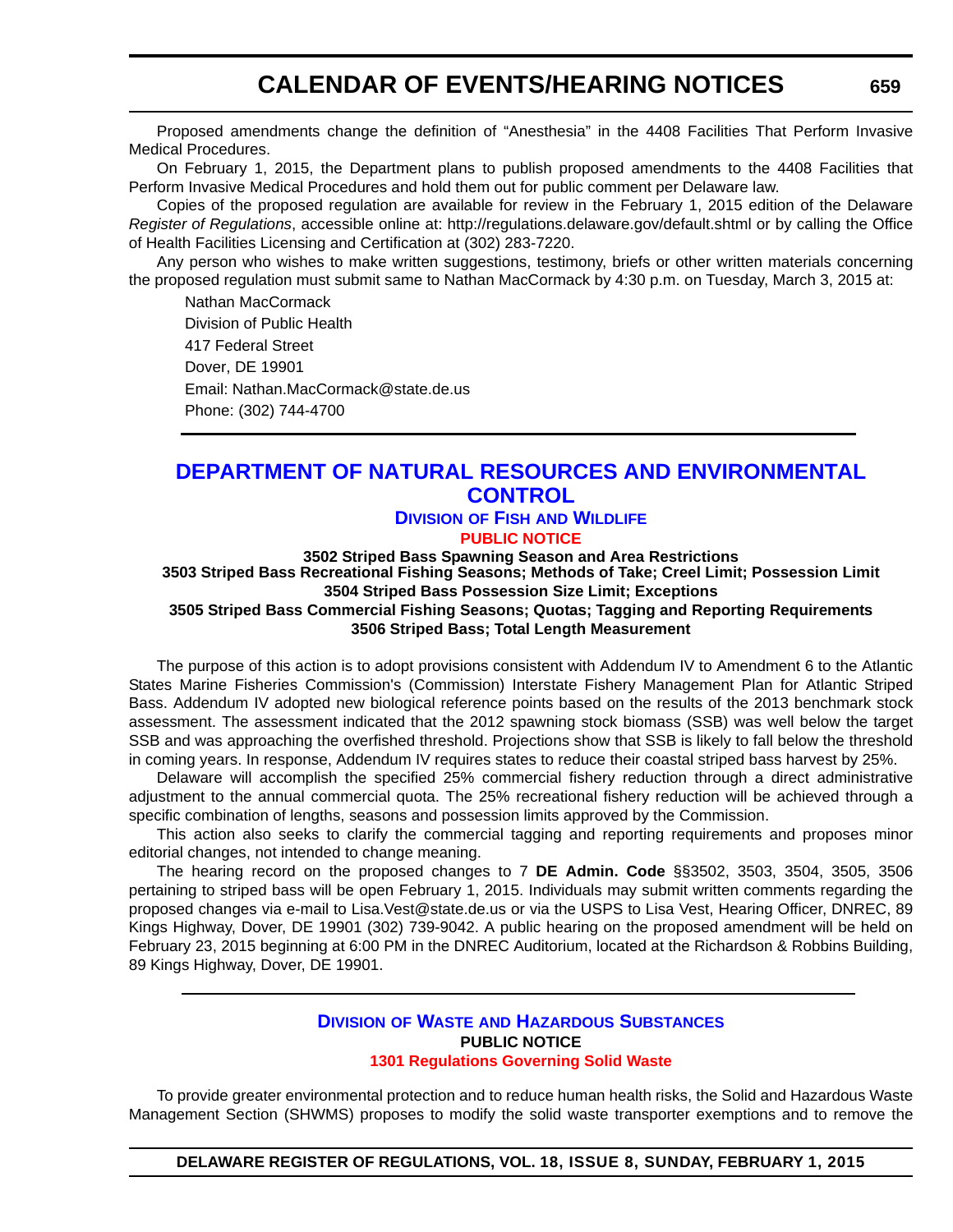Proposed amendments change the definition of "Anesthesia" in the 4408 Facilities That Perform Invasive Medical Procedures.

On February 1, 2015, the Department plans to publish proposed amendments to the 4408 Facilities that Perform Invasive Medical Procedures and hold them out for public comment per Delaware law.

Copies of the proposed regulation are available for review in the February 1, 2015 edition of the Delaware *Register of Regulations*, accessible online at: http://regulations.delaware.gov/default.shtml or by calling the Office of Health Facilities Licensing and Certification at (302) 283-7220.

Any person who wishes to make written suggestions, testimony, briefs or other written materials concerning the proposed regulation must submit same to Nathan MacCormack by 4:30 p.m. on Tuesday, March 3, 2015 at:

Nathan MacCormack
Division of Public Health
417 Federal Street
Dover, DE 19901
Email: Nathan.MacCormack@state.de.us
Phone: (302) 744-4700

---

## DEPARTMENT OF NATURAL RESOURCES AND ENVIRONMENTAL CONTROL

### Division of Fish and Wildlife

#### PUBLIC NOTICE

**3502 Striped Bass Spawning Season and Area Restrictions**
**3503 Striped Bass Recreational Fishing Seasons; Methods of Take; Creel Limit; Possession Limit**
**3504 Striped Bass Possession Size Limit; Exceptions**
**3505 Striped Bass Commercial Fishing Seasons; Quotas; Tagging and Reporting Requirements**
**3506 Striped Bass; Total Length Measurement**

The purpose of this action is to adopt provisions consistent with Addendum IV to Amendment 6 to the Atlantic States Marine Fisheries Commission's (Commission) Interstate Fishery Management Plan for Atlantic Striped Bass. Addendum IV adopted new biological reference points based on the results of the 2013 benchmark stock assessment. The assessment indicated that the 2012 spawning stock biomass (SSB) was well below the target SSB and was approaching the overfished threshold. Projections show that SSB is likely to fall below the threshold in coming years. In response, Addendum IV requires states to reduce their coastal striped bass harvest by 25%.

Delaware will accomplish the specified 25% commercial fishery reduction through a direct administrative adjustment to the annual commercial quota. The 25% recreational fishery reduction will be achieved through a specific combination of lengths, seasons and possession limits approved by the Commission.

This action also seeks to clarify the commercial tagging and reporting requirements and proposes minor editorial changes, not intended to change meaning.

The hearing record on the proposed changes to 7 **DE Admin. Code** §§3502, 3503, 3504, 3505, 3506 pertaining to striped bass will be open February 1, 2015. Individuals may submit written comments regarding the proposed changes via e-mail to Lisa.Vest@state.de.us or via the USPS to Lisa Vest, Hearing Officer, DNREC, 89 Kings Highway, Dover, DE 19901 (302) 739-9042. A public hearing on the proposed amendment will be held on February 23, 2015 beginning at 6:00 PM in the DNREC Auditorium, located at the Richardson & Robbins Building, 89 Kings Highway, Dover, DE 19901.

---

### Division of Waste and Hazardous Substances

#### PUBLIC NOTICE

**1301 Regulations Governing Solid Waste**

To provide greater environmental protection and to reduce human health risks, the Solid and Hazardous Waste Management Section (SHWMS) proposes to modify the solid waste transporter exemptions and to remove the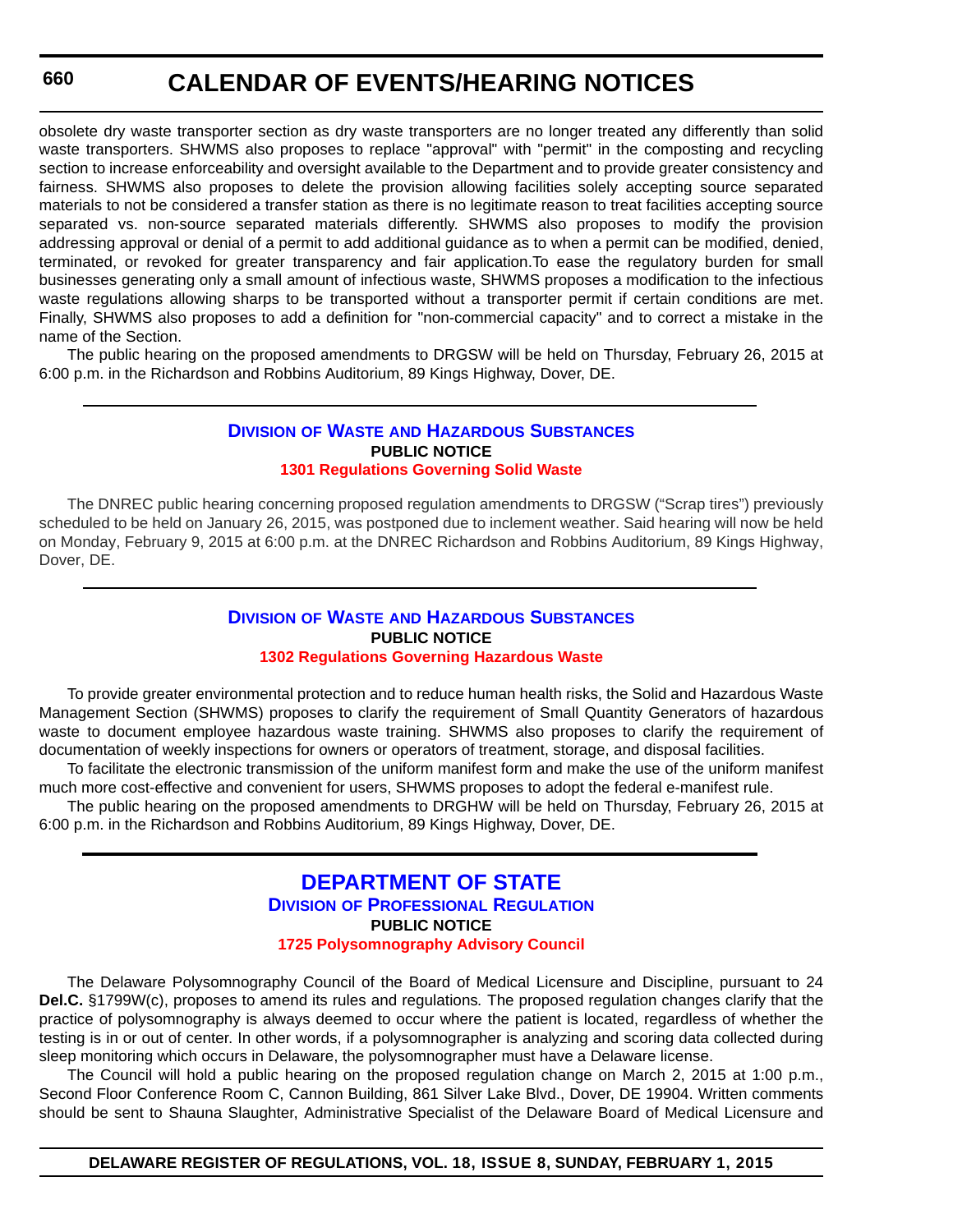obsolete dry waste transporter section as dry waste transporters are no longer treated any differently than solid waste transporters. SHWMS also proposes to replace "approval" with "permit" in the composting and recycling section to increase enforceability and oversight available to the Department and to provide greater consistency and fairness. SHWMS also proposes to delete the provision allowing facilities solely accepting source separated materials to not be considered a transfer station as there is no legitimate reason to treat facilities accepting source separated vs. non-source separated materials differently. SHWMS also proposes to modify the provision addressing approval or denial of a permit to add additional guidance as to when a permit can be modified, denied, terminated, or revoked for greater transparency and fair application.To ease the regulatory burden for small businesses generating only a small amount of infectious waste, SHWMS proposes a modification to the infectious waste regulations allowing sharps to be transported without a transporter permit if certain conditions are met. Finally, SHWMS also proposes to add a definition for "non-commercial capacity" and to correct a mistake in the name of the Section.

The public hearing on the proposed amendments to DRGSW will be held on Thursday, February 26, 2015 at 6:00 p.m. in the Richardson and Robbins Auditorium, 89 Kings Highway, Dover, DE.

---

### Division of Waste and Hazardous Substances

**PUBLIC NOTICE**

**1301 Regulations Governing Solid Waste**

The DNREC public hearing concerning proposed regulation amendments to DRGSW ("Scrap tires") previously scheduled to be held on January 26, 2015, was postponed due to inclement weather. Said hearing will now be held on Monday, February 9, 2015 at 6:00 p.m. at the DNREC Richardson and Robbins Auditorium, 89 Kings Highway, Dover, DE.

---

### Division of Waste and Hazardous Substances

**PUBLIC NOTICE**

**1302 Regulations Governing Hazardous Waste**

To provide greater environmental protection and to reduce human health risks, the Solid and Hazardous Waste Management Section (SHWMS) proposes to clarify the requirement of Small Quantity Generators of hazardous waste to document employee hazardous waste training. SHWMS also proposes to clarify the requirement of documentation of weekly inspections for owners or operators of treatment, storage, and disposal facilities.

To facilitate the electronic transmission of the uniform manifest form and make the use of the uniform manifest much more cost-effective and convenient for users, SHWMS proposes to adopt the federal e-manifest rule.

The public hearing on the proposed amendments to DRGHW will be held on Thursday, February 26, 2015 at 6:00 p.m. in the Richardson and Robbins Auditorium, 89 Kings Highway, Dover, DE.

---

## DEPARTMENT OF STATE

### Division of Professional Regulation

**PUBLIC NOTICE**

**1725 Polysomnography Advisory Council**

The Delaware Polysomnography Council of the Board of Medical Licensure and Discipline, pursuant to 24 **Del.C.** §1799W(c), proposes to amend its rules and regulations*.* The proposed regulation changes clarify that the practice of polysomnography is always deemed to occur where the patient is located, regardless of whether the testing is in or out of center. In other words, if a polysomnographer is analyzing and scoring data collected during sleep monitoring which occurs in Delaware, the polysomnographer must have a Delaware license.

The Council will hold a public hearing on the proposed regulation change on March 2, 2015 at 1:00 p.m., Second Floor Conference Room C, Cannon Building, 861 Silver Lake Blvd., Dover, DE 19904. Written comments should be sent to Shauna Slaughter, Administrative Specialist of the Delaware Board of Medical Licensure and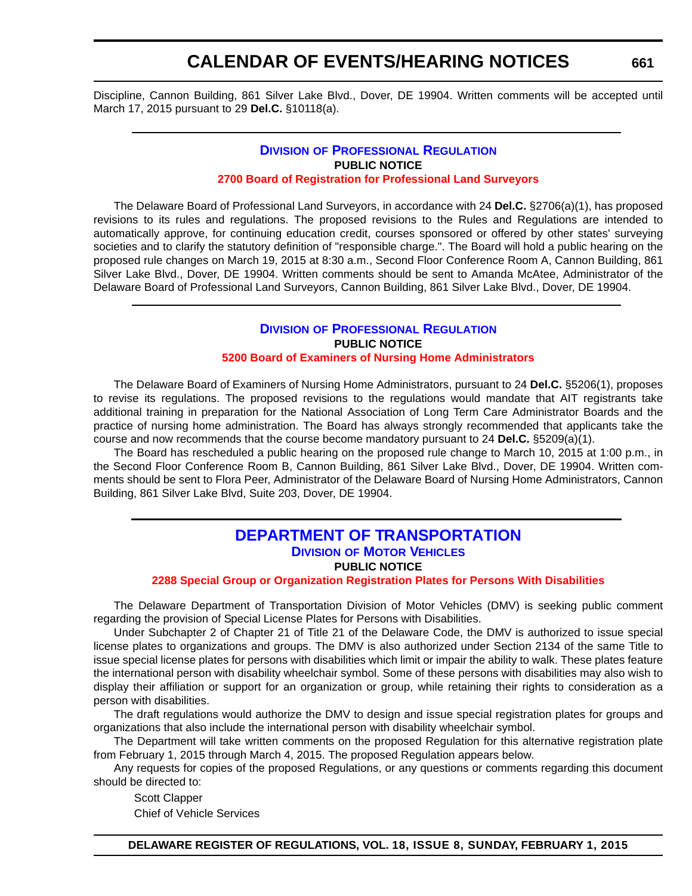Discipline, Cannon Building, 861 Silver Lake Blvd., Dover, DE 19904. Written comments will be accepted until March 17, 2015 pursuant to 29 **Del.C.** §10118(a).

---

### Division of Professional Regulation

**PUBLIC NOTICE**

**2700 Board of Registration for Professional Land Surveyors**

The Delaware Board of Professional Land Surveyors, in accordance with 24 **Del.C.** §2706(a)(1), has proposed revisions to its rules and regulations. The proposed revisions to the Rules and Regulations are intended to automatically approve, for continuing education credit, courses sponsored or offered by other states' surveying societies and to clarify the statutory definition of "responsible charge.". The Board will hold a public hearing on the proposed rule changes on March 19, 2015 at 8:30 a.m., Second Floor Conference Room A, Cannon Building, 861 Silver Lake Blvd., Dover, DE 19904. Written comments should be sent to Amanda McAtee, Administrator of the Delaware Board of Professional Land Surveyors, Cannon Building, 861 Silver Lake Blvd., Dover, DE 19904.

---

### Division of Professional Regulation

**PUBLIC NOTICE**

**5200 Board of Examiners of Nursing Home Administrators**

The Delaware Board of Examiners of Nursing Home Administrators, pursuant to 24 **Del.C.** §5206(1), proposes to revise its regulations. The proposed revisions to the regulations would mandate that AIT registrants take additional training in preparation for the National Association of Long Term Care Administrator Boards and the practice of nursing home administration. The Board has always strongly recommended that applicants take the course and now recommends that the course become mandatory pursuant to 24 **Del.C.** §5209(a)(1).

The Board has rescheduled a public hearing on the proposed rule change to March 10, 2015 at 1:00 p.m., in the Second Floor Conference Room B, Cannon Building, 861 Silver Lake Blvd., Dover, DE 19904. Written comments should be sent to Flora Peer, Administrator of the Delaware Board of Nursing Home Administrators, Cannon Building, 861 Silver Lake Blvd, Suite 203, Dover, DE 19904.

---

## DEPARTMENT OF TRANSPORTATION

### Division of Motor Vehicles

**PUBLIC NOTICE**

**2288 Special Group or Organization Registration Plates for Persons With Disabilities**

The Delaware Department of Transportation Division of Motor Vehicles (DMV) is seeking public comment regarding the provision of Special License Plates for Persons with Disabilities.

Under Subchapter 2 of Chapter 21 of Title 21 of the Delaware Code, the DMV is authorized to issue special license plates to organizations and groups. The DMV is also authorized under Section 2134 of the same Title to issue special license plates for persons with disabilities which limit or impair the ability to walk. These plates feature the international person with disability wheelchair symbol. Some of these persons with disabilities may also wish to display their affiliation or support for an organization or group, while retaining their rights to consideration as a person with disabilities.

The draft regulations would authorize the DMV to design and issue special registration plates for groups and organizations that also include the international person with disability wheelchair symbol.

The Department will take written comments on the proposed Regulation for this alternative registration plate from February 1, 2015 through March 4, 2015. The proposed Regulation appears below.

Any requests for copies of the proposed Regulations, or any questions or comments regarding this document should be directed to:

Scott Clapper
Chief of Vehicle Services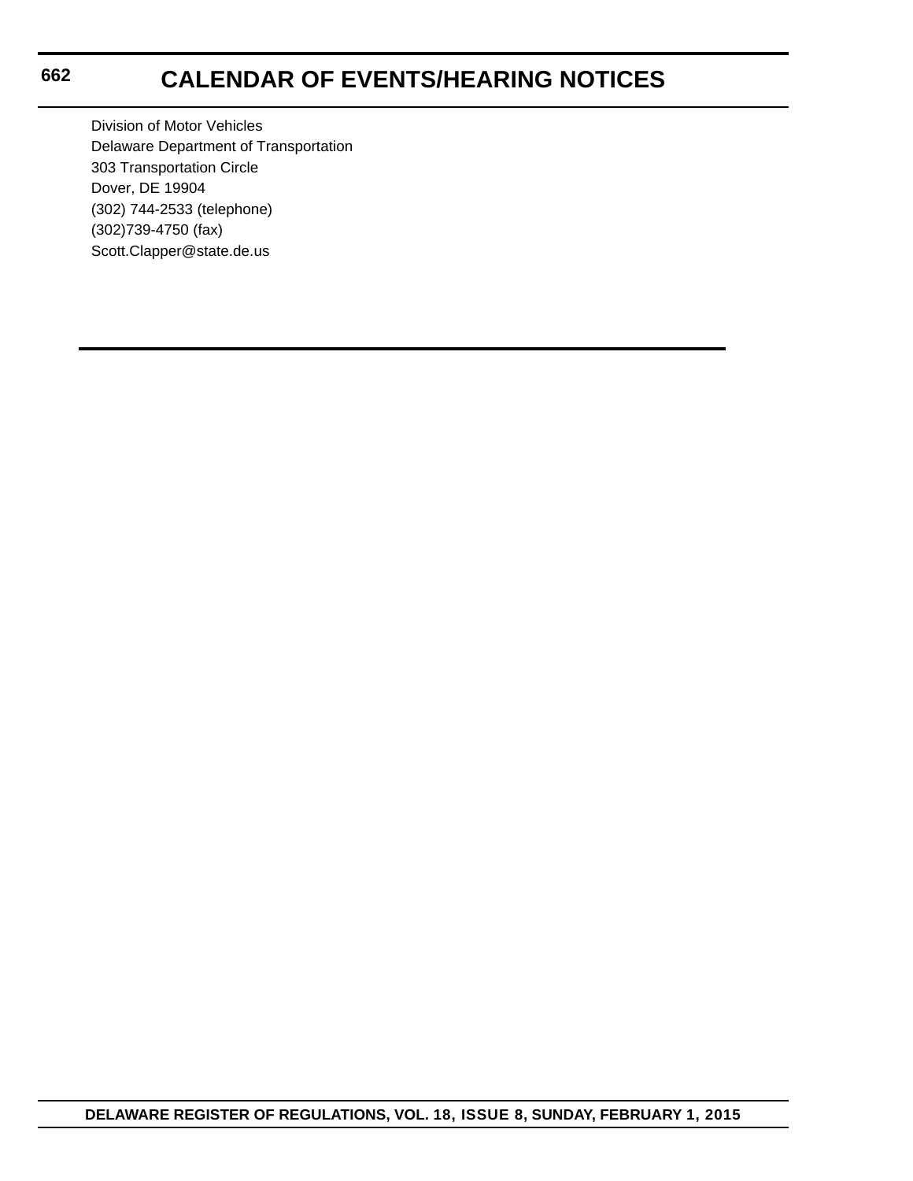Division of Motor Vehicles
Delaware Department of Transportation
303 Transportation Circle
Dover, DE 19904
(302) 744-2533 (telephone)
(302)739-4750 (fax)
Scott.Clapper@state.de.us